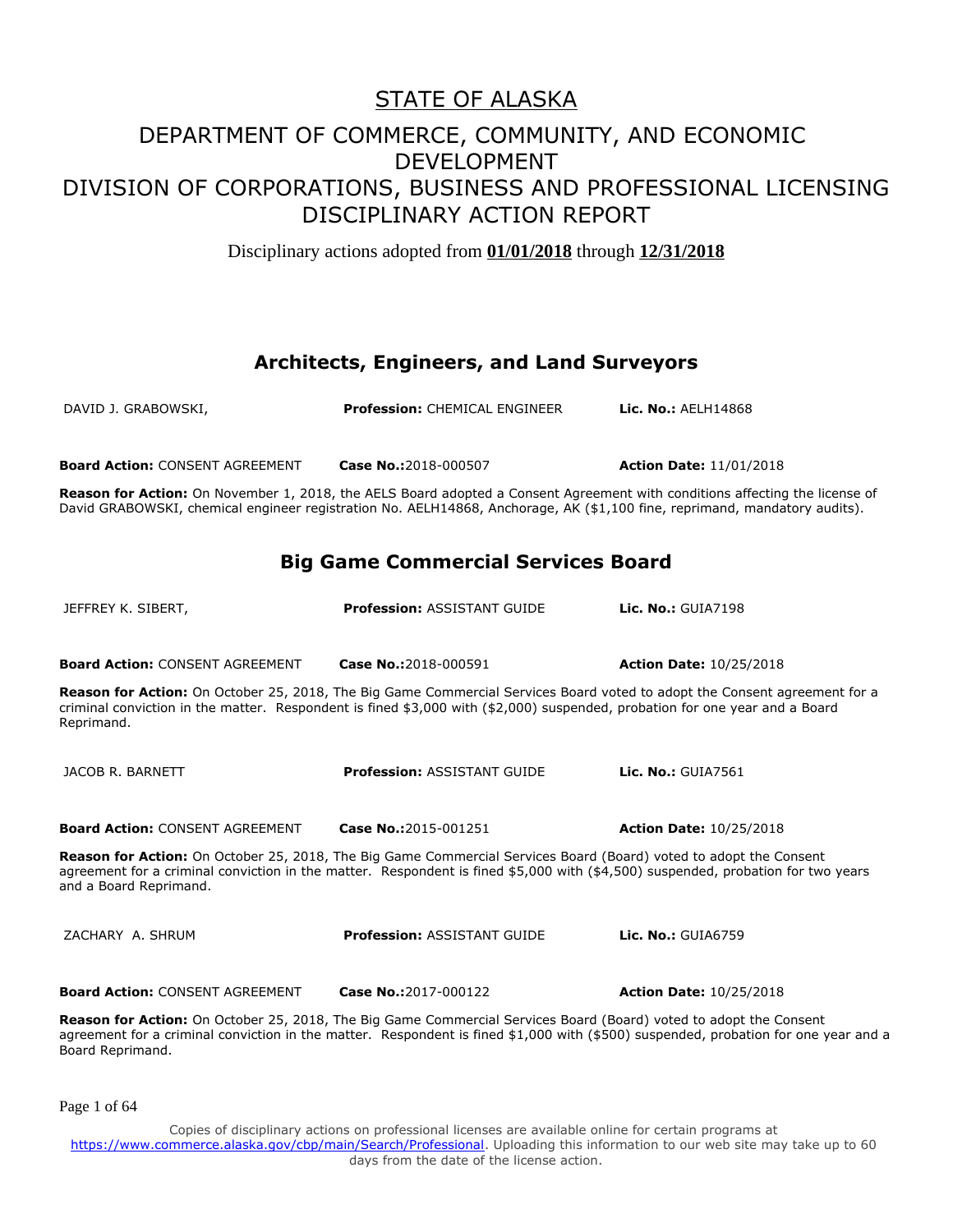# STATE OF ALASKA

## DEPARTMENT OF COMMERCE, COMMUNITY, AND ECONOMIC DEVELOPMENT
## DIVISION OF CORPORATIONS, BUSINESS AND PROFESSIONAL LICENSING
## DISCIPLINARY ACTION REPORT

Disciplinary actions adopted from **01/01/2018** through **12/31/2018**

### Architects, Engineers, and Land Surveyors

DAVID J. GRABOWSKI, **Profession:** CHEMICAL ENGINEER **Lic. No.:** AELH14868

**Board Action:** CONSENT AGREEMENT **Case No.:**2018-000507 **Action Date:** 11/01/2018

**Reason for Action:** On November 1, 2018, the AELS Board adopted a Consent Agreement with conditions affecting the license of David GRABOWSKI, chemical engineer registration No. AELH14868, Anchorage, AK ($1,100 fine, reprimand, mandatory audits).

### Big Game Commercial Services Board

JEFFREY K. SIBERT, **Profession:** ASSISTANT GUIDE **Lic. No.:** GUIA7198

**Board Action:** CONSENT AGREEMENT **Case No.:**2018-000591 **Action Date:** 10/25/2018

**Reason for Action:** On October 25, 2018, The Big Game Commercial Services Board voted to adopt the Consent agreement for a criminal conviction in the matter. Respondent is fined $3,000 with ($2,000) suspended, probation for one year and a Board Reprimand.

JACOB R. BARNETT **Profession:** ASSISTANT GUIDE **Lic. No.:** GUIA7561

**Board Action:** CONSENT AGREEMENT **Case No.:**2015-001251 **Action Date:** 10/25/2018

**Reason for Action:** On October 25, 2018, The Big Game Commercial Services Board (Board) voted to adopt the Consent agreement for a criminal conviction in the matter. Respondent is fined $5,000 with ($4,500) suspended, probation for two years and a Board Reprimand.

ZACHARY A. SHRUM **Profession:** ASSISTANT GUIDE **Lic. No.:** GUIA6759

**Board Action:** CONSENT AGREEMENT **Case No.:**2017-000122 **Action Date:** 10/25/2018

**Reason for Action:** On October 25, 2018, The Big Game Commercial Services Board (Board) voted to adopt the Consent agreement for a criminal conviction in the matter. Respondent is fined $1,000 with ($500) suspended, probation for one year and a Board Reprimand.

Copies of disciplinary actions on professional licenses are available online for certain programs at https://www.commerce.alaska.gov/cbp/main/Search/Professional. Uploading this information to our web site may take up to 60 days from the date of the license action.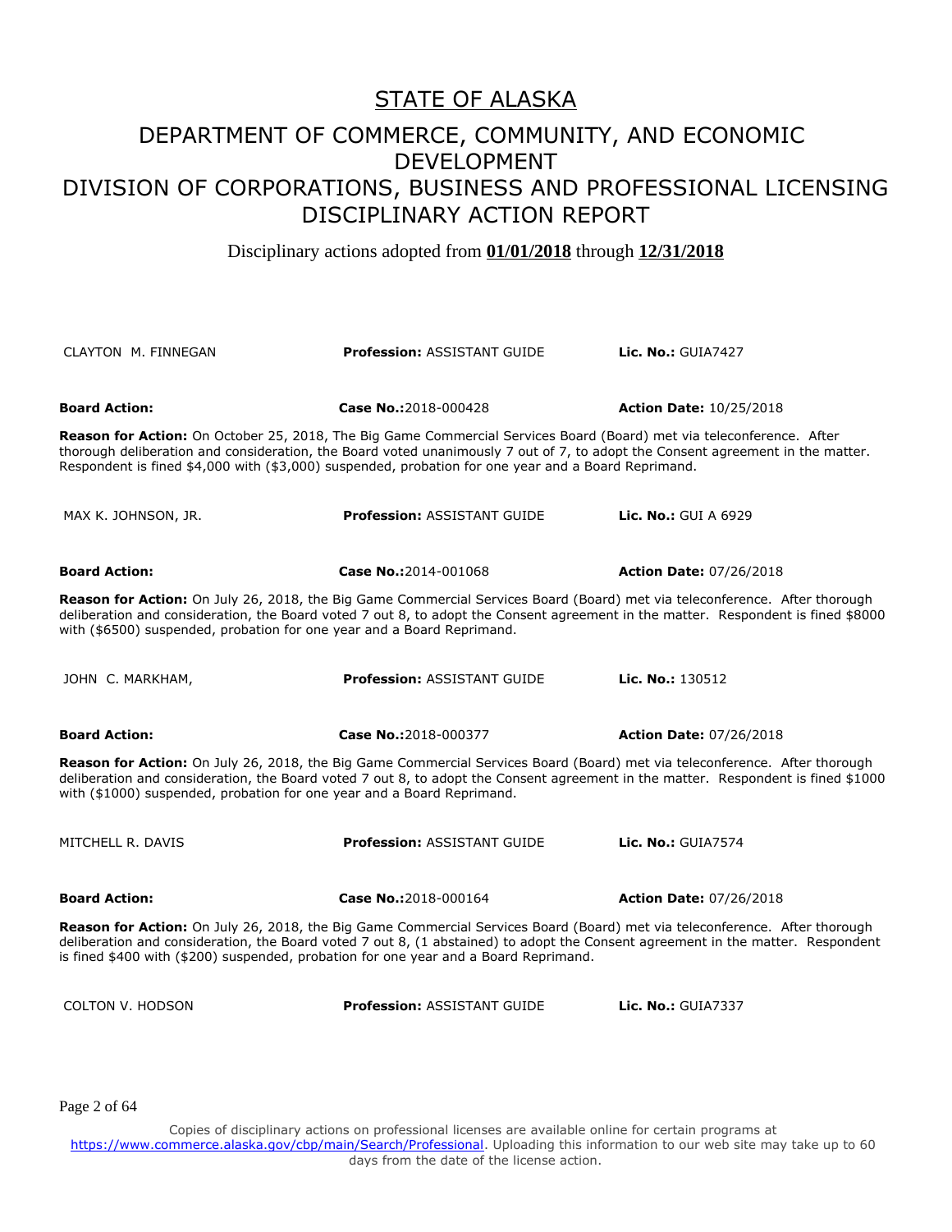# STATE OF ALASKA

## DEPARTMENT OF COMMERCE, COMMUNITY, AND ECONOMIC DEVELOPMENT

## DIVISION OF CORPORATIONS, BUSINESS AND PROFESSIONAL LICENSING

## DISCIPLINARY ACTION REPORT

Disciplinary actions adopted from **01/01/2018** through **12/31/2018**

CLAYTON M. FINNEGAN | **Profession:** ASSISTANT GUIDE | **Lic. No.:** GUIA7427

**Board Action:** | **Case No.:**2018-000428 | **Action Date:** 10/25/2018

**Reason for Action:** On October 25, 2018, The Big Game Commercial Services Board (Board) met via teleconference. After thorough deliberation and consideration, the Board voted unanimously 7 out of 7, to adopt the Consent agreement in the matter. Respondent is fined $4,000 with ($3,000) suspended, probation for one year and a Board Reprimand.

MAX K. JOHNSON, JR. | **Profession:** ASSISTANT GUIDE | **Lic. No.:** GUI A 6929

**Board Action:** | **Case No.:**2014-001068 | **Action Date:** 07/26/2018

**Reason for Action:** On July 26, 2018, the Big Game Commercial Services Board (Board) met via teleconference. After thorough deliberation and consideration, the Board voted 7 out 8, to adopt the Consent agreement in the matter. Respondent is fined $8000 with ($6500) suspended, probation for one year and a Board Reprimand.

JOHN C. MARKHAM, | **Profession:** ASSISTANT GUIDE | **Lic. No.:** 130512

**Board Action:** | **Case No.:**2018-000377 | **Action Date:** 07/26/2018

**Reason for Action:** On July 26, 2018, the Big Game Commercial Services Board (Board) met via teleconference. After thorough deliberation and consideration, the Board voted 7 out 8, to adopt the Consent agreement in the matter. Respondent is fined $1000 with ($1000) suspended, probation for one year and a Board Reprimand.

MITCHELL R. DAVIS | **Profession:** ASSISTANT GUIDE | **Lic. No.:** GUIA7574

**Board Action:** | **Case No.:**2018-000164 | **Action Date:** 07/26/2018

**Reason for Action:** On July 26, 2018, the Big Game Commercial Services Board (Board) met via teleconference. After thorough deliberation and consideration, the Board voted 7 out 8, (1 abstained) to adopt the Consent agreement in the matter. Respondent is fined $400 with ($200) suspended, probation for one year and a Board Reprimand.

COLTON V. HODSON | **Profession:** ASSISTANT GUIDE | **Lic. No.:** GUIA7337

Copies of disciplinary actions on professional licenses are available online for certain programs at https://www.commerce.alaska.gov/cbp/main/Search/Professional. Uploading this information to our web site may take up to 60 days from the date of the license action.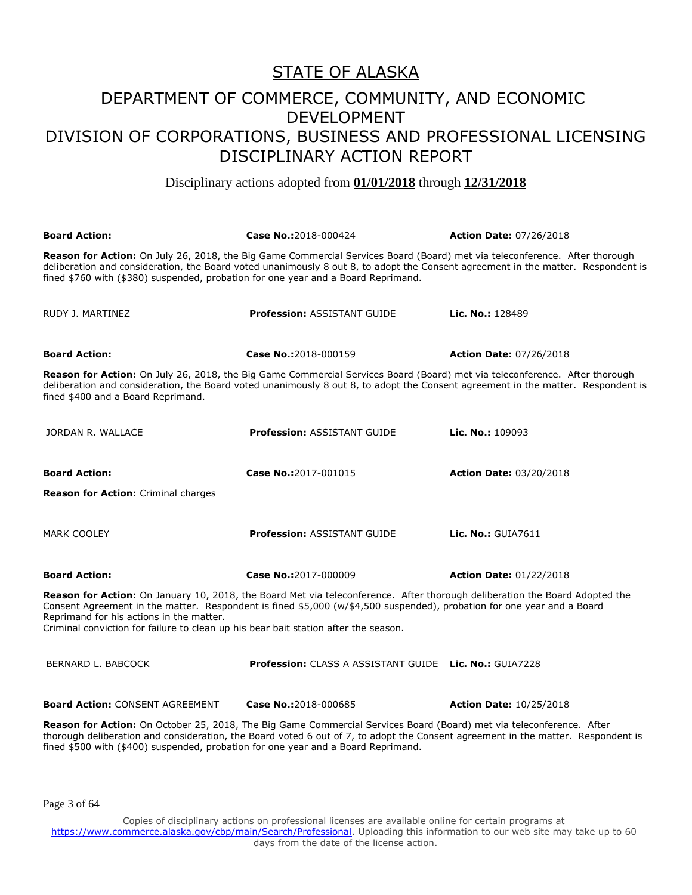# STATE OF ALASKA

## DEPARTMENT OF COMMERCE, COMMUNITY, AND ECONOMIC DEVELOPMENT

## DIVISION OF CORPORATIONS, BUSINESS AND PROFESSIONAL LICENSING

## DISCIPLINARY ACTION REPORT

Disciplinary actions adopted from **01/01/2018** through **12/31/2018**

**Board Action:** | **Case No.:** 2018-000424 | **Action Date:** 07/26/2018

**Reason for Action:** On July 26, 2018, the Big Game Commercial Services Board (Board) met via teleconference. After thorough deliberation and consideration, the Board voted unanimously 8 out 8, to adopt the Consent agreement in the matter. Respondent is fined $760 with ($380) suspended, probation for one year and a Board Reprimand.

---

RUDY J. MARTINEZ | **Profession:** ASSISTANT GUIDE | **Lic. No.:** 128489

**Board Action:** | **Case No.:** 2018-000159 | **Action Date:** 07/26/2018

**Reason for Action:** On July 26, 2018, the Big Game Commercial Services Board (Board) met via teleconference. After thorough deliberation and consideration, the Board voted unanimously 8 out 8, to adopt the Consent agreement in the matter. Respondent is fined $400 and a Board Reprimand.

---

JORDAN R. WALLACE | **Profession:** ASSISTANT GUIDE | **Lic. No.:** 109093

**Board Action:** | **Case No.:** 2017-001015 | **Action Date:** 03/20/2018

**Reason for Action:** Criminal charges

---

MARK COOLEY | **Profession:** ASSISTANT GUIDE | **Lic. No.:** GUIA7611

**Board Action:** | **Case No.:** 2017-000009 | **Action Date:** 01/22/2018

**Reason for Action:** On January 10, 2018, the Board Met via teleconference. After thorough deliberation the Board Adopted the Consent Agreement in the matter. Respondent is fined $5,000 (w/$4,500 suspended), probation for one year and a Board Reprimand for his actions in the matter.
Criminal conviction for failure to clean up his bear bait station after the season.

---

BERNARD L. BABCOCK | **Profession:** CLASS A ASSISTANT GUIDE | **Lic. No.:** GUIA7228

**Board Action:** CONSENT AGREEMENT | **Case No.:** 2018-000685 | **Action Date:** 10/25/2018

**Reason for Action:** On October 25, 2018, The Big Game Commercial Services Board (Board) met via teleconference. After thorough deliberation and consideration, the Board voted 6 out of 7, to adopt the Consent agreement in the matter. Respondent is fined $500 with ($400) suspended, probation for one year and a Board Reprimand.

Copies of disciplinary actions on professional licenses are available online for certain programs at https://www.commerce.alaska.gov/cbp/main/Search/Professional. Uploading this information to our web site may take up to 60 days from the date of the license action.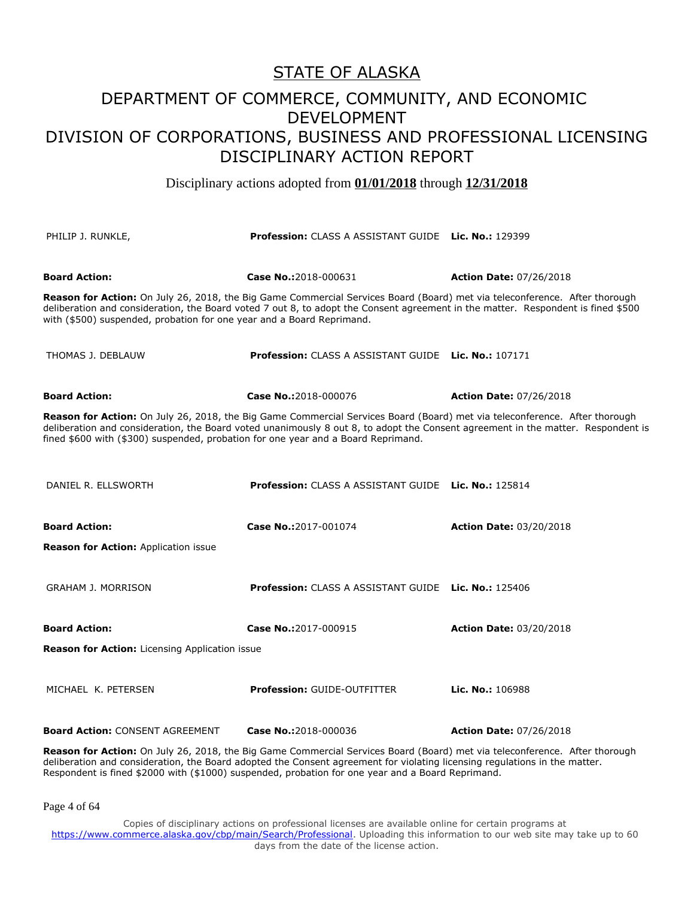# STATE OF ALASKA

## DEPARTMENT OF COMMERCE, COMMUNITY, AND ECONOMIC DEVELOPMENT

## DIVISION OF CORPORATIONS, BUSINESS AND PROFESSIONAL LICENSING

## DISCIPLINARY ACTION REPORT

Disciplinary actions adopted from **01/01/2018** through **12/31/2018**

PHILIP J. RUNKLE, | **Profession:** CLASS A ASSISTANT GUIDE | **Lic. No.:** 129399

**Board Action:** | **Case No.:** 2018-000631 | **Action Date:** 07/26/2018

**Reason for Action:** On July 26, 2018, the Big Game Commercial Services Board (Board) met via teleconference. After thorough deliberation and consideration, the Board voted 7 out 8, to adopt the Consent agreement in the matter. Respondent is fined $500 with ($500) suspended, probation for one year and a Board Reprimand.

THOMAS J. DEBLAUW | **Profession:** CLASS A ASSISTANT GUIDE | **Lic. No.:** 107171

**Board Action:** | **Case No.:** 2018-000076 | **Action Date:** 07/26/2018

**Reason for Action:** On July 26, 2018, the Big Game Commercial Services Board (Board) met via teleconference. After thorough deliberation and consideration, the Board voted unanimously 8 out 8, to adopt the Consent agreement in the matter. Respondent is fined $600 with ($300) suspended, probation for one year and a Board Reprimand.

DANIEL R. ELLSWORTH | **Profession:** CLASS A ASSISTANT GUIDE | **Lic. No.:** 125814

**Board Action:** | **Case No.:** 2017-001074 | **Action Date:** 03/20/2018

**Reason for Action:** Application issue

GRAHAM J. MORRISON | **Profession:** CLASS A ASSISTANT GUIDE | **Lic. No.:** 125406

**Board Action:** | **Case No.:** 2017-000915 | **Action Date:** 03/20/2018

**Reason for Action:** Licensing Application issue

MICHAEL K. PETERSEN | **Profession:** GUIDE-OUTFITTER | **Lic. No.:** 106988

**Board Action:** CONSENT AGREEMENT | **Case No.:** 2018-000036 | **Action Date:** 07/26/2018

**Reason for Action:** On July 26, 2018, the Big Game Commercial Services Board (Board) met via teleconference. After thorough deliberation and consideration, the Board adopted the Consent agreement for violating licensing regulations in the matter. Respondent is fined $2000 with ($1000) suspended, probation for one year and a Board Reprimand.

Copies of disciplinary actions on professional licenses are available online for certain programs at https://www.commerce.alaska.gov/cbp/main/Search/Professional. Uploading this information to our web site may take up to 60 days from the date of the license action.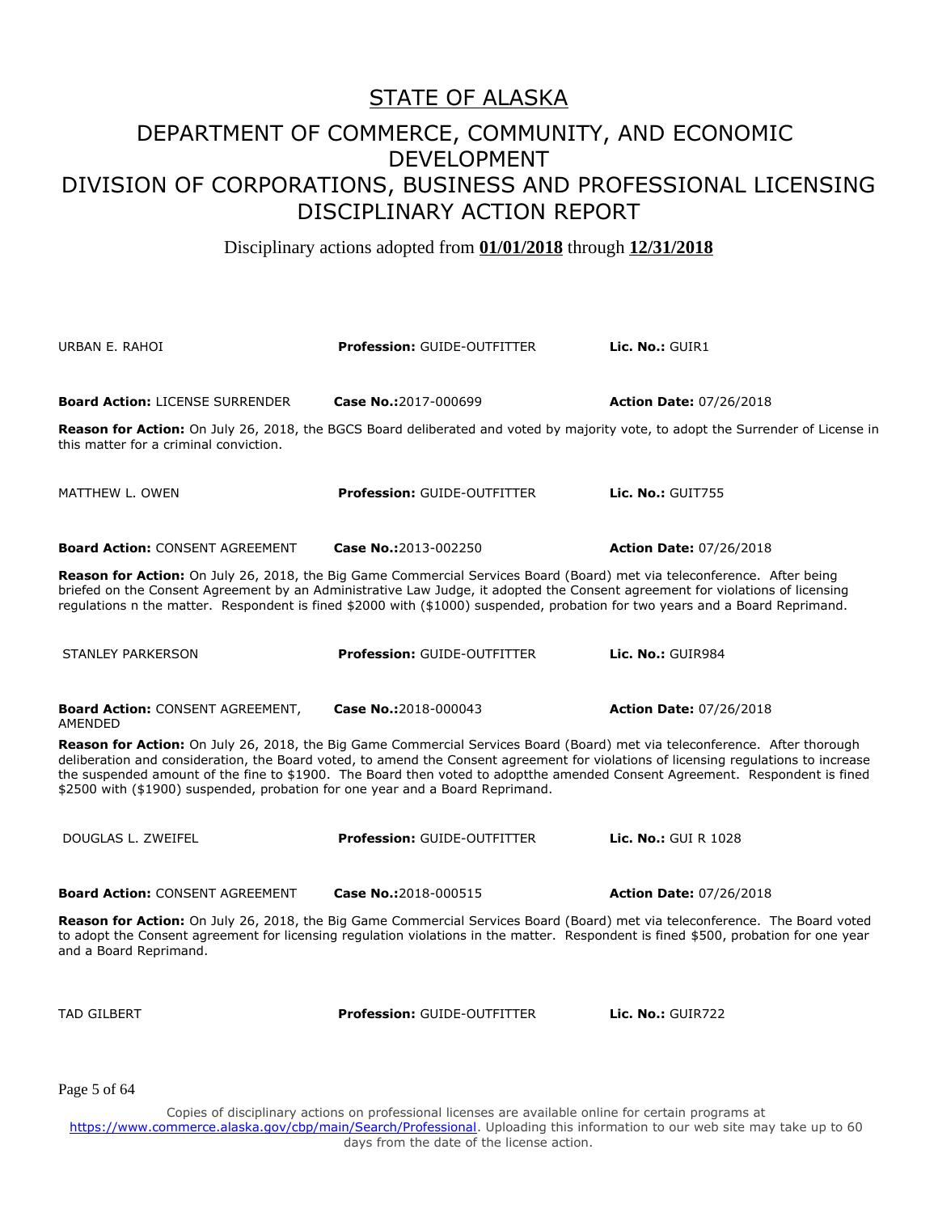# STATE OF ALASKA

## DEPARTMENT OF COMMERCE, COMMUNITY, AND ECONOMIC DEVELOPMENT
## DIVISION OF CORPORATIONS, BUSINESS AND PROFESSIONAL LICENSING
## DISCIPLINARY ACTION REPORT

Disciplinary actions adopted from **01/01/2018** through **12/31/2018**

URBAN E. RAHOI | **Profession:** GUIDE-OUTFITTER | **Lic. No.:** GUIR1

**Board Action:** LICENSE SURRENDER | **Case No.:**2017-000699 | **Action Date:** 07/26/2018

**Reason for Action:** On July 26, 2018, the BGCS Board deliberated and voted by majority vote, to adopt the Surrender of License in this matter for a criminal conviction.

MATTHEW L. OWEN | **Profession:** GUIDE-OUTFITTER | **Lic. No.:** GUIT755

**Board Action:** CONSENT AGREEMENT | **Case No.:**2013-002250 | **Action Date:** 07/26/2018

**Reason for Action:** On July 26, 2018, the Big Game Commercial Services Board (Board) met via teleconference. After being briefed on the Consent Agreement by an Administrative Law Judge, it adopted the Consent agreement for violations of licensing regulations n the matter. Respondent is fined $2000 with ($1000) suspended, probation for two years and a Board Reprimand.

STANLEY PARKERSON | **Profession:** GUIDE-OUTFITTER | **Lic. No.:** GUIR984

**Board Action:** CONSENT AGREEMENT, AMENDED | **Case No.:**2018-000043 | **Action Date:** 07/26/2018

**Reason for Action:** On July 26, 2018, the Big Game Commercial Services Board (Board) met via teleconference. After thorough deliberation and consideration, the Board voted, to amend the Consent agreement for violations of licensing regulations to increase the suspended amount of the fine to $1900. The Board then voted to adoptthe amended Consent Agreement. Respondent is fined $2500 with ($1900) suspended, probation for one year and a Board Reprimand.

DOUGLAS L. ZWEIFEL | **Profession:** GUIDE-OUTFITTER | **Lic. No.:** GUI R 1028

**Board Action:** CONSENT AGREEMENT | **Case No.:**2018-000515 | **Action Date:** 07/26/2018

**Reason for Action:** On July 26, 2018, the Big Game Commercial Services Board (Board) met via teleconference. The Board voted to adopt the Consent agreement for licensing regulation violations in the matter. Respondent is fined $500, probation for one year and a Board Reprimand.

TAD GILBERT | **Profession:** GUIDE-OUTFITTER | **Lic. No.:** GUIR722

Copies of disciplinary actions on professional licenses are available online for certain programs at https://www.commerce.alaska.gov/cbp/main/Search/Professional. Uploading this information to our web site may take up to 60 days from the date of the license action.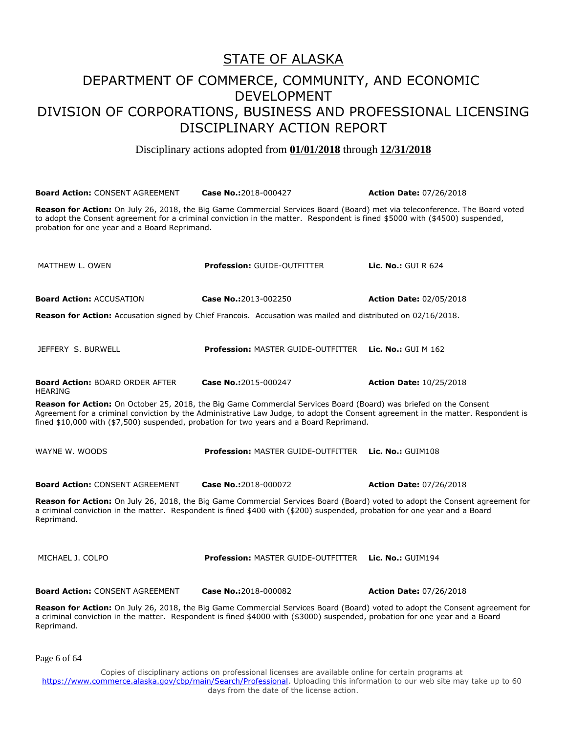# STATE OF ALASKA

## DEPARTMENT OF COMMERCE, COMMUNITY, AND ECONOMIC DEVELOPMENT

## DIVISION OF CORPORATIONS, BUSINESS AND PROFESSIONAL LICENSING

## DISCIPLINARY ACTION REPORT

Disciplinary actions adopted from **01/01/2018** through **12/31/2018**

**Board Action:** CONSENT AGREEMENT | **Case No.:** 2018-000427 | **Action Date:** 07/26/2018

**Reason for Action:** On July 26, 2018, the Big Game Commercial Services Board (Board) met via teleconference. The Board voted to adopt the Consent agreement for a criminal conviction in the matter. Respondent is fined $5000 with ($4500) suspended, probation for one year and a Board Reprimand.

---

MATTHEW L. OWEN | **Profession:** GUIDE-OUTFITTER | **Lic. No.:** GUI R 624

**Board Action:** ACCUSATION | **Case No.:** 2013-002250 | **Action Date:** 02/05/2018

**Reason for Action:** Accusation signed by Chief Francois. Accusation was mailed and distributed on 02/16/2018.

---

JEFFERY S. BURWELL | **Profession:** MASTER GUIDE-OUTFITTER | **Lic. No.:** GUI M 162

**Board Action:** BOARD ORDER AFTER HEARING | **Case No.:** 2015-000247 | **Action Date:** 10/25/2018

**Reason for Action:** On October 25, 2018, the Big Game Commercial Services Board (Board) was briefed on the Consent Agreement for a criminal conviction by the Administrative Law Judge, to adopt the Consent agreement in the matter. Respondent is fined $10,000 with ($7,500) suspended, probation for two years and a Board Reprimand.

---

WAYNE W. WOODS | **Profession:** MASTER GUIDE-OUTFITTER | **Lic. No.:** GUIM108

**Board Action:** CONSENT AGREEMENT | **Case No.:** 2018-000072 | **Action Date:** 07/26/2018

**Reason for Action:** On July 26, 2018, the Big Game Commercial Services Board (Board) voted to adopt the Consent agreement for a criminal conviction in the matter. Respondent is fined $400 with ($200) suspended, probation for one year and a Board Reprimand.

---

MICHAEL J. COLPO | **Profession:** MASTER GUIDE-OUTFITTER | **Lic. No.:** GUIM194

**Board Action:** CONSENT AGREEMENT | **Case No.:** 2018-000082 | **Action Date:** 07/26/2018

**Reason for Action:** On July 26, 2018, the Big Game Commercial Services Board (Board) voted to adopt the Consent agreement for a criminal conviction in the matter. Respondent is fined $4000 with ($3000) suspended, probation for one year and a Board Reprimand.

---

Copies of disciplinary actions on professional licenses are available online for certain programs at https://www.commerce.alaska.gov/cbp/main/Search/Professional. Uploading this information to our web site may take up to 60 days from the date of the license action.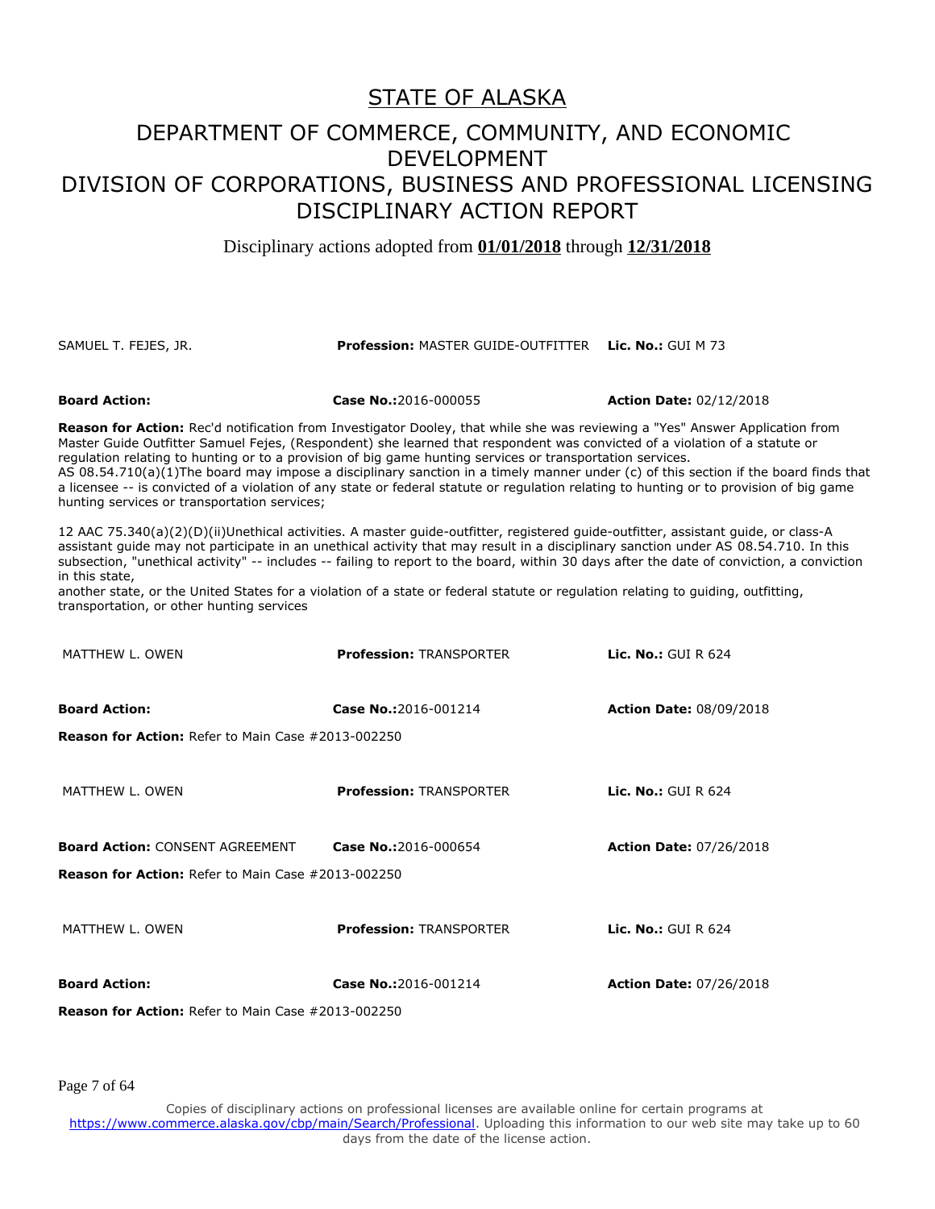# STATE OF ALASKA

## DEPARTMENT OF COMMERCE, COMMUNITY, AND ECONOMIC DEVELOPMENT
## DIVISION OF CORPORATIONS, BUSINESS AND PROFESSIONAL LICENSING
## DISCIPLINARY ACTION REPORT

Disciplinary actions adopted from **01/01/2018** through **12/31/2018**

SAMUEL T. FEJES, JR. **Profession:** MASTER GUIDE-OUTFITTER **Lic. No.:** GUI M 73

**Board Action:** **Case No.:**2016-000055 **Action Date:** 02/12/2018

**Reason for Action:** Rec'd notification from Investigator Dooley, that while she was reviewing a "Yes" Answer Application from Master Guide Outfitter Samuel Fejes, (Respondent) she learned that respondent was convicted of a violation of a statute or regulation relating to hunting or to a provision of big game hunting services or transportation services.
AS 08.54.710(a)(1)The board may impose a disciplinary sanction in a timely manner under (c) of this section if the board finds that a licensee -- is convicted of a violation of any state or federal statute or regulation relating to hunting or to provision of big game hunting services or transportation services;

12 AAC 75.340(a)(2)(D)(ii)Unethical activities. A master guide-outfitter, registered guide-outfitter, assistant guide, or class-A assistant guide may not participate in an unethical activity that may result in a disciplinary sanction under AS 08.54.710. In this subsection, "unethical activity" -- includes -- failing to report to the board, within 30 days after the date of conviction, a conviction in this state,
another state, or the United States for a violation of a state or federal statute or regulation relating to guiding, outfitting, transportation, or other hunting services

MATTHEW L. OWEN **Profession:** TRANSPORTER **Lic. No.:** GUI R 624

**Board Action:** **Case No.:**2016-001214 **Action Date:** 08/09/2018

**Reason for Action:** Refer to Main Case #2013-002250

MATTHEW L. OWEN **Profession:** TRANSPORTER **Lic. No.:** GUI R 624

**Board Action:** CONSENT AGREEMENT **Case No.:**2016-000654 **Action Date:** 07/26/2018

**Reason for Action:** Refer to Main Case #2013-002250

MATTHEW L. OWEN **Profession:** TRANSPORTER **Lic. No.:** GUI R 624

**Board Action:** **Case No.:**2016-001214 **Action Date:** 07/26/2018

**Reason for Action:** Refer to Main Case #2013-002250

Copies of disciplinary actions on professional licenses are available online for certain programs at https://www.commerce.alaska.gov/cbp/main/Search/Professional. Uploading this information to our web site may take up to 60 days from the date of the license action.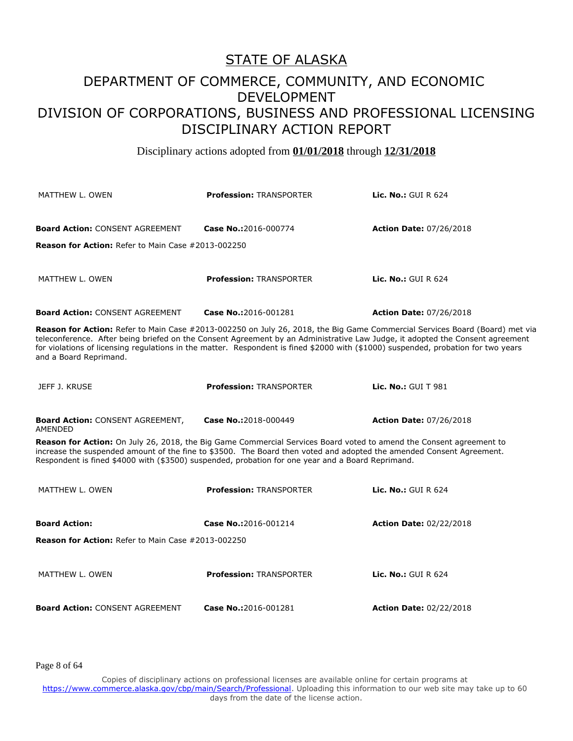# STATE OF ALASKA

## DEPARTMENT OF COMMERCE, COMMUNITY, AND ECONOMIC DEVELOPMENT

## DIVISION OF CORPORATIONS, BUSINESS AND PROFESSIONAL LICENSING

## DISCIPLINARY ACTION REPORT

Disciplinary actions adopted from **01/01/2018** through **12/31/2018**

MATTHEW L. OWEN | **Profession:** TRANSPORTER | **Lic. No.:** GUI R 624

**Board Action:** CONSENT AGREEMENT | **Case No.:** 2016-000774 | **Action Date:** 07/26/2018

**Reason for Action:** Refer to Main Case #2013-002250

---

MATTHEW L. OWEN | **Profession:** TRANSPORTER | **Lic. No.:** GUI R 624

**Board Action:** CONSENT AGREEMENT | **Case No.:** 2016-001281 | **Action Date:** 07/26/2018

**Reason for Action:** Refer to Main Case #2013-002250 on July 26, 2018, the Big Game Commercial Services Board (Board) met via teleconference. After being briefed on the Consent Agreement by an Administrative Law Judge, it adopted the Consent agreement for violations of licensing regulations in the matter. Respondent is fined $2000 with ($1000) suspended, probation for two years and a Board Reprimand.

---

JEFF J. KRUSE | **Profession:** TRANSPORTER | **Lic. No.:** GUI T 981

**Board Action:** CONSENT AGREEMENT, AMENDED | **Case No.:** 2018-000449 | **Action Date:** 07/26/2018

**Reason for Action:** On July 26, 2018, the Big Game Commercial Services Board voted to amend the Consent agreement to increase the suspended amount of the fine to $3500. The Board then voted and adopted the amended Consent Agreement. Respondent is fined $4000 with ($3500) suspended, probation for one year and a Board Reprimand.

---

MATTHEW L. OWEN | **Profession:** TRANSPORTER | **Lic. No.:** GUI R 624

**Board Action:** | **Case No.:** 2016-001214 | **Action Date:** 02/22/2018

**Reason for Action:** Refer to Main Case #2013-002250

---

MATTHEW L. OWEN | **Profession:** TRANSPORTER | **Lic. No.:** GUI R 624

**Board Action:** CONSENT AGREEMENT | **Case No.:** 2016-001281 | **Action Date:** 02/22/2018

Copies of disciplinary actions on professional licenses are available online for certain programs at https://www.commerce.alaska.gov/cbp/main/Search/Professional. Uploading this information to our web site may take up to 60 days from the date of the license action.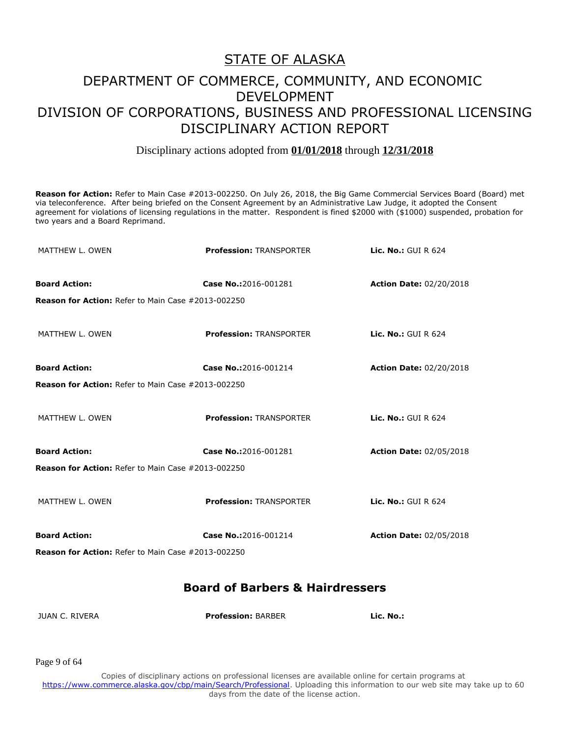# STATE OF ALASKA

## DEPARTMENT OF COMMERCE, COMMUNITY, AND ECONOMIC DEVELOPMENT
## DIVISION OF CORPORATIONS, BUSINESS AND PROFESSIONAL LICENSING
## DISCIPLINARY ACTION REPORT

Disciplinary actions adopted from **01/01/2018** through **12/31/2018**

**Reason for Action:** Refer to Main Case #2013-002250. On July 26, 2018, the Big Game Commercial Services Board (Board) met via teleconference. After being briefed on the Consent Agreement by an Administrative Law Judge, it adopted the Consent agreement for violations of licensing regulations in the matter. Respondent is fined $2000 with ($1000) suspended, probation for two years and a Board Reprimand.

| MATTHEW L. OWEN | **Profession:** TRANSPORTER | **Lic. No.:** GUI R 624 |
|---|---|---|
| **Board Action:** | **Case No.:**2016-001281 | **Action Date:** 02/20/2018 |

**Reason for Action:** Refer to Main Case #2013-002250

| MATTHEW L. OWEN | **Profession:** TRANSPORTER | **Lic. No.:** GUI R 624 |
|---|---|---|
| **Board Action:** | **Case No.:**2016-001214 | **Action Date:** 02/20/2018 |

**Reason for Action:** Refer to Main Case #2013-002250

| MATTHEW L. OWEN | **Profession:** TRANSPORTER | **Lic. No.:** GUI R 624 |
|---|---|---|
| **Board Action:** | **Case No.:**2016-001281 | **Action Date:** 02/05/2018 |

**Reason for Action:** Refer to Main Case #2013-002250

| MATTHEW L. OWEN | **Profession:** TRANSPORTER | **Lic. No.:** GUI R 624 |
|---|---|---|
| **Board Action:** | **Case No.:**2016-001214 | **Action Date:** 02/05/2018 |

**Reason for Action:** Refer to Main Case #2013-002250

## Board of Barbers & Hairdressers

| JUAN C. RIVERA | **Profession:** BARBER | **Lic. No.:** |
|---|---|---|

Copies of disciplinary actions on professional licenses are available online for certain programs at https://www.commerce.alaska.gov/cbp/main/Search/Professional. Uploading this information to our web site may take up to 60 days from the date of the license action.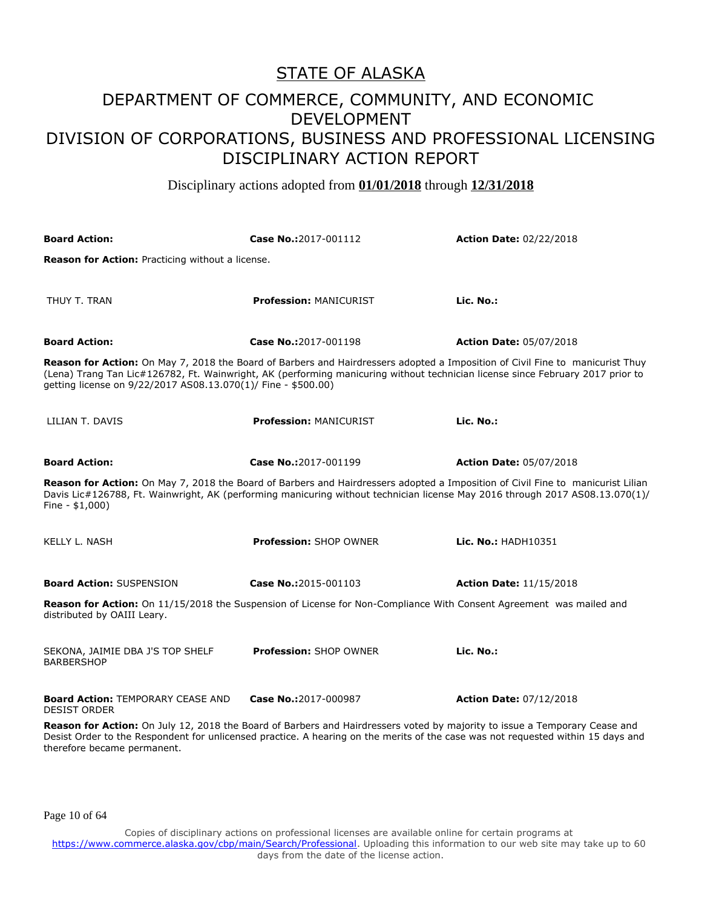# STATE OF ALASKA

## DEPARTMENT OF COMMERCE, COMMUNITY, AND ECONOMIC DEVELOPMENT

## DIVISION OF CORPORATIONS, BUSINESS AND PROFESSIONAL LICENSING DISCIPLINARY ACTION REPORT

Disciplinary actions adopted from **01/01/2018** through **12/31/2018**

| | | |
|---|---|---|
| **Board Action:** | **Case No.:**2017-001112 | **Action Date:** 02/22/2018 |

**Reason for Action:** Practicing without a license.

| | | |
|---|---|---|
| THUY T. TRAN | **Profession:** MANICURIST | **Lic. No.:** |
| **Board Action:** | **Case No.:**2017-001198 | **Action Date:** 05/07/2018 |

**Reason for Action:** On May 7, 2018 the Board of Barbers and Hairdressers adopted a Imposition of Civil Fine to manicurist Thuy (Lena) Trang Tan Lic#126782, Ft. Wainwright, AK (performing manicuring without technician license since February 2017 prior to getting license on 9/22/2017 AS08.13.070(1)/ Fine - $500.00)

| | | |
|---|---|---|
| LILIAN T. DAVIS | **Profession:** MANICURIST | **Lic. No.:** |
| **Board Action:** | **Case No.:**2017-001199 | **Action Date:** 05/07/2018 |

**Reason for Action:** On May 7, 2018 the Board of Barbers and Hairdressers adopted a Imposition of Civil Fine to manicurist Lilian Davis Lic#126788, Ft. Wainwright, AK (performing manicuring without technician license May 2016 through 2017 AS08.13.070(1)/ Fine - $1,000)

| | | |
|---|---|---|
| KELLY L. NASH | **Profession:** SHOP OWNER | **Lic. No.:** HADH10351 |
| **Board Action:** SUSPENSION | **Case No.:**2015-001103 | **Action Date:** 11/15/2018 |

**Reason for Action:** On 11/15/2018 the Suspension of License for Non-Compliance With Consent Agreement was mailed and distributed by OAIII Leary.

| | | |
|---|---|---|
| SEKONA, JAIMIE DBA J'S TOP SHELF BARBERSHOP | **Profession:** SHOP OWNER | **Lic. No.:** |
| **Board Action:** TEMPORARY CEASE AND DESIST ORDER | **Case No.:**2017-000987 | **Action Date:** 07/12/2018 |

**Reason for Action:** On July 12, 2018 the Board of Barbers and Hairdressers voted by majority to issue a Temporary Cease and Desist Order to the Respondent for unlicensed practice. A hearing on the merits of the case was not requested within 15 days and therefore became permanent.

Copies of disciplinary actions on professional licenses are available online for certain programs at https://www.commerce.alaska.gov/cbp/main/Search/Professional. Uploading this information to our web site may take up to 60 days from the date of the license action.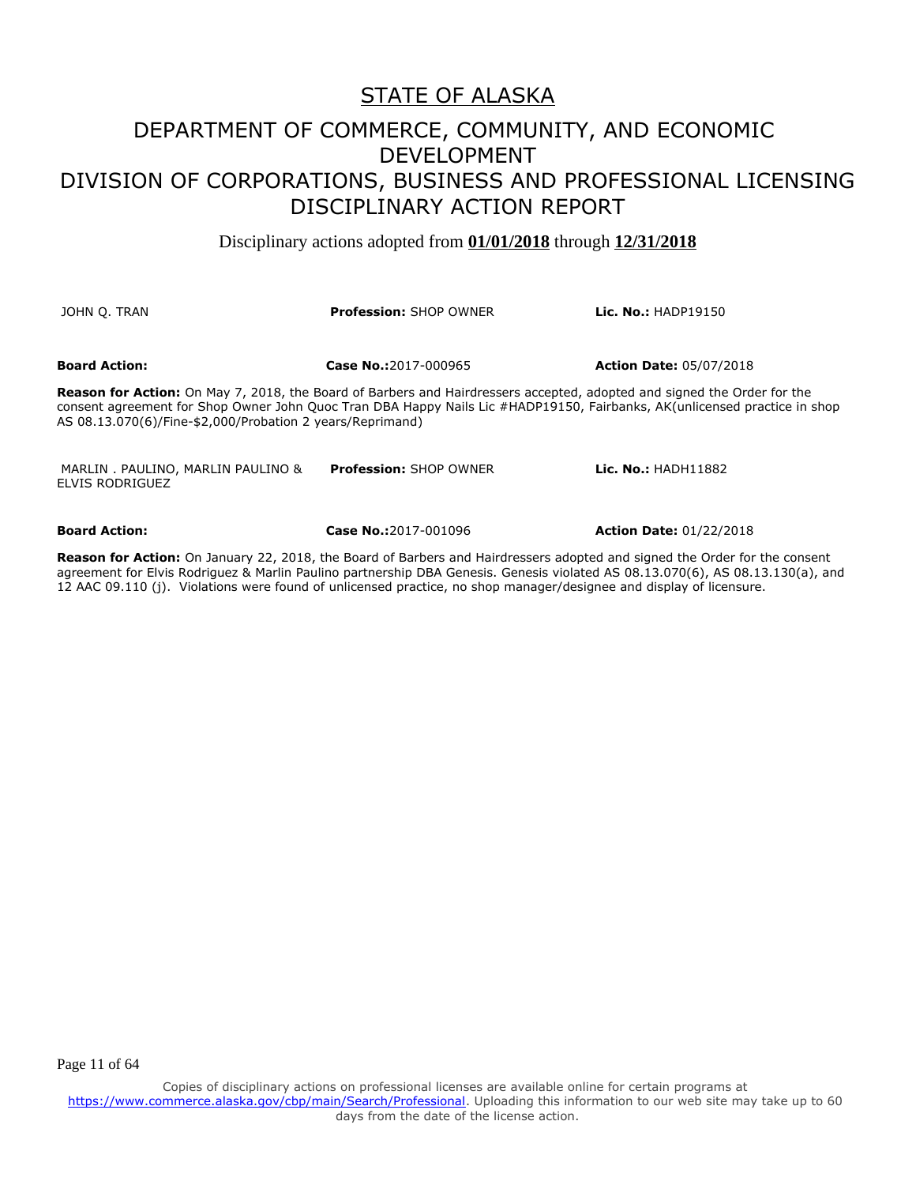# STATE OF ALASKA

## DEPARTMENT OF COMMERCE, COMMUNITY, AND ECONOMIC DEVELOPMENT
## DIVISION OF CORPORATIONS, BUSINESS AND PROFESSIONAL LICENSING
## DISCIPLINARY ACTION REPORT

Disciplinary actions adopted from **01/01/2018** through **12/31/2018**

JOHN Q. TRAN | **Profession:** SHOP OWNER | **Lic. No.:** HADP19150

**Board Action:** | **Case No.:**2017-000965 | **Action Date:** 05/07/2018

**Reason for Action:** On May 7, 2018, the Board of Barbers and Hairdressers accepted, adopted and signed the Order for the consent agreement for Shop Owner John Quoc Tran DBA Happy Nails Lic #HADP19150, Fairbanks, AK(unlicensed practice in shop AS 08.13.070(6)/Fine-$2,000/Probation 2 years/Reprimand)

MARLIN . PAULINO, MARLIN PAULINO & ELVIS RODRIGUEZ | **Profession:** SHOP OWNER | **Lic. No.:** HADH11882

**Board Action:** | **Case No.:**2017-001096 | **Action Date:** 01/22/2018

**Reason for Action:** On January 22, 2018, the Board of Barbers and Hairdressers adopted and signed the Order for the consent agreement for Elvis Rodriguez & Marlin Paulino partnership DBA Genesis. Genesis violated AS 08.13.070(6), AS 08.13.130(a), and 12 AAC 09.110 (j). Violations were found of unlicensed practice, no shop manager/designee and display of licensure.

Copies of disciplinary actions on professional licenses are available online for certain programs at https://www.commerce.alaska.gov/cbp/main/Search/Professional. Uploading this information to our web site may take up to 60 days from the date of the license action.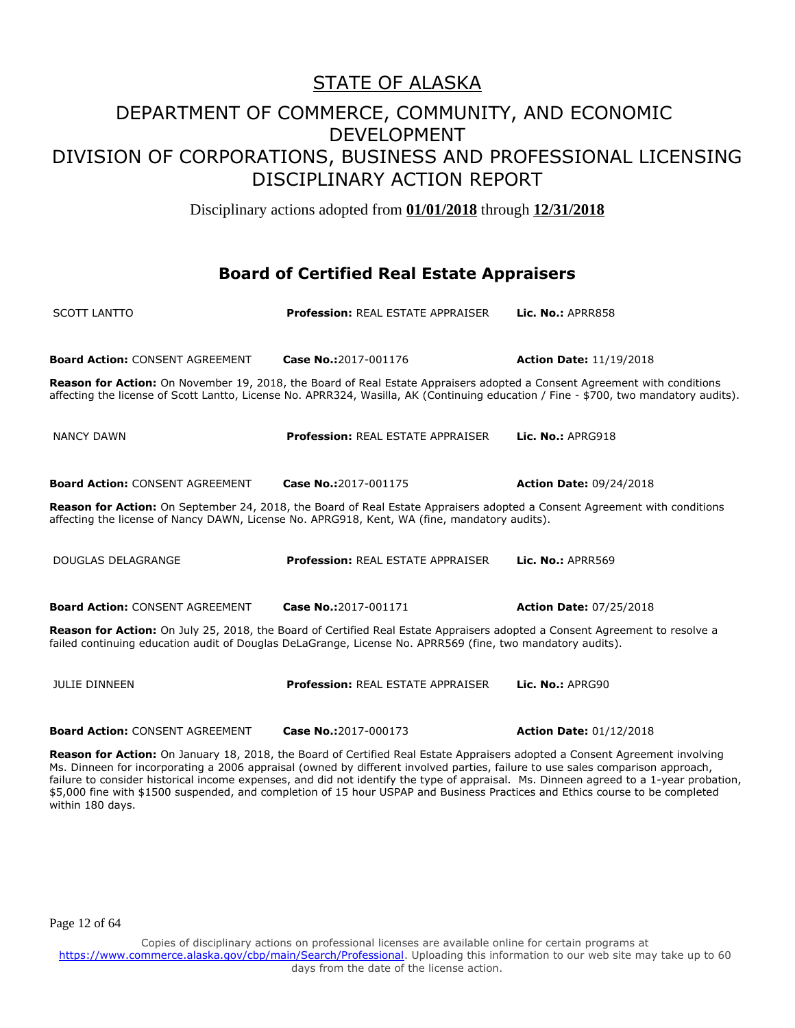# STATE OF ALASKA

## DEPARTMENT OF COMMERCE, COMMUNITY, AND ECONOMIC DEVELOPMENT
## DIVISION OF CORPORATIONS, BUSINESS AND PROFESSIONAL LICENSING
## DISCIPLINARY ACTION REPORT

Disciplinary actions adopted from **01/01/2018** through **12/31/2018**

### Board of Certified Real Estate Appraisers

SCOTT LANTTO | **Profession:** REAL ESTATE APPRAISER | **Lic. No.:** APRR858

**Board Action:** CONSENT AGREEMENT | **Case No.:**2017-001176 | **Action Date:** 11/19/2018

**Reason for Action:** On November 19, 2018, the Board of Real Estate Appraisers adopted a Consent Agreement with conditions affecting the license of Scott Lantto, License No. APRR324, Wasilla, AK (Continuing education / Fine - $700, two mandatory audits).

NANCY DAWN | **Profession:** REAL ESTATE APPRAISER | **Lic. No.:** APRG918

**Board Action:** CONSENT AGREEMENT | **Case No.:**2017-001175 | **Action Date:** 09/24/2018

**Reason for Action:** On September 24, 2018, the Board of Real Estate Appraisers adopted a Consent Agreement with conditions affecting the license of Nancy DAWN, License No. APRG918, Kent, WA (fine, mandatory audits).

DOUGLAS DELAGRANGE | **Profession:** REAL ESTATE APPRAISER | **Lic. No.:** APRR569

**Board Action:** CONSENT AGREEMENT | **Case No.:**2017-001171 | **Action Date:** 07/25/2018

**Reason for Action:** On July 25, 2018, the Board of Certified Real Estate Appraisers adopted a Consent Agreement to resolve a failed continuing education audit of Douglas DeLaGrange, License No. APRR569 (fine, two mandatory audits).

JULIE DINNEEN | **Profession:** REAL ESTATE APPRAISER | **Lic. No.:** APRG90

**Board Action:** CONSENT AGREEMENT | **Case No.:**2017-000173 | **Action Date:** 01/12/2018

**Reason for Action:** On January 18, 2018, the Board of Certified Real Estate Appraisers adopted a Consent Agreement involving Ms. Dinneen for incorporating a 2006 appraisal (owned by different involved parties, failure to use sales comparison approach, failure to consider historical income expenses, and did not identify the type of appraisal. Ms. Dinneen agreed to a 1-year probation, $5,000 fine with $1500 suspended, and completion of 15 hour USPAP and Business Practices and Ethics course to be completed within 180 days.

Copies of disciplinary actions on professional licenses are available online for certain programs at https://www.commerce.alaska.gov/cbp/main/Search/Professional. Uploading this information to our web site may take up to 60 days from the date of the license action.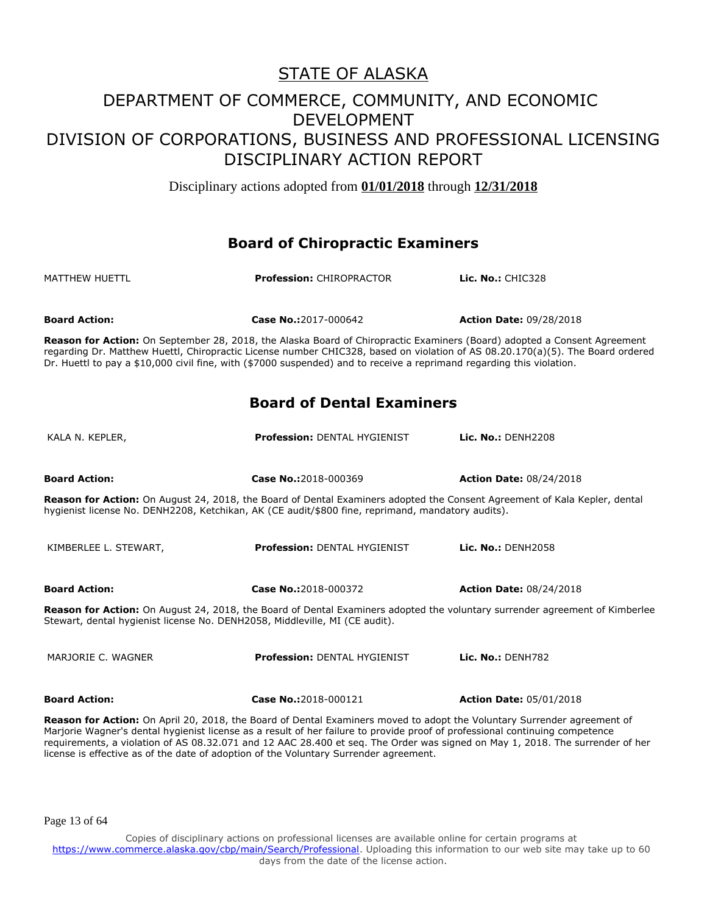# STATE OF ALASKA

## DEPARTMENT OF COMMERCE, COMMUNITY, AND ECONOMIC DEVELOPMENT
## DIVISION OF CORPORATIONS, BUSINESS AND PROFESSIONAL LICENSING
## DISCIPLINARY ACTION REPORT

Disciplinary actions adopted from **01/01/2018** through **12/31/2018**

### Board of Chiropractic Examiners

MATTHEW HUETTL | **Profession:** CHIROPRACTOR | **Lic. No.:** CHIC328

**Board Action:** | **Case No.:**2017-000642 | **Action Date:** 09/28/2018

**Reason for Action:** On September 28, 2018, the Alaska Board of Chiropractic Examiners (Board) adopted a Consent Agreement regarding Dr. Matthew Huettl, Chiropractic License number CHIC328, based on violation of AS 08.20.170(a)(5). The Board ordered Dr. Huettl to pay a $10,000 civil fine, with ($7000 suspended) and to receive a reprimand regarding this violation.

### Board of Dental Examiners

KALA N. KEPLER, | **Profession:** DENTAL HYGIENIST | **Lic. No.:** DENH2208

**Board Action:** | **Case No.:**2018-000369 | **Action Date:** 08/24/2018

**Reason for Action:** On August 24, 2018, the Board of Dental Examiners adopted the Consent Agreement of Kala Kepler, dental hygienist license No. DENH2208, Ketchikan, AK (CE audit/$800 fine, reprimand, mandatory audits).

KIMBERLEE L. STEWART, | **Profession:** DENTAL HYGIENIST | **Lic. No.:** DENH2058

**Board Action:** | **Case No.:**2018-000372 | **Action Date:** 08/24/2018

**Reason for Action:** On August 24, 2018, the Board of Dental Examiners adopted the voluntary surrender agreement of Kimberlee Stewart, dental hygienist license No. DENH2058, Middleville, MI (CE audit).

MARJORIE C. WAGNER | **Profession:** DENTAL HYGIENIST | **Lic. No.:** DENH782

**Board Action:** | **Case No.:**2018-000121 | **Action Date:** 05/01/2018

**Reason for Action:** On April 20, 2018, the Board of Dental Examiners moved to adopt the Voluntary Surrender agreement of Marjorie Wagner's dental hygienist license as a result of her failure to provide proof of professional continuing competence requirements, a violation of AS 08.32.071 and 12 AAC 28.400 et seq. The Order was signed on May 1, 2018. The surrender of her license is effective as of the date of adoption of the Voluntary Surrender agreement.

Copies of disciplinary actions on professional licenses are available online for certain programs at https://www.commerce.alaska.gov/cbp/main/Search/Professional. Uploading this information to our web site may take up to 60 days from the date of the license action.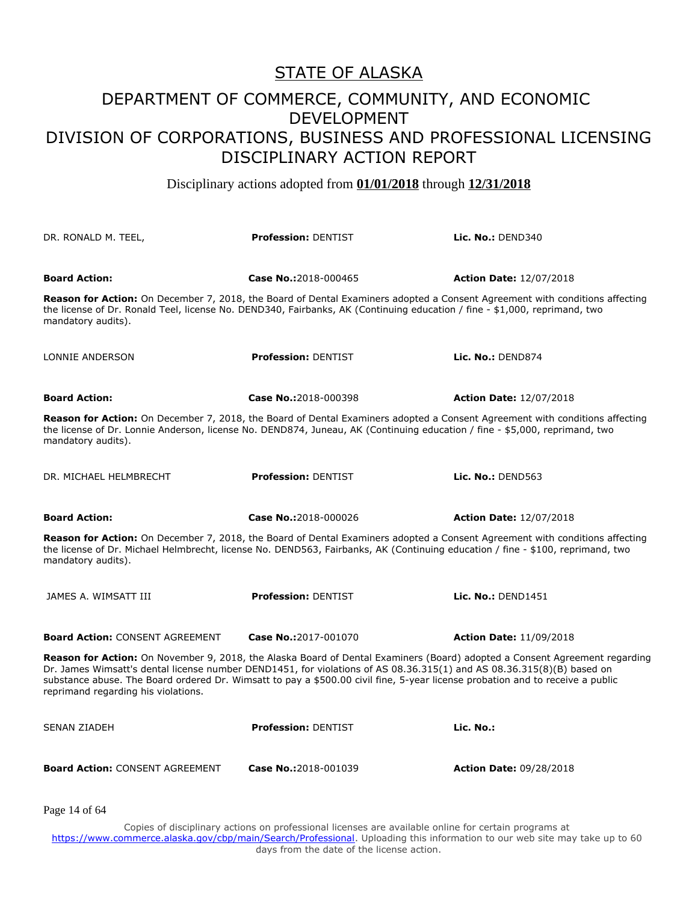# STATE OF ALASKA

## DEPARTMENT OF COMMERCE, COMMUNITY, AND ECONOMIC DEVELOPMENT
## DIVISION OF CORPORATIONS, BUSINESS AND PROFESSIONAL LICENSING
## DISCIPLINARY ACTION REPORT

Disciplinary actions adopted from **01/01/2018** through **12/31/2018**

DR. RONALD M. TEEL, **Profession:** DENTIST **Lic. No.:** DEND340

**Board Action:** **Case No.:**2018-000465 **Action Date:** 12/07/2018

**Reason for Action:** On December 7, 2018, the Board of Dental Examiners adopted a Consent Agreement with conditions affecting the license of Dr. Ronald Teel, license No. DEND340, Fairbanks, AK (Continuing education / fine - $1,000, reprimand, two mandatory audits).

LONNIE ANDERSON **Profession:** DENTIST **Lic. No.:** DEND874

**Board Action:** **Case No.:**2018-000398 **Action Date:** 12/07/2018

**Reason for Action:** On December 7, 2018, the Board of Dental Examiners adopted a Consent Agreement with conditions affecting the license of Dr. Lonnie Anderson, license No. DEND874, Juneau, AK (Continuing education / fine - $5,000, reprimand, two mandatory audits).

DR. MICHAEL HELMBRECHT **Profession:** DENTIST **Lic. No.:** DEND563

**Board Action:** **Case No.:**2018-000026 **Action Date:** 12/07/2018

**Reason for Action:** On December 7, 2018, the Board of Dental Examiners adopted a Consent Agreement with conditions affecting the license of Dr. Michael Helmbrecht, license No. DEND563, Fairbanks, AK (Continuing education / fine - $100, reprimand, two mandatory audits).

JAMES A. WIMSATT III **Profession:** DENTIST **Lic. No.:** DEND1451

**Board Action:** CONSENT AGREEMENT **Case No.:**2017-001070 **Action Date:** 11/09/2018

**Reason for Action:** On November 9, 2018, the Alaska Board of Dental Examiners (Board) adopted a Consent Agreement regarding Dr. James Wimsatt's dental license number DEND1451, for violations of AS 08.36.315(1) and AS 08.36.315(8)(B) based on substance abuse. The Board ordered Dr. Wimsatt to pay a $500.00 civil fine, 5-year license probation and to receive a public reprimand regarding his violations.

SENAN ZIADEH **Profession:** DENTIST **Lic. No.:**

**Board Action:** CONSENT AGREEMENT **Case No.:**2018-001039 **Action Date:** 09/28/2018

Copies of disciplinary actions on professional licenses are available online for certain programs at https://www.commerce.alaska.gov/cbp/main/Search/Professional. Uploading this information to our web site may take up to 60 days from the date of the license action.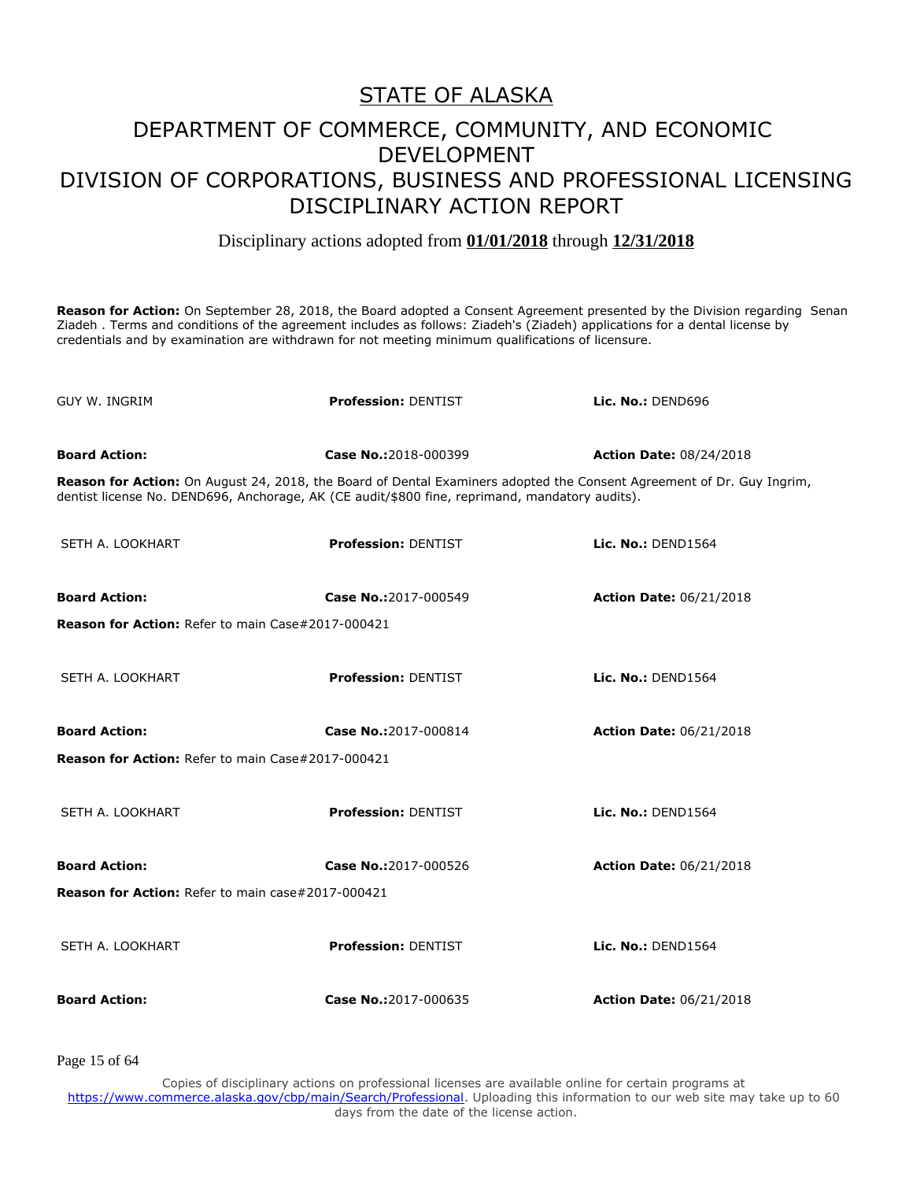# STATE OF ALASKA

## DEPARTMENT OF COMMERCE, COMMUNITY, AND ECONOMIC DEVELOPMENT

## DIVISION OF CORPORATIONS, BUSINESS AND PROFESSIONAL LICENSING

## DISCIPLINARY ACTION REPORT

Disciplinary actions adopted from **01/01/2018** through **12/31/2018**

**Reason for Action:** On September 28, 2018, the Board adopted a Consent Agreement presented by the Division regarding Senan Ziadeh . Terms and conditions of the agreement includes as follows: Ziadeh's (Ziadeh) applications for a dental license by credentials and by examination are withdrawn for not meeting minimum qualifications of licensure.

| GUY W. INGRIM | **Profession:** DENTIST | **Lic. No.:** DEND696 |
|---|---|---|
| **Board Action:** | **Case No.:**2018-000399 | **Action Date:** 08/24/2018 |

**Reason for Action:** On August 24, 2018, the Board of Dental Examiners adopted the Consent Agreement of Dr. Guy Ingrim, dentist license No. DEND696, Anchorage, AK (CE audit/$800 fine, reprimand, mandatory audits).

| SETH A. LOOKHART | **Profession:** DENTIST | **Lic. No.:** DEND1564 |
|---|---|---|
| **Board Action:** | **Case No.:**2017-000549 | **Action Date:** 06/21/2018 |

**Reason for Action:** Refer to main Case#2017-000421

| SETH A. LOOKHART | **Profession:** DENTIST | **Lic. No.:** DEND1564 |
|---|---|---|
| **Board Action:** | **Case No.:**2017-000814 | **Action Date:** 06/21/2018 |

**Reason for Action:** Refer to main Case#2017-000421

| SETH A. LOOKHART | **Profession:** DENTIST | **Lic. No.:** DEND1564 |
|---|---|---|
| **Board Action:** | **Case No.:**2017-000526 | **Action Date:** 06/21/2018 |

**Reason for Action:** Refer to main case#2017-000421

| SETH A. LOOKHART | **Profession:** DENTIST | **Lic. No.:** DEND1564 |
|---|---|---|
| **Board Action:** | **Case No.:**2017-000635 | **Action Date:** 06/21/2018 |

Copies of disciplinary actions on professional licenses are available online for certain programs at https://www.commerce.alaska.gov/cbp/main/Search/Professional. Uploading this information to our web site may take up to 60 days from the date of the license action.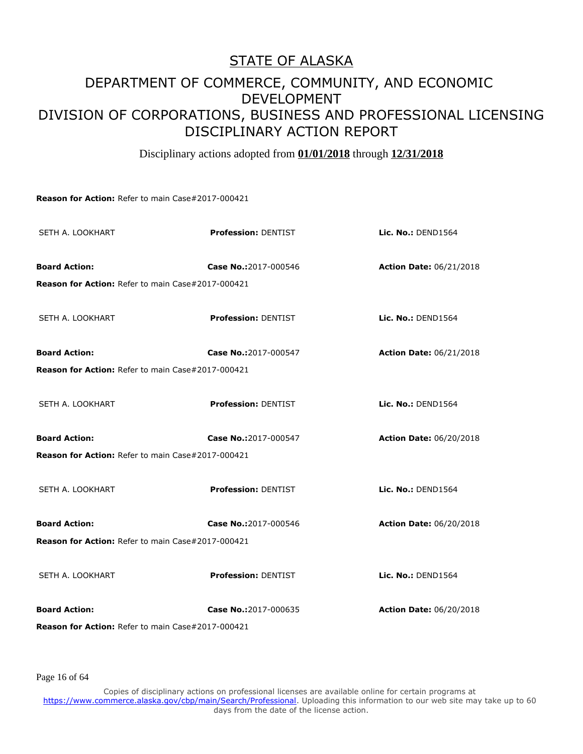# STATE OF ALASKA

## DEPARTMENT OF COMMERCE, COMMUNITY, AND ECONOMIC DEVELOPMENT
## DIVISION OF CORPORATIONS, BUSINESS AND PROFESSIONAL LICENSING
## DISCIPLINARY ACTION REPORT

Disciplinary actions adopted from **01/01/2018** through **12/31/2018**

**Reason for Action:** Refer to main Case#2017-000421

| SETH A. LOOKHART | **Profession:** DENTIST | **Lic. No.:** DEND1564 |
|---|---|---|
| **Board Action:** | **Case No.:**2017-000546 | **Action Date:** 06/21/2018 |

**Reason for Action:** Refer to main Case#2017-000421

| SETH A. LOOKHART | **Profession:** DENTIST | **Lic. No.:** DEND1564 |
|---|---|---|
| **Board Action:** | **Case No.:**2017-000547 | **Action Date:** 06/21/2018 |

**Reason for Action:** Refer to main Case#2017-000421

| SETH A. LOOKHART | **Profession:** DENTIST | **Lic. No.:** DEND1564 |
|---|---|---|
| **Board Action:** | **Case No.:**2017-000547 | **Action Date:** 06/20/2018 |

**Reason for Action:** Refer to main Case#2017-000421

| SETH A. LOOKHART | **Profession:** DENTIST | **Lic. No.:** DEND1564 |
|---|---|---|
| **Board Action:** | **Case No.:**2017-000546 | **Action Date:** 06/20/2018 |

**Reason for Action:** Refer to main Case#2017-000421

| SETH A. LOOKHART | **Profession:** DENTIST | **Lic. No.:** DEND1564 |
|---|---|---|
| **Board Action:** | **Case No.:**2017-000635 | **Action Date:** 06/20/2018 |

**Reason for Action:** Refer to main Case#2017-000421

Copies of disciplinary actions on professional licenses are available online for certain programs at https://www.commerce.alaska.gov/cbp/main/Search/Professional. Uploading this information to our web site may take up to 60 days from the date of the license action.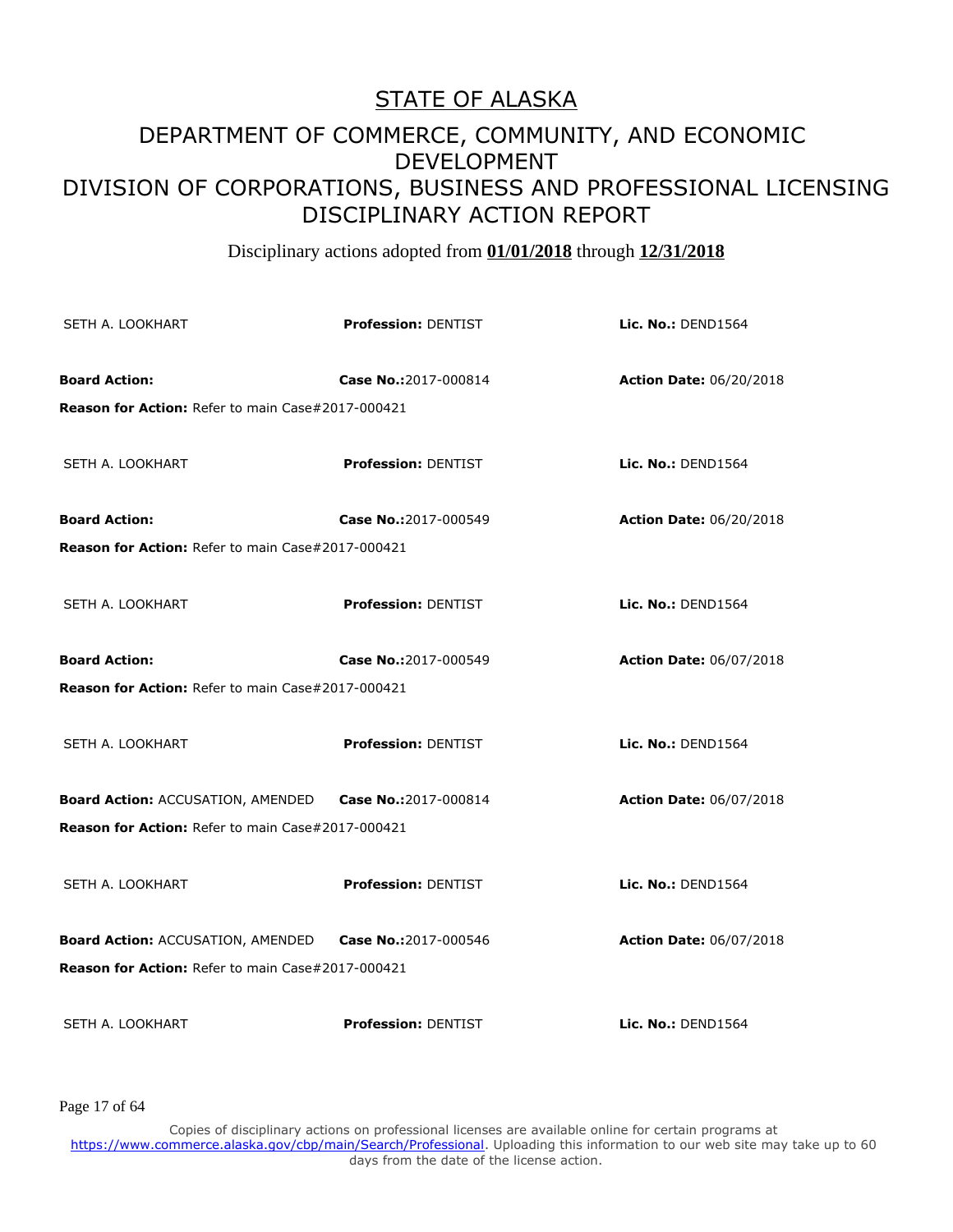# STATE OF ALASKA

## DEPARTMENT OF COMMERCE, COMMUNITY, AND ECONOMIC DEVELOPMENT
## DIVISION OF CORPORATIONS, BUSINESS AND PROFESSIONAL LICENSING
## DISCIPLINARY ACTION REPORT

Disciplinary actions adopted from **01/01/2018** through **12/31/2018**

SETH A. LOOKHART | **Profession:** DENTIST | **Lic. No.:** DEND1564

**Board Action:** | **Case No.:**2017-000814 | **Action Date:** 06/20/2018

**Reason for Action:** Refer to main Case#2017-000421

SETH A. LOOKHART | **Profession:** DENTIST | **Lic. No.:** DEND1564

**Board Action:** | **Case No.:**2017-000549 | **Action Date:** 06/20/2018

**Reason for Action:** Refer to main Case#2017-000421

SETH A. LOOKHART | **Profession:** DENTIST | **Lic. No.:** DEND1564

**Board Action:** | **Case No.:**2017-000549 | **Action Date:** 06/07/2018

**Reason for Action:** Refer to main Case#2017-000421

SETH A. LOOKHART | **Profession:** DENTIST | **Lic. No.:** DEND1564

**Board Action:** ACCUSATION, AMENDED | **Case No.:**2017-000814 | **Action Date:** 06/07/2018

**Reason for Action:** Refer to main Case#2017-000421

SETH A. LOOKHART | **Profession:** DENTIST | **Lic. No.:** DEND1564

**Board Action:** ACCUSATION, AMENDED | **Case No.:**2017-000546 | **Action Date:** 06/07/2018

**Reason for Action:** Refer to main Case#2017-000421

SETH A. LOOKHART | **Profession:** DENTIST | **Lic. No.:** DEND1564

Copies of disciplinary actions on professional licenses are available online for certain programs at https://www.commerce.alaska.gov/cbp/main/Search/Professional. Uploading this information to our web site may take up to 60 days from the date of the license action.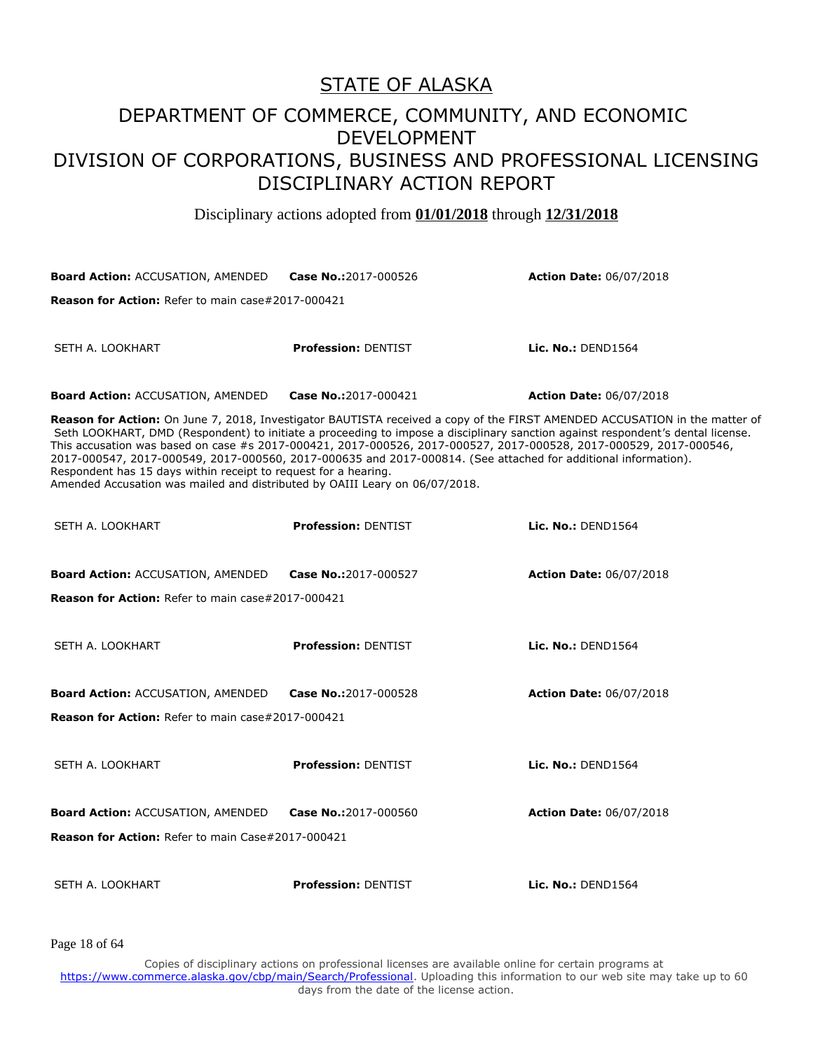# STATE OF ALASKA

## DEPARTMENT OF COMMERCE, COMMUNITY, AND ECONOMIC DEVELOPMENT

## DIVISION OF CORPORATIONS, BUSINESS AND PROFESSIONAL LICENSING

## DISCIPLINARY ACTION REPORT

Disciplinary actions adopted from **01/01/2018** through **12/31/2018**

**Board Action:** ACCUSATION, AMENDED **Case No.:**2017-000526 **Action Date:** 06/07/2018

**Reason for Action:** Refer to main case#2017-000421

SETH A. LOOKHART **Profession:** DENTIST **Lic. No.:** DEND1564

**Board Action:** ACCUSATION, AMENDED **Case No.:**2017-000421 **Action Date:** 06/07/2018

**Reason for Action:** On June 7, 2018, Investigator BAUTISTA received a copy of the FIRST AMENDED ACCUSATION in the matter of Seth LOOKHART, DMD (Respondent) to initiate a proceeding to impose a disciplinary sanction against respondent's dental license. This accusation was based on case #s 2017-000421, 2017-000526, 2017-000527, 2017-000528, 2017-000529, 2017-000546, 2017-000547, 2017-000549, 2017-000560, 2017-000635 and 2017-000814. (See attached for additional information). Respondent has 15 days within receipt to request for a hearing.
Amended Accusation was mailed and distributed by OAIII Leary on 06/07/2018.

SETH A. LOOKHART **Profession:** DENTIST **Lic. No.:** DEND1564

**Board Action:** ACCUSATION, AMENDED **Case No.:**2017-000527 **Action Date:** 06/07/2018

**Reason for Action:** Refer to main case#2017-000421

SETH A. LOOKHART **Profession:** DENTIST **Lic. No.:** DEND1564

**Board Action:** ACCUSATION, AMENDED **Case No.:**2017-000528 **Action Date:** 06/07/2018

**Reason for Action:** Refer to main case#2017-000421

SETH A. LOOKHART **Profession:** DENTIST **Lic. No.:** DEND1564

**Board Action:** ACCUSATION, AMENDED **Case No.:**2017-000560 **Action Date:** 06/07/2018

**Reason for Action:** Refer to main Case#2017-000421

SETH A. LOOKHART **Profession:** DENTIST **Lic. No.:** DEND1564

Copies of disciplinary actions on professional licenses are available online for certain programs at https://www.commerce.alaska.gov/cbp/main/Search/Professional. Uploading this information to our web site may take up to 60 days from the date of the license action.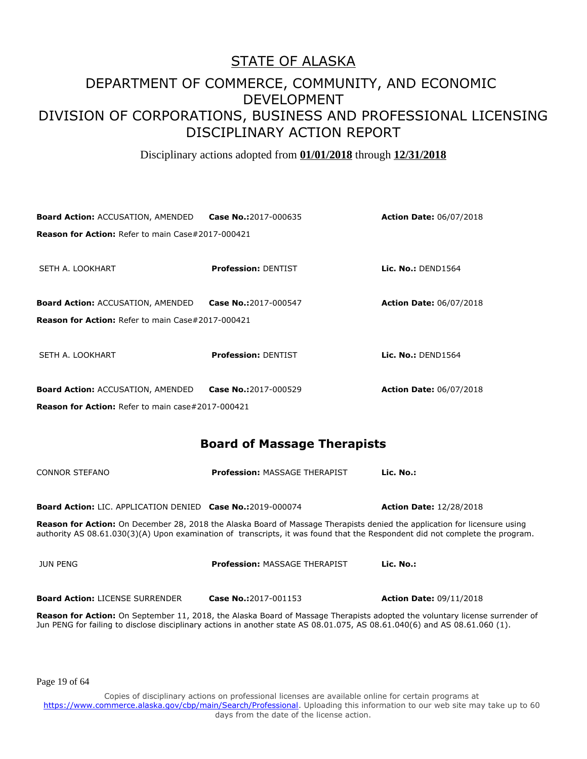# STATE OF ALASKA

## DEPARTMENT OF COMMERCE, COMMUNITY, AND ECONOMIC DEVELOPMENT
## DIVISION OF CORPORATIONS, BUSINESS AND PROFESSIONAL LICENSING
## DISCIPLINARY ACTION REPORT

Disciplinary actions adopted from **01/01/2018** through **12/31/2018**

**Board Action:** ACCUSATION, AMENDED **Case No.:**2017-000635 **Action Date:** 06/07/2018

**Reason for Action:** Refer to main Case#2017-000421

SETH A. LOOKHART **Profession:** DENTIST **Lic. No.:** DEND1564

**Board Action:** ACCUSATION, AMENDED **Case No.:**2017-000547 **Action Date:** 06/07/2018

**Reason for Action:** Refer to main Case#2017-000421

SETH A. LOOKHART **Profession:** DENTIST **Lic. No.:** DEND1564

**Board Action:** ACCUSATION, AMENDED **Case No.:**2017-000529 **Action Date:** 06/07/2018

**Reason for Action:** Refer to main case#2017-000421

## Board of Massage Therapists

CONNOR STEFANO **Profession:** MASSAGE THERAPIST **Lic. No.:**

**Board Action:** LIC. APPLICATION DENIED **Case No.:**2019-000074 **Action Date:** 12/28/2018

**Reason for Action:** On December 28, 2018 the Alaska Board of Massage Therapists denied the application for licensure using authority AS 08.61.030(3)(A) Upon examination of transcripts, it was found that the Respondent did not complete the program.

JUN PENG **Profession:** MASSAGE THERAPIST **Lic. No.:**

**Board Action:** LICENSE SURRENDER **Case No.:**2017-001153 **Action Date:** 09/11/2018

**Reason for Action:** On September 11, 2018, the Alaska Board of Massage Therapists adopted the voluntary license surrender of Jun PENG for failing to disclose disciplinary actions in another state AS 08.01.075, AS 08.61.040(6) and AS 08.61.060 (1).

Copies of disciplinary actions on professional licenses are available online for certain programs at https://www.commerce.alaska.gov/cbp/main/Search/Professional. Uploading this information to our web site may take up to 60 days from the date of the license action.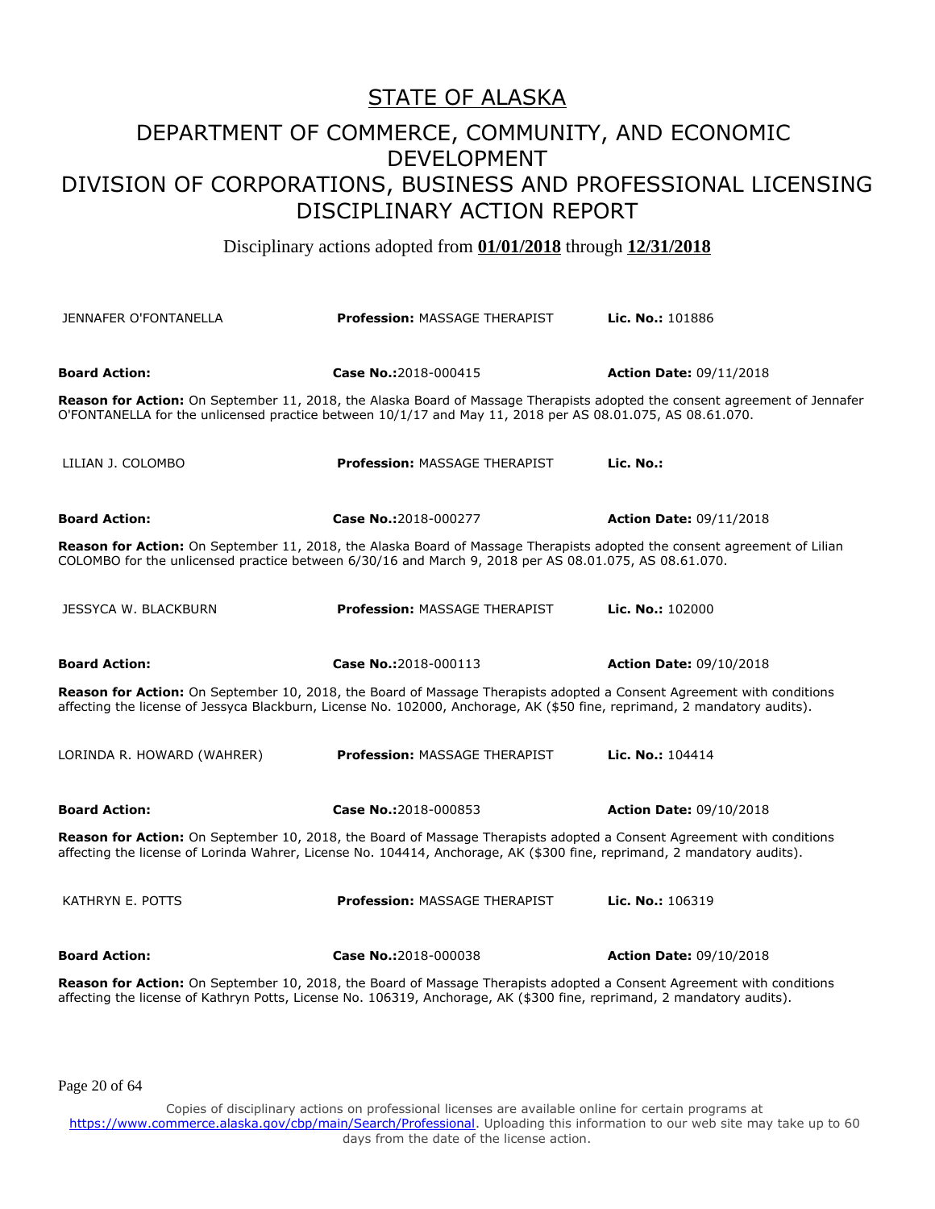# STATE OF ALASKA

## DEPARTMENT OF COMMERCE, COMMUNITY, AND ECONOMIC DEVELOPMENT
## DIVISION OF CORPORATIONS, BUSINESS AND PROFESSIONAL LICENSING
## DISCIPLINARY ACTION REPORT

Disciplinary actions adopted from **01/01/2018** through **12/31/2018**

JENNAFER O'FONTANELLA | **Profession:** MASSAGE THERAPIST | **Lic. No.:** 101886

**Board Action:** | **Case No.:**2018-000415 | **Action Date:** 09/11/2018

**Reason for Action:** On September 11, 2018, the Alaska Board of Massage Therapists adopted the consent agreement of Jennafer O'FONTANELLA for the unlicensed practice between 10/1/17 and May 11, 2018 per AS 08.01.075, AS 08.61.070.

LILIAN J. COLOMBO | **Profession:** MASSAGE THERAPIST | **Lic. No.:**

**Board Action:** | **Case No.:**2018-000277 | **Action Date:** 09/11/2018

**Reason for Action:** On September 11, 2018, the Alaska Board of Massage Therapists adopted the consent agreement of Lilian COLOMBO for the unlicensed practice between 6/30/16 and March 9, 2018 per AS 08.01.075, AS 08.61.070.

JESSYCA W. BLACKBURN | **Profession:** MASSAGE THERAPIST | **Lic. No.:** 102000

**Board Action:** | **Case No.:**2018-000113 | **Action Date:** 09/10/2018

**Reason for Action:** On September 10, 2018, the Board of Massage Therapists adopted a Consent Agreement with conditions affecting the license of Jessyca Blackburn, License No. 102000, Anchorage, AK ($50 fine, reprimand, 2 mandatory audits).

LORINDA R. HOWARD (WAHRER) | **Profession:** MASSAGE THERAPIST | **Lic. No.:** 104414

**Board Action:** | **Case No.:**2018-000853 | **Action Date:** 09/10/2018

**Reason for Action:** On September 10, 2018, the Board of Massage Therapists adopted a Consent Agreement with conditions affecting the license of Lorinda Wahrer, License No. 104414, Anchorage, AK ($300 fine, reprimand, 2 mandatory audits).

KATHRYN E. POTTS | **Profession:** MASSAGE THERAPIST | **Lic. No.:** 106319

**Board Action:** | **Case No.:**2018-000038 | **Action Date:** 09/10/2018

**Reason for Action:** On September 10, 2018, the Board of Massage Therapists adopted a Consent Agreement with conditions affecting the license of Kathryn Potts, License No. 106319, Anchorage, AK ($300 fine, reprimand, 2 mandatory audits).

Copies of disciplinary actions on professional licenses are available online for certain programs at https://www.commerce.alaska.gov/cbp/main/Search/Professional. Uploading this information to our web site may take up to 60 days from the date of the license action.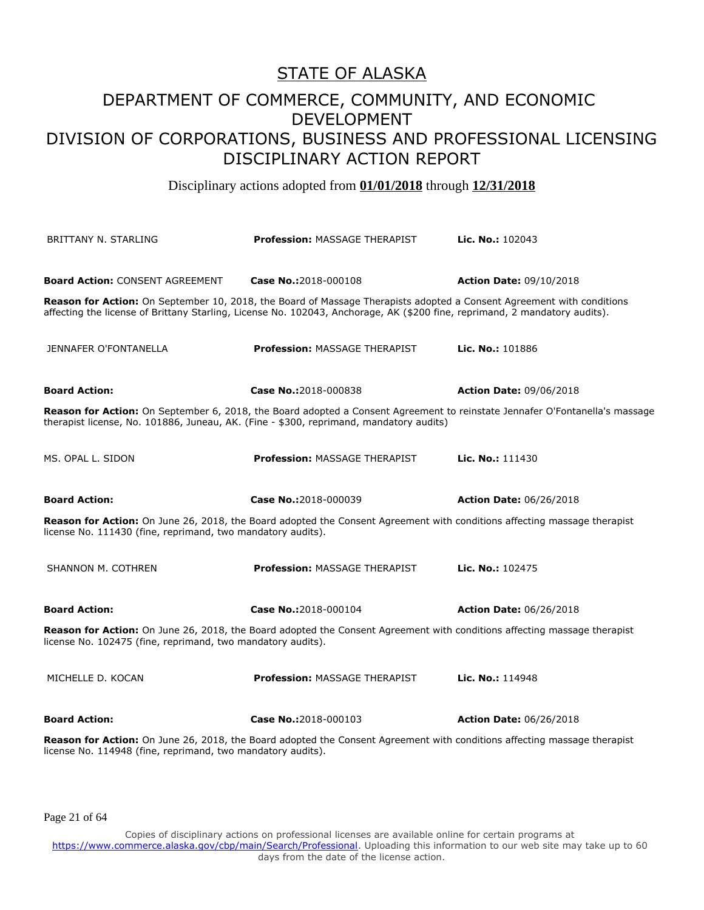# STATE OF ALASKA

## DEPARTMENT OF COMMERCE, COMMUNITY, AND ECONOMIC DEVELOPMENT

## DIVISION OF CORPORATIONS, BUSINESS AND PROFESSIONAL LICENSING

## DISCIPLINARY ACTION REPORT

Disciplinary actions adopted from **01/01/2018** through **12/31/2018**

BRITTANY N. STARLING | **Profession:** MASSAGE THERAPIST | **Lic. No.:** 102043

**Board Action:** CONSENT AGREEMENT | **Case No.:**2018-000108 | **Action Date:** 09/10/2018

**Reason for Action:** On September 10, 2018, the Board of Massage Therapists adopted a Consent Agreement with conditions affecting the license of Brittany Starling, License No. 102043, Anchorage, AK ($200 fine, reprimand, 2 mandatory audits).

JENNAFER O'FONTANELLA | **Profession:** MASSAGE THERAPIST | **Lic. No.:** 101886

**Board Action:** | **Case No.:**2018-000838 | **Action Date:** 09/06/2018

**Reason for Action:** On September 6, 2018, the Board adopted a Consent Agreement to reinstate Jennafer O'Fontanella's massage therapist license, No. 101886, Juneau, AK. (Fine - $300, reprimand, mandatory audits)

MS. OPAL L. SIDON | **Profession:** MASSAGE THERAPIST | **Lic. No.:** 111430

**Board Action:** | **Case No.:**2018-000039 | **Action Date:** 06/26/2018

**Reason for Action:** On June 26, 2018, the Board adopted the Consent Agreement with conditions affecting massage therapist license No. 111430 (fine, reprimand, two mandatory audits).

SHANNON M. COTHREN | **Profession:** MASSAGE THERAPIST | **Lic. No.:** 102475

**Board Action:** | **Case No.:**2018-000104 | **Action Date:** 06/26/2018

**Reason for Action:** On June 26, 2018, the Board adopted the Consent Agreement with conditions affecting massage therapist license No. 102475 (fine, reprimand, two mandatory audits).

MICHELLE D. KOCAN | **Profession:** MASSAGE THERAPIST | **Lic. No.:** 114948

**Board Action:** | **Case No.:**2018-000103 | **Action Date:** 06/26/2018

**Reason for Action:** On June 26, 2018, the Board adopted the Consent Agreement with conditions affecting massage therapist license No. 114948 (fine, reprimand, two mandatory audits).

Copies of disciplinary actions on professional licenses are available online for certain programs at https://www.commerce.alaska.gov/cbp/main/Search/Professional. Uploading this information to our web site may take up to 60 days from the date of the license action.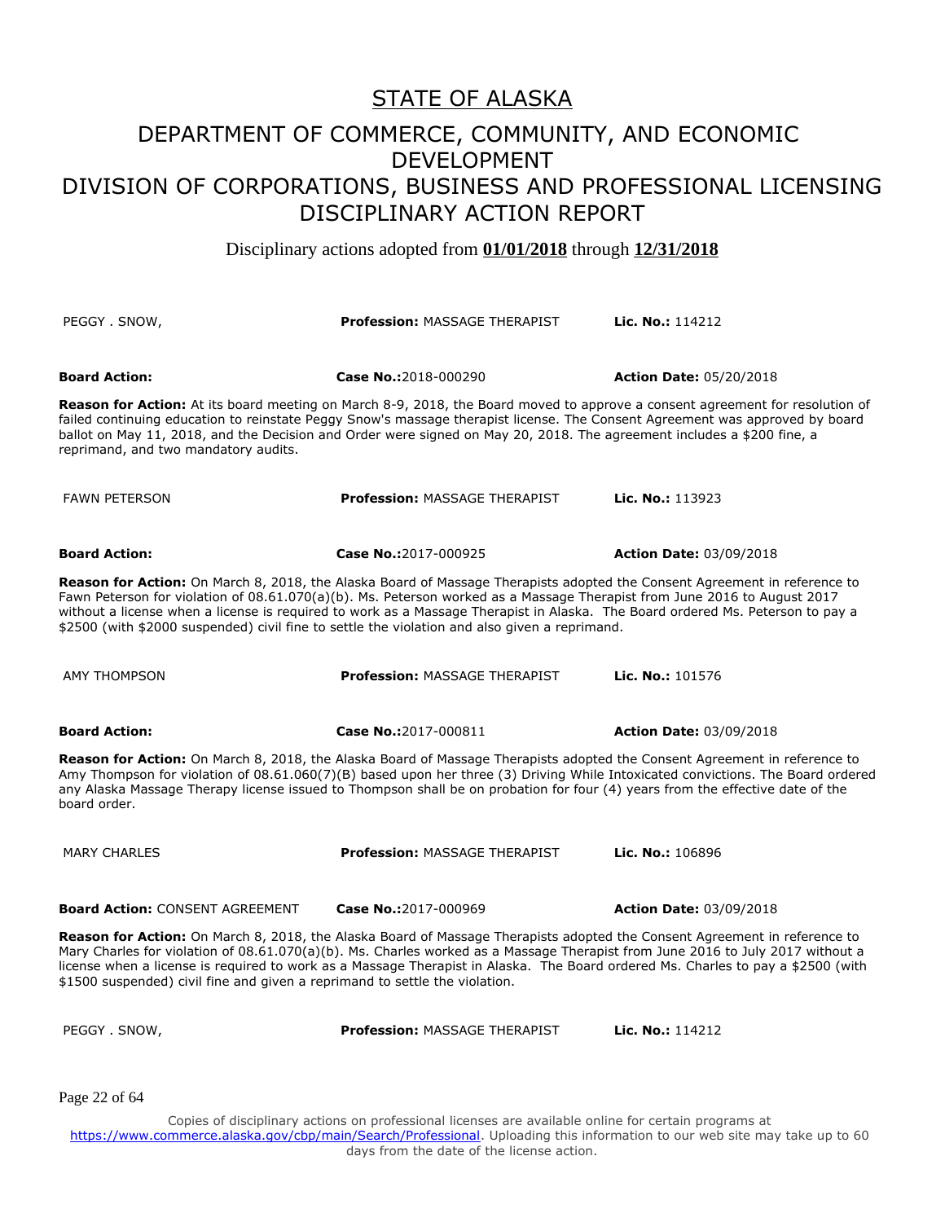# STATE OF ALASKA

## DEPARTMENT OF COMMERCE, COMMUNITY, AND ECONOMIC DEVELOPMENT
## DIVISION OF CORPORATIONS, BUSINESS AND PROFESSIONAL LICENSING
## DISCIPLINARY ACTION REPORT

Disciplinary actions adopted from **01/01/2018** through **12/31/2018**

PEGGY . SNOW, | **Profession:** MASSAGE THERAPIST | **Lic. No.:** 114212

**Board Action:** | **Case No.:** 2018-000290 | **Action Date:** 05/20/2018

**Reason for Action:** At its board meeting on March 8-9, 2018, the Board moved to approve a consent agreement for resolution of failed continuing education to reinstate Peggy Snow's massage therapist license. The Consent Agreement was approved by board ballot on May 11, 2018, and the Decision and Order were signed on May 20, 2018. The agreement includes a $200 fine, a reprimand, and two mandatory audits.

FAWN PETERSON | **Profession:** MASSAGE THERAPIST | **Lic. No.:** 113923

**Board Action:** | **Case No.:** 2017-000925 | **Action Date:** 03/09/2018

**Reason for Action:** On March 8, 2018, the Alaska Board of Massage Therapists adopted the Consent Agreement in reference to Fawn Peterson for violation of 08.61.070(a)(b). Ms. Peterson worked as a Massage Therapist from June 2016 to August 2017 without a license when a license is required to work as a Massage Therapist in Alaska. The Board ordered Ms. Peterson to pay a $2500 (with $2000 suspended) civil fine to settle the violation and also given a reprimand.

AMY THOMPSON | **Profession:** MASSAGE THERAPIST | **Lic. No.:** 101576

**Board Action:** | **Case No.:** 2017-000811 | **Action Date:** 03/09/2018

**Reason for Action:** On March 8, 2018, the Alaska Board of Massage Therapists adopted the Consent Agreement in reference to Amy Thompson for violation of 08.61.060(7)(B) based upon her three (3) Driving While Intoxicated convictions. The Board ordered any Alaska Massage Therapy license issued to Thompson shall be on probation for four (4) years from the effective date of the board order.

MARY CHARLES | **Profession:** MASSAGE THERAPIST | **Lic. No.:** 106896

**Board Action:** CONSENT AGREEMENT | **Case No.:** 2017-000969 | **Action Date:** 03/09/2018

**Reason for Action:** On March 8, 2018, the Alaska Board of Massage Therapists adopted the Consent Agreement in reference to Mary Charles for violation of 08.61.070(a)(b). Ms. Charles worked as a Massage Therapist from June 2016 to July 2017 without a license when a license is required to work as a Massage Therapist in Alaska. The Board ordered Ms. Charles to pay a $2500 (with $1500 suspended) civil fine and given a reprimand to settle the violation.

PEGGY . SNOW, | **Profession:** MASSAGE THERAPIST | **Lic. No.:** 114212

Copies of disciplinary actions on professional licenses are available online for certain programs at https://www.commerce.alaska.gov/cbp/main/Search/Professional. Uploading this information to our web site may take up to 60 days from the date of the license action.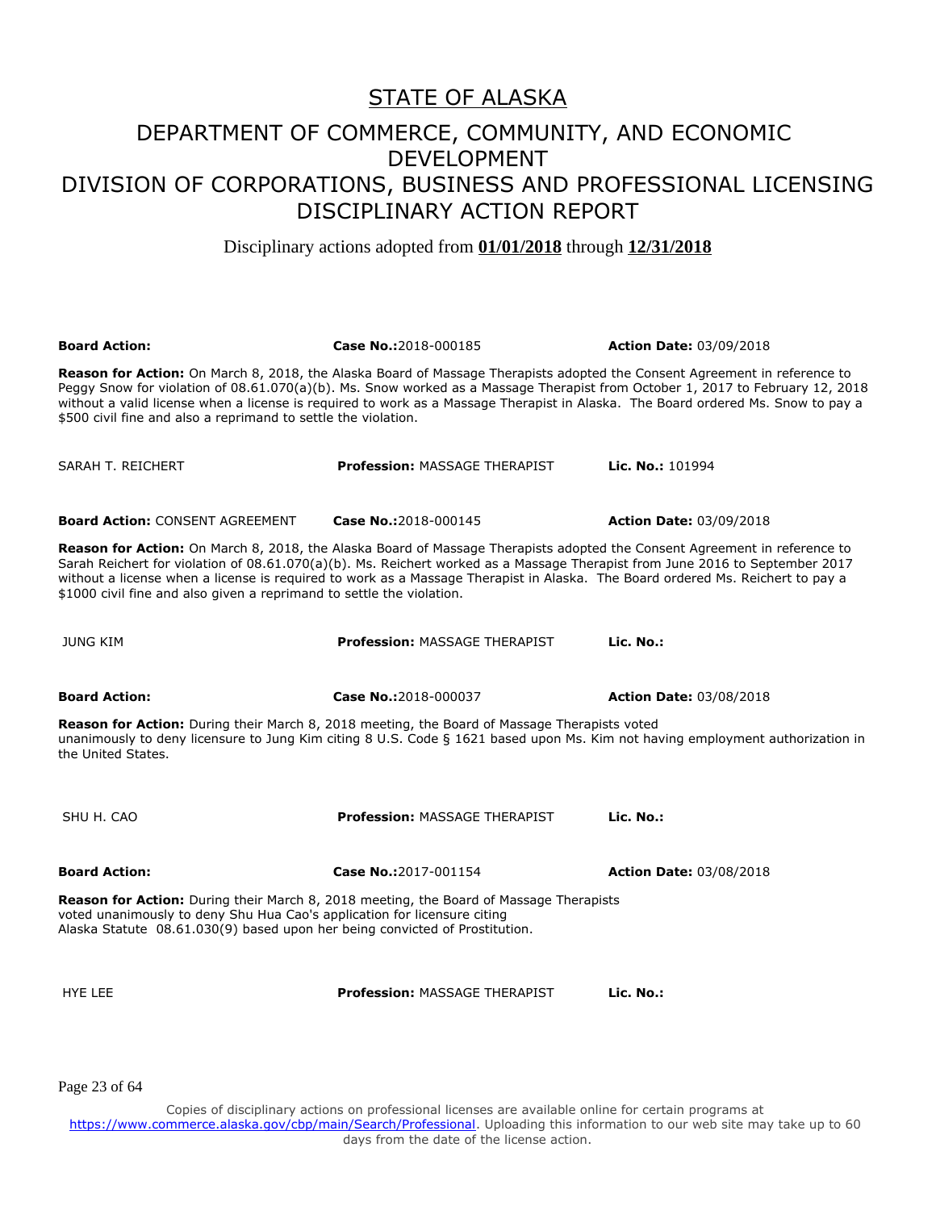# STATE OF ALASKA

## DEPARTMENT OF COMMERCE, COMMUNITY, AND ECONOMIC DEVELOPMENT

## DIVISION OF CORPORATIONS, BUSINESS AND PROFESSIONAL LICENSING

## DISCIPLINARY ACTION REPORT

Disciplinary actions adopted from **01/01/2018** through **12/31/2018**

**Board Action:** | **Case No.:**2018-000185 | **Action Date:** 03/09/2018

**Reason for Action:** On March 8, 2018, the Alaska Board of Massage Therapists adopted the Consent Agreement in reference to Peggy Snow for violation of 08.61.070(a)(b). Ms. Snow worked as a Massage Therapist from October 1, 2017 to February 12, 2018 without a valid license when a license is required to work as a Massage Therapist in Alaska. The Board ordered Ms. Snow to pay a $500 civil fine and also a reprimand to settle the violation.

---

SARAH T. REICHERT | **Profession:** MASSAGE THERAPIST | **Lic. No.:** 101994

**Board Action:** CONSENT AGREEMENT | **Case No.:**2018-000145 | **Action Date:** 03/09/2018

**Reason for Action:** On March 8, 2018, the Alaska Board of Massage Therapists adopted the Consent Agreement in reference to Sarah Reichert for violation of 08.61.070(a)(b). Ms. Reichert worked as a Massage Therapist from June 2016 to September 2017 without a license when a license is required to work as a Massage Therapist in Alaska. The Board ordered Ms. Reichert to pay a $1000 civil fine and also given a reprimand to settle the violation.

---

JUNG KIM | **Profession:** MASSAGE THERAPIST | **Lic. No.:**

**Board Action:** | **Case No.:**2018-000037 | **Action Date:** 03/08/2018

**Reason for Action:** During their March 8, 2018 meeting, the Board of Massage Therapists voted unanimously to deny licensure to Jung Kim citing 8 U.S. Code § 1621 based upon Ms. Kim not having employment authorization in the United States.

---

SHU H. CAO | **Profession:** MASSAGE THERAPIST | **Lic. No.:**

**Board Action:** | **Case No.:**2017-001154 | **Action Date:** 03/08/2018

**Reason for Action:** During their March 8, 2018 meeting, the Board of Massage Therapists voted unanimously to deny Shu Hua Cao's application for licensure citing Alaska Statute 08.61.030(9) based upon her being convicted of Prostitution.

---

HYE LEE | **Profession:** MASSAGE THERAPIST | **Lic. No.:**

Copies of disciplinary actions on professional licenses are available online for certain programs at https://www.commerce.alaska.gov/cbp/main/Search/Professional. Uploading this information to our web site may take up to 60 days from the date of the license action.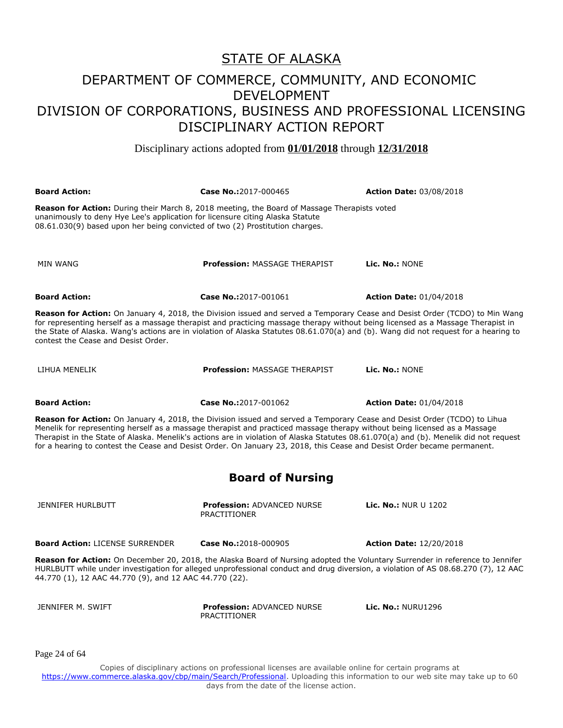# STATE OF ALASKA

## DEPARTMENT OF COMMERCE, COMMUNITY, AND ECONOMIC DEVELOPMENT
## DIVISION OF CORPORATIONS, BUSINESS AND PROFESSIONAL LICENSING
## DISCIPLINARY ACTION REPORT

Disciplinary actions adopted from **01/01/2018** through **12/31/2018**

**Board Action:** | **Case No.:** 2017-000465 | **Action Date:** 03/08/2018

**Reason for Action:** During their March 8, 2018 meeting, the Board of Massage Therapists voted unanimously to deny Hye Lee's application for licensure citing Alaska Statute 08.61.030(9) based upon her being convicted of two (2) Prostitution charges.

MIN WANG | **Profession:** MASSAGE THERAPIST | **Lic. No.:** NONE

**Board Action:** | **Case No.:** 2017-001061 | **Action Date:** 01/04/2018

**Reason for Action:** On January 4, 2018, the Division issued and served a Temporary Cease and Desist Order (TCDO) to Min Wang for representing herself as a massage therapist and practicing massage therapy without being licensed as a Massage Therapist in the State of Alaska. Wang's actions are in violation of Alaska Statutes 08.61.070(a) and (b). Wang did not request for a hearing to contest the Cease and Desist Order.

LIHUA MENELIK | **Profession:** MASSAGE THERAPIST | **Lic. No.:** NONE

**Board Action:** | **Case No.:** 2017-001062 | **Action Date:** 01/04/2018

**Reason for Action:** On January 4, 2018, the Division issued and served a Temporary Cease and Desist Order (TCDO) to Lihua Menelik for representing herself as a massage therapist and practiced massage therapy without being licensed as a Massage Therapist in the State of Alaska. Menelik's actions are in violation of Alaska Statutes 08.61.070(a) and (b). Menelik did not request for a hearing to contest the Cease and Desist Order. On January 23, 2018, this Cease and Desist Order became permanent.

## Board of Nursing

JENNIFER HURLBUTT | **Profession:** ADVANCED NURSE PRACTITIONER | **Lic. No.:** NUR U 1202

**Board Action:** LICENSE SURRENDER | **Case No.:** 2018-000905 | **Action Date:** 12/20/2018

**Reason for Action:** On December 20, 2018, the Alaska Board of Nursing adopted the Voluntary Surrender in reference to Jennifer HURLBUTT while under investigation for alleged unprofessional conduct and drug diversion, a violation of AS 08.68.270 (7), 12 AAC 44.770 (1), 12 AAC 44.770 (9), and 12 AAC 44.770 (22).

JENNIFER M. SWIFT | **Profession:** ADVANCED NURSE PRACTITIONER | **Lic. No.:** NURU1296

Copies of disciplinary actions on professional licenses are available online for certain programs at https://www.commerce.alaska.gov/cbp/main/Search/Professional. Uploading this information to our web site may take up to 60 days from the date of the license action.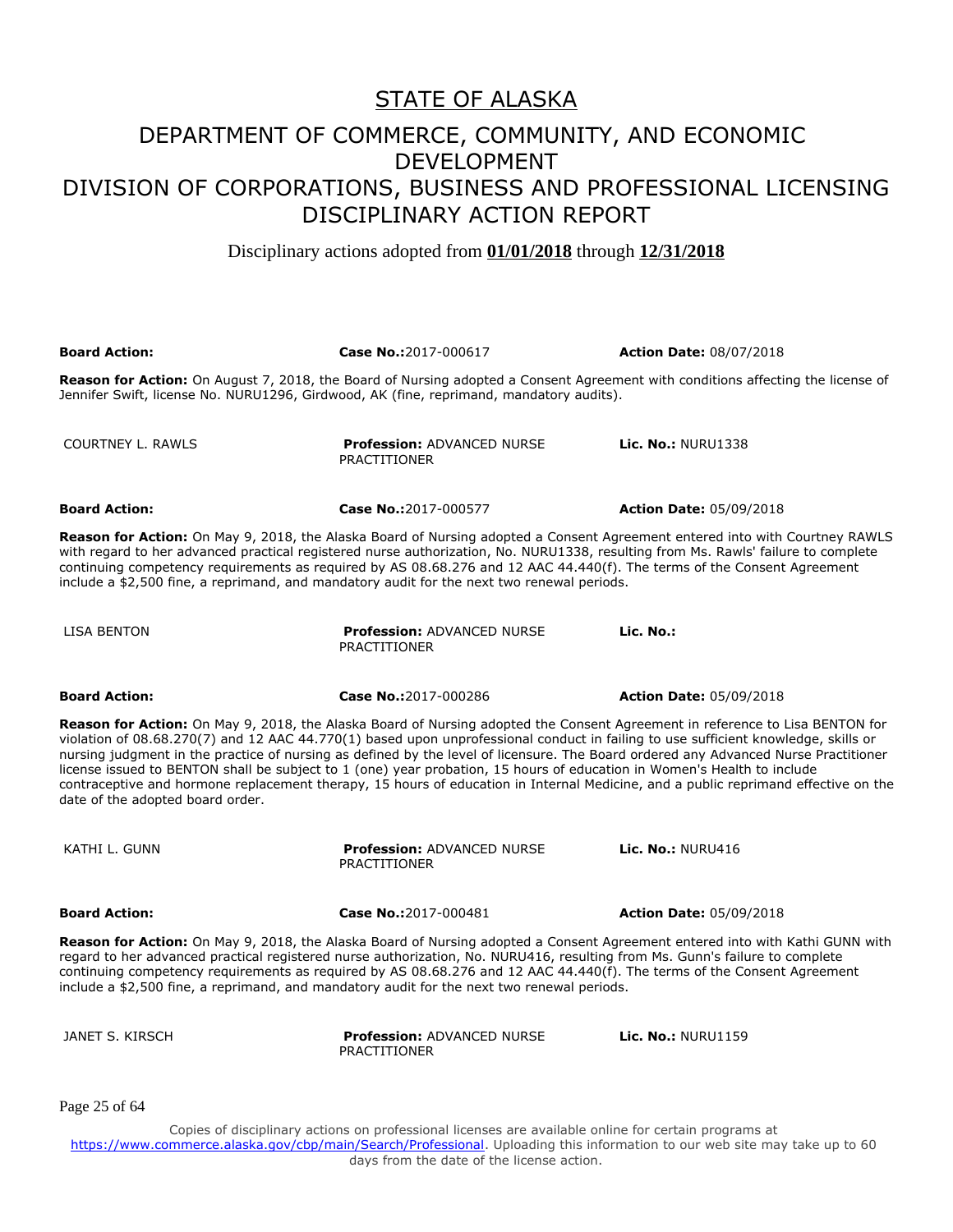# STATE OF ALASKA

## DEPARTMENT OF COMMERCE, COMMUNITY, AND ECONOMIC DEVELOPMENT
## DIVISION OF CORPORATIONS, BUSINESS AND PROFESSIONAL LICENSING
## DISCIPLINARY ACTION REPORT

Disciplinary actions adopted from **01/01/2018** through **12/31/2018**

**Board Action:** **Case No.:**2017-000617 **Action Date:** 08/07/2018

**Reason for Action:** On August 7, 2018, the Board of Nursing adopted a Consent Agreement with conditions affecting the license of Jennifer Swift, license No. NURU1296, Girdwood, AK (fine, reprimand, mandatory audits).

COURTNEY L. RAWLS **Profession:** ADVANCED NURSE PRACTITIONER **Lic. No.:** NURU1338

**Board Action:** **Case No.:**2017-000577 **Action Date:** 05/09/2018

**Reason for Action:** On May 9, 2018, the Alaska Board of Nursing adopted a Consent Agreement entered into with Courtney RAWLS with regard to her advanced practical registered nurse authorization, No. NURU1338, resulting from Ms. Rawls' failure to complete continuing competency requirements as required by AS 08.68.276 and 12 AAC 44.440(f). The terms of the Consent Agreement include a $2,500 fine, a reprimand, and mandatory audit for the next two renewal periods.

LISA BENTON **Profession:** ADVANCED NURSE PRACTITIONER **Lic. No.:**

**Board Action:** **Case No.:**2017-000286 **Action Date:** 05/09/2018

**Reason for Action:** On May 9, 2018, the Alaska Board of Nursing adopted the Consent Agreement in reference to Lisa BENTON for violation of 08.68.270(7) and 12 AAC 44.770(1) based upon unprofessional conduct in failing to use sufficient knowledge, skills or nursing judgment in the practice of nursing as defined by the level of licensure. The Board ordered any Advanced Nurse Practitioner license issued to BENTON shall be subject to 1 (one) year probation, 15 hours of education in Women's Health to include contraceptive and hormone replacement therapy, 15 hours of education in Internal Medicine, and a public reprimand effective on the date of the adopted board order.

KATHI L. GUNN **Profession:** ADVANCED NURSE PRACTITIONER **Lic. No.:** NURU416

**Board Action:** **Case No.:**2017-000481 **Action Date:** 05/09/2018

**Reason for Action:** On May 9, 2018, the Alaska Board of Nursing adopted a Consent Agreement entered into with Kathi GUNN with regard to her advanced practical registered nurse authorization, No. NURU416, resulting from Ms. Gunn's failure to complete continuing competency requirements as required by AS 08.68.276 and 12 AAC 44.440(f). The terms of the Consent Agreement include a $2,500 fine, a reprimand, and mandatory audit for the next two renewal periods.

JANET S. KIRSCH **Profession:** ADVANCED NURSE PRACTITIONER **Lic. No.:** NURU1159

Copies of disciplinary actions on professional licenses are available online for certain programs at https://www.commerce.alaska.gov/cbp/main/Search/Professional. Uploading this information to our web site may take up to 60 days from the date of the license action.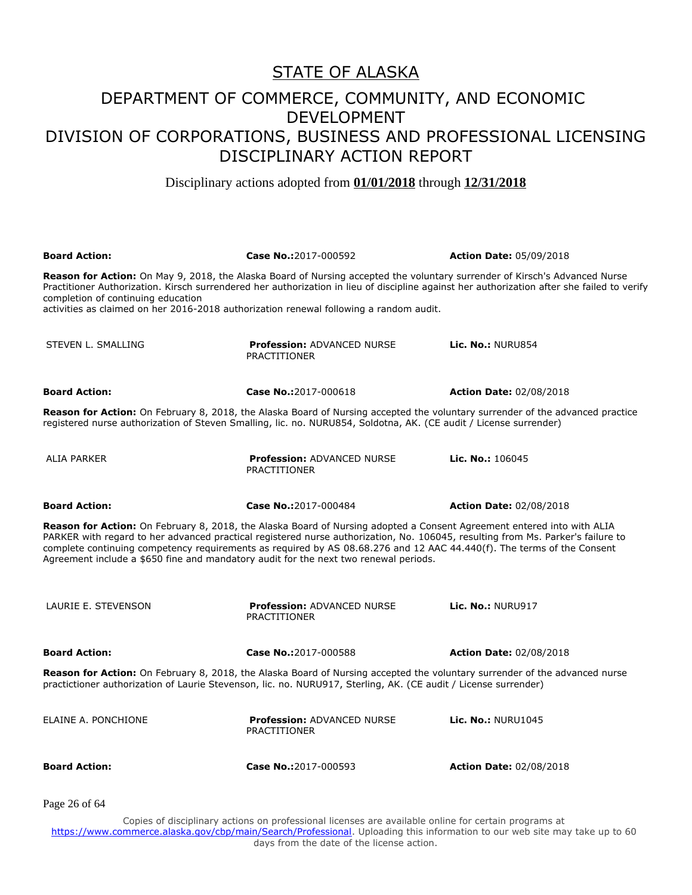# STATE OF ALASKA

## DEPARTMENT OF COMMERCE, COMMUNITY, AND ECONOMIC DEVELOPMENT

## DIVISION OF CORPORATIONS, BUSINESS AND PROFESSIONAL LICENSING

## DISCIPLINARY ACTION REPORT

Disciplinary actions adopted from **01/01/2018** through **12/31/2018**

**Board Action:** | **Case No.:** 2017-000592 | **Action Date:** 05/09/2018

**Reason for Action:** On May 9, 2018, the Alaska Board of Nursing accepted the voluntary surrender of Kirsch's Advanced Nurse Practitioner Authorization. Kirsch surrendered her authorization in lieu of discipline against her authorization after she failed to verify completion of continuing education
activities as claimed on her 2016-2018 authorization renewal following a random audit.

STEVEN L. SMALLING | **Profession:** ADVANCED NURSE PRACTITIONER | **Lic. No.:** NURU854

**Board Action:** | **Case No.:** 2017-000618 | **Action Date:** 02/08/2018

**Reason for Action:** On February 8, 2018, the Alaska Board of Nursing accepted the voluntary surrender of the advanced practice registered nurse authorization of Steven Smalling, lic. no. NURU854, Soldotna, AK. (CE audit / License surrender)

ALIA PARKER | **Profession:** ADVANCED NURSE PRACTITIONER | **Lic. No.:** 106045

**Board Action:** | **Case No.:** 2017-000484 | **Action Date:** 02/08/2018

**Reason for Action:** On February 8, 2018, the Alaska Board of Nursing adopted a Consent Agreement entered into with ALIA PARKER with regard to her advanced practical registered nurse authorization, No. 106045, resulting from Ms. Parker's failure to complete continuing competency requirements as required by AS 08.68.276 and 12 AAC 44.440(f). The terms of the Consent Agreement include a $650 fine and mandatory audit for the next two renewal periods.

LAURIE E. STEVENSON | **Profession:** ADVANCED NURSE PRACTITIONER | **Lic. No.:** NURU917

**Board Action:** | **Case No.:** 2017-000588 | **Action Date:** 02/08/2018

**Reason for Action:** On February 8, 2018, the Alaska Board of Nursing accepted the voluntary surrender of the advanced nurse practictioner authorization of Laurie Stevenson, lic. no. NURU917, Sterling, AK. (CE audit / License surrender)

ELAINE A. PONCHIONE | **Profession:** ADVANCED NURSE PRACTITIONER | **Lic. No.:** NURU1045

**Board Action:** | **Case No.:** 2017-000593 | **Action Date:** 02/08/2018

Copies of disciplinary actions on professional licenses are available online for certain programs at https://www.commerce.alaska.gov/cbp/main/Search/Professional. Uploading this information to our web site may take up to 60 days from the date of the license action.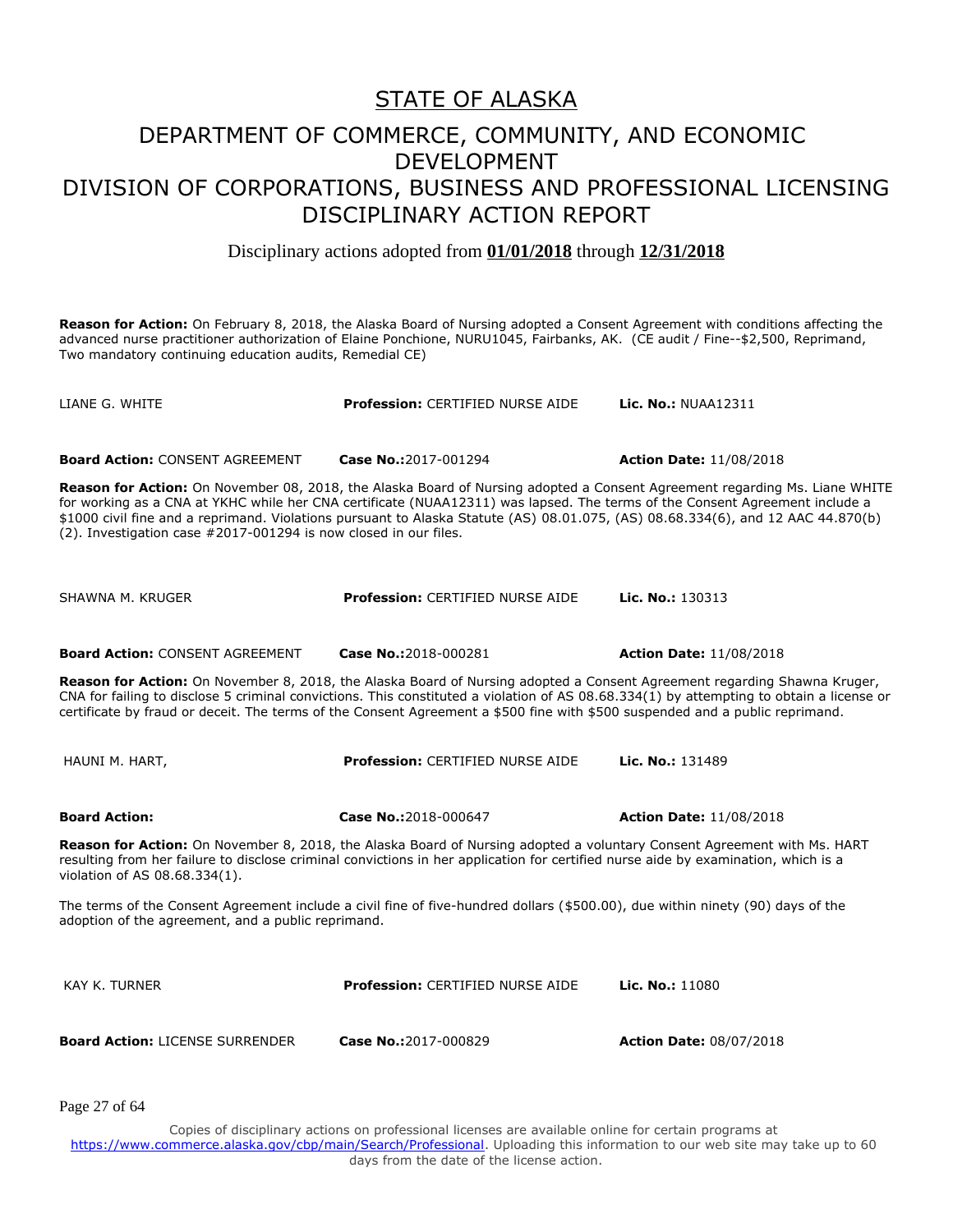# STATE OF ALASKA

## DEPARTMENT OF COMMERCE, COMMUNITY, AND ECONOMIC DEVELOPMENT
## DIVISION OF CORPORATIONS, BUSINESS AND PROFESSIONAL LICENSING
## DISCIPLINARY ACTION REPORT

Disciplinary actions adopted from **01/01/2018** through **12/31/2018**

**Reason for Action:** On February 8, 2018, the Alaska Board of Nursing adopted a Consent Agreement with conditions affecting the advanced nurse practitioner authorization of Elaine Ponchione, NURU1045, Fairbanks, AK. (CE audit / Fine--$2,500, Reprimand, Two mandatory continuing education audits, Remedial CE)

| LIANE G. WHITE | **Profession:** CERTIFIED NURSE AIDE | **Lic. No.:** NUAA12311 |
|---|---|---|
| **Board Action:** CONSENT AGREEMENT | **Case No.:** 2017-001294 | **Action Date:** 11/08/2018 |

**Reason for Action:** On November 08, 2018, the Alaska Board of Nursing adopted a Consent Agreement regarding Ms. Liane WHITE for working as a CNA at YKHC while her CNA certificate (NUAA12311) was lapsed. The terms of the Consent Agreement include a $1000 civil fine and a reprimand. Violations pursuant to Alaska Statute (AS) 08.01.075, (AS) 08.68.334(6), and 12 AAC 44.870(b)(2). Investigation case #2017-001294 is now closed in our files.

| SHAWNA M. KRUGER | **Profession:** CERTIFIED NURSE AIDE | **Lic. No.:** 130313 |
|---|---|---|
| **Board Action:** CONSENT AGREEMENT | **Case No.:** 2018-000281 | **Action Date:** 11/08/2018 |

**Reason for Action:** On November 8, 2018, the Alaska Board of Nursing adopted a Consent Agreement regarding Shawna Kruger, CNA for failing to disclose 5 criminal convictions. This constituted a violation of AS 08.68.334(1) by attempting to obtain a license or certificate by fraud or deceit. The terms of the Consent Agreement a $500 fine with $500 suspended and a public reprimand.

| HAUNI M. HART, | **Profession:** CERTIFIED NURSE AIDE | **Lic. No.:** 131489 |
|---|---|---|
| **Board Action:** | **Case No.:** 2018-000647 | **Action Date:** 11/08/2018 |

**Reason for Action:** On November 8, 2018, the Alaska Board of Nursing adopted a voluntary Consent Agreement with Ms. HART resulting from her failure to disclose criminal convictions in her application for certified nurse aide by examination, which is a violation of AS 08.68.334(1).

The terms of the Consent Agreement include a civil fine of five-hundred dollars ($500.00), due within ninety (90) days of the adoption of the agreement, and a public reprimand.

| KAY K. TURNER | **Profession:** CERTIFIED NURSE AIDE | **Lic. No.:** 11080 |
|---|---|---|
| **Board Action:** LICENSE SURRENDER | **Case No.:** 2017-000829 | **Action Date:** 08/07/2018 |

Copies of disciplinary actions on professional licenses are available online for certain programs at https://www.commerce.alaska.gov/cbp/main/Search/Professional. Uploading this information to our web site may take up to 60 days from the date of the license action.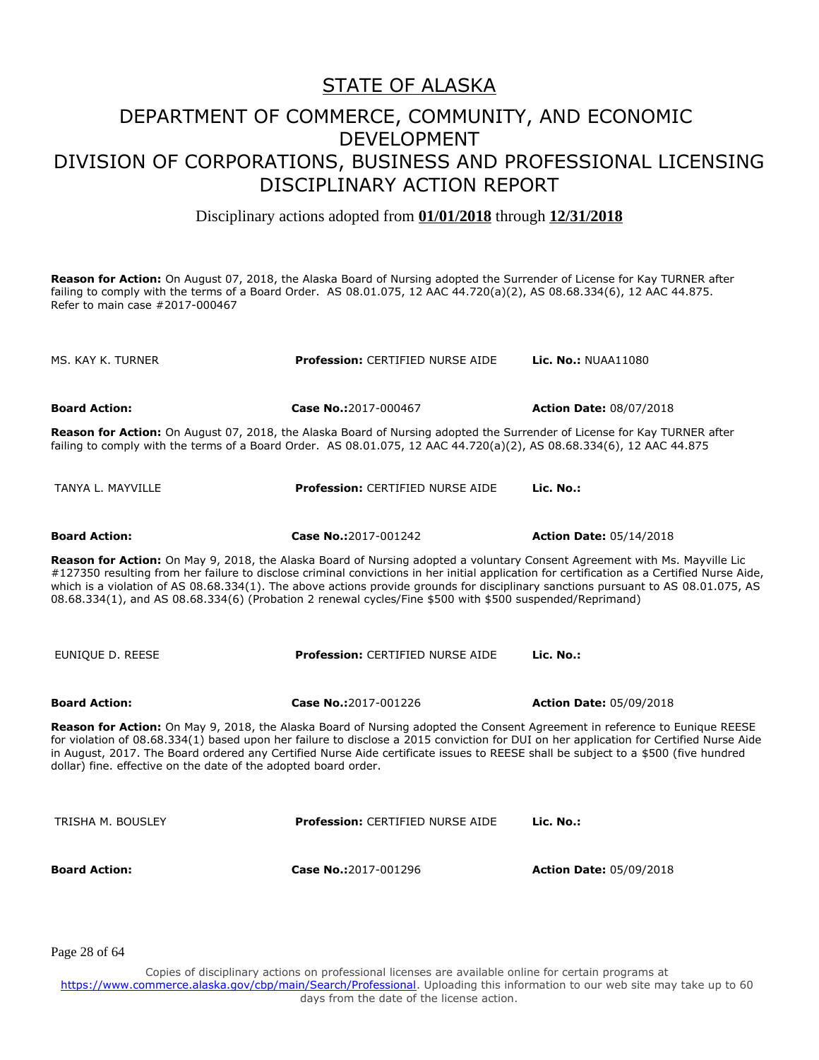# STATE OF ALASKA

## DEPARTMENT OF COMMERCE, COMMUNITY, AND ECONOMIC DEVELOPMENT
## DIVISION OF CORPORATIONS, BUSINESS AND PROFESSIONAL LICENSING
## DISCIPLINARY ACTION REPORT

Disciplinary actions adopted from **01/01/2018** through **12/31/2018**

**Reason for Action:** On August 07, 2018, the Alaska Board of Nursing adopted the Surrender of License for Kay TURNER after failing to comply with the terms of a Board Order. AS 08.01.075, 12 AAC 44.720(a)(2), AS 08.68.334(6), 12 AAC 44.875. Refer to main case #2017-000467

| MS. KAY K. TURNER | **Profession:** CERTIFIED NURSE AIDE | **Lic. No.:** NUAA11080 |
|---|---|---|
| **Board Action:** | **Case No.:**2017-000467 | **Action Date:** 08/07/2018 |

**Reason for Action:** On August 07, 2018, the Alaska Board of Nursing adopted the Surrender of License for Kay TURNER after failing to comply with the terms of a Board Order. AS 08.01.075, 12 AAC 44.720(a)(2), AS 08.68.334(6), 12 AAC 44.875

| TANYA L. MAYVILLE | **Profession:** CERTIFIED NURSE AIDE | **Lic. No.:** |
|---|---|---|
| **Board Action:** | **Case No.:**2017-001242 | **Action Date:** 05/14/2018 |

**Reason for Action:** On May 9, 2018, the Alaska Board of Nursing adopted a voluntary Consent Agreement with Ms. Mayville Lic #127350 resulting from her failure to disclose criminal convictions in her initial application for certification as a Certified Nurse Aide, which is a violation of AS 08.68.334(1). The above actions provide grounds for disciplinary sanctions pursuant to AS 08.01.075, AS 08.68.334(1), and AS 08.68.334(6) (Probation 2 renewal cycles/Fine $500 with $500 suspended/Reprimand)

| EUNIQUE D. REESE | **Profession:** CERTIFIED NURSE AIDE | **Lic. No.:** |
|---|---|---|
| **Board Action:** | **Case No.:**2017-001226 | **Action Date:** 05/09/2018 |

**Reason for Action:** On May 9, 2018, the Alaska Board of Nursing adopted the Consent Agreement in reference to Eunique REESE for violation of 08.68.334(1) based upon her failure to disclose a 2015 conviction for DUI on her application for Certified Nurse Aide in August, 2017. The Board ordered any Certified Nurse Aide certificate issues to REESE shall be subject to a $500 (five hundred dollar) fine. effective on the date of the adopted board order.

| TRISHA M. BOUSLEY | **Profession:** CERTIFIED NURSE AIDE | **Lic. No.:** |
|---|---|---|
| **Board Action:** | **Case No.:**2017-001296 | **Action Date:** 05/09/2018 |

Copies of disciplinary actions on professional licenses are available online for certain programs at https://www.commerce.alaska.gov/cbp/main/Search/Professional. Uploading this information to our web site may take up to 60 days from the date of the license action.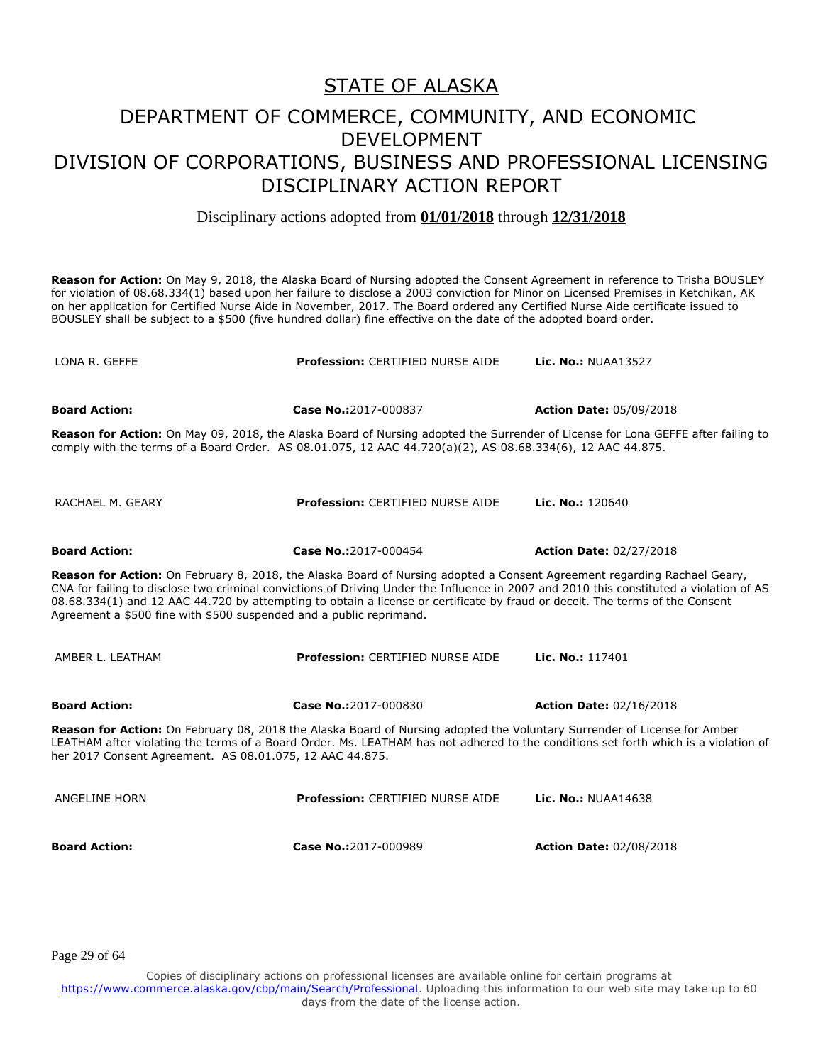# STATE OF ALASKA

## DEPARTMENT OF COMMERCE, COMMUNITY, AND ECONOMIC DEVELOPMENT
## DIVISION OF CORPORATIONS, BUSINESS AND PROFESSIONAL LICENSING
## DISCIPLINARY ACTION REPORT

Disciplinary actions adopted from **01/01/2018** through **12/31/2018**

**Reason for Action:** On May 9, 2018, the Alaska Board of Nursing adopted the Consent Agreement in reference to Trisha BOUSLEY for violation of 08.68.334(1) based upon her failure to disclose a 2003 conviction for Minor on Licensed Premises in Ketchikan, AK on her application for Certified Nurse Aide in November, 2017. The Board ordered any Certified Nurse Aide certificate issued to BOUSLEY shall be subject to a $500 (five hundred dollar) fine effective on the date of the adopted board order.

| LONA R. GEFFE | **Profession:** CERTIFIED NURSE AIDE | **Lic. No.:** NUAA13527 |
|---|---|---|
| **Board Action:** | **Case No.:**2017-000837 | **Action Date:** 05/09/2018 |

**Reason for Action:** On May 09, 2018, the Alaska Board of Nursing adopted the Surrender of License for Lona GEFFE after failing to comply with the terms of a Board Order. AS 08.01.075, 12 AAC 44.720(a)(2), AS 08.68.334(6), 12 AAC 44.875.

| RACHAEL M. GEARY | **Profession:** CERTIFIED NURSE AIDE | **Lic. No.:** 120640 |
|---|---|---|
| **Board Action:** | **Case No.:**2017-000454 | **Action Date:** 02/27/2018 |

**Reason for Action:** On February 8, 2018, the Alaska Board of Nursing adopted a Consent Agreement regarding Rachael Geary, CNA for failing to disclose two criminal convictions of Driving Under the Influence in 2007 and 2010 this constituted a violation of AS 08.68.334(1) and 12 AAC 44.720 by attempting to obtain a license or certificate by fraud or deceit. The terms of the Consent Agreement a $500 fine with $500 suspended and a public reprimand.

| AMBER L. LEATHAM | **Profession:** CERTIFIED NURSE AIDE | **Lic. No.:** 117401 |
|---|---|---|
| **Board Action:** | **Case No.:**2017-000830 | **Action Date:** 02/16/2018 |

**Reason for Action:** On February 08, 2018 the Alaska Board of Nursing adopted the Voluntary Surrender of License for Amber LEATHAM after violating the terms of a Board Order. Ms. LEATHAM has not adhered to the conditions set forth which is a violation of her 2017 Consent Agreement. AS 08.01.075, 12 AAC 44.875.

| ANGELINE HORN | **Profession:** CERTIFIED NURSE AIDE | **Lic. No.:** NUAA14638 |
|---|---|---|
| **Board Action:** | **Case No.:**2017-000989 | **Action Date:** 02/08/2018 |

Copies of disciplinary actions on professional licenses are available online for certain programs at https://www.commerce.alaska.gov/cbp/main/Search/Professional. Uploading this information to our web site may take up to 60 days from the date of the license action.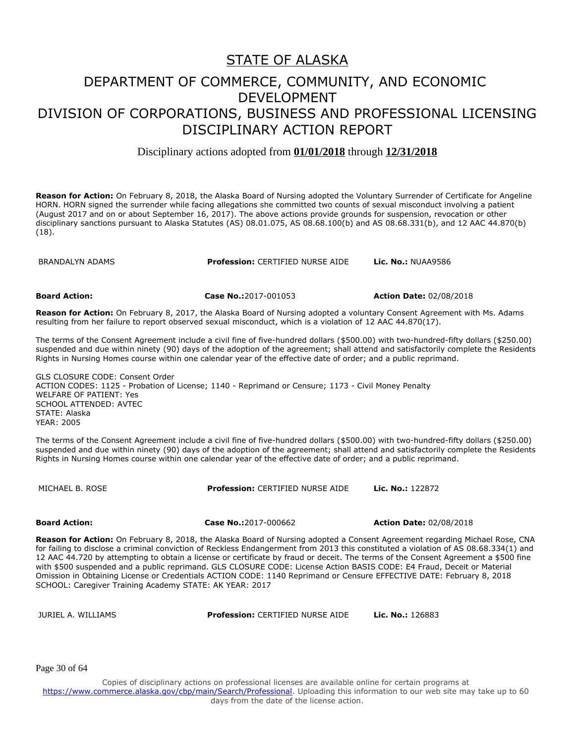# STATE OF ALASKA

## DEPARTMENT OF COMMERCE, COMMUNITY, AND ECONOMIC DEVELOPMENT
## DIVISION OF CORPORATIONS, BUSINESS AND PROFESSIONAL LICENSING
## DISCIPLINARY ACTION REPORT

Disciplinary actions adopted from **01/01/2018** through **12/31/2018**

**Reason for Action:** On February 8, 2018, the Alaska Board of Nursing adopted the Voluntary Surrender of Certificate for Angeline HORN. HORN signed the surrender while facing allegations she committed two counts of sexual misconduct involving a patient (August 2017 and on or about September 16, 2017). The above actions provide grounds for suspension, revocation or other disciplinary sanctions pursuant to Alaska Statutes (AS) 08.01.075, AS 08.68.100(b) and AS 08.68.331(b), and 12 AAC 44.870(b)(18).

BRANDALYN ADAMS | **Profession:** CERTIFIED NURSE AIDE | **Lic. No.:** NUAA9586

**Board Action:** | **Case No.:** 2017-001053 | **Action Date:** 02/08/2018

**Reason for Action:** On February 8, 2017, the Alaska Board of Nursing adopted a voluntary Consent Agreement with Ms. Adams resulting from her failure to report observed sexual misconduct, which is a violation of 12 AAC 44.870(17).

The terms of the Consent Agreement include a civil fine of five-hundred dollars ($500.00) with two-hundred-fifty dollars ($250.00) suspended and due within ninety (90) days of the adoption of the agreement; shall attend and satisfactorily complete the Residents Rights in Nursing Homes course within one calendar year of the effective date of order; and a public reprimand.

GLS CLOSURE CODE: Consent Order
ACTION CODES: 1125 - Probation of License; 1140 - Reprimand or Censure; 1173 - Civil Money Penalty
WELFARE OF PATIENT: Yes
SCHOOL ATTENDED: AVTEC
STATE: Alaska
YEAR: 2005

The terms of the Consent Agreement include a civil fine of five-hundred dollars ($500.00) with two-hundred-fifty dollars ($250.00) suspended and due within ninety (90) days of the adoption of the agreement; shall attend and satisfactorily complete the Residents Rights in Nursing Homes course within one calendar year of the effective date of order; and a public reprimand.

MICHAEL B. ROSE | **Profession:** CERTIFIED NURSE AIDE | **Lic. No.:** 122872

**Board Action:** | **Case No.:** 2017-000662 | **Action Date:** 02/08/2018

**Reason for Action:** On February 8, 2018, the Alaska Board of Nursing adopted a Consent Agreement regarding Michael Rose, CNA for failing to disclose a criminal conviction of Reckless Endangerment from 2013 this constituted a violation of AS 08.68.334(1) and 12 AAC 44.720 by attempting to obtain a license or certificate by fraud or deceit. The terms of the Consent Agreement a $500 fine with $500 suspended and a public reprimand. GLS CLOSURE CODE: License Action BASIS CODE: E4 Fraud, Deceit or Material Omission in Obtaining License or Credentials ACTION CODE: 1140 Reprimand or Censure EFFECTIVE DATE: February 8, 2018 SCHOOL: Caregiver Training Academy STATE: AK YEAR: 2017

JURIEL A. WILLIAMS | **Profession:** CERTIFIED NURSE AIDE | **Lic. No.:** 126883

Copies of disciplinary actions on professional licenses are available online for certain programs at https://www.commerce.alaska.gov/cbp/main/Search/Professional. Uploading this information to our web site may take up to 60 days from the date of the license action.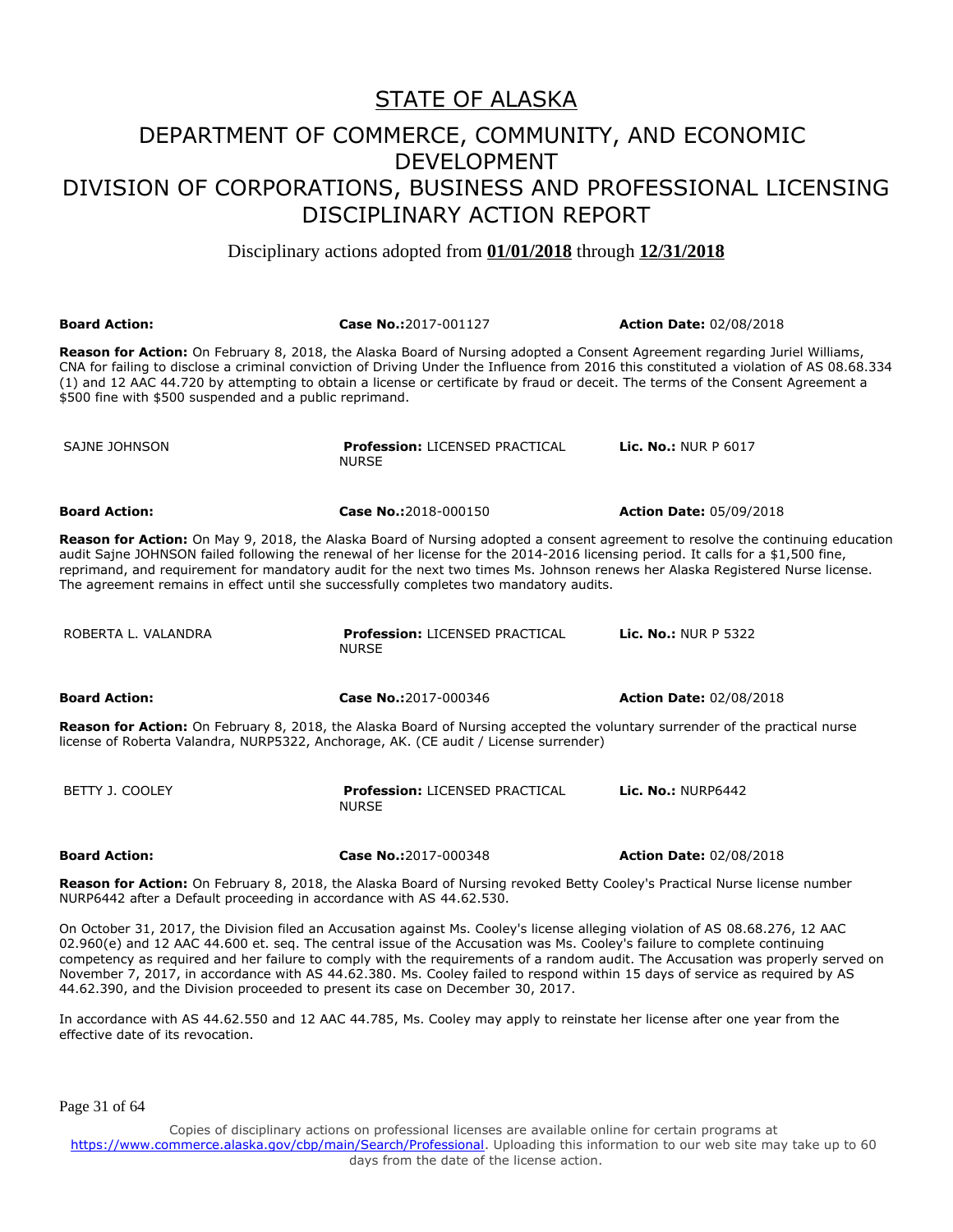# STATE OF ALASKA

## DEPARTMENT OF COMMERCE, COMMUNITY, AND ECONOMIC DEVELOPMENT
## DIVISION OF CORPORATIONS, BUSINESS AND PROFESSIONAL LICENSING
## DISCIPLINARY ACTION REPORT

Disciplinary actions adopted from **01/01/2018** through **12/31/2018**

**Board Action:** **Case No.:**2017-001127 **Action Date:** 02/08/2018

**Reason for Action:** On February 8, 2018, the Alaska Board of Nursing adopted a Consent Agreement regarding Juriel Williams, CNA for failing to disclose a criminal conviction of Driving Under the Influence from 2016 this constituted a violation of AS 08.68.334 (1) and 12 AAC 44.720 by attempting to obtain a license or certificate by fraud or deceit. The terms of the Consent Agreement a $500 fine with $500 suspended and a public reprimand.

SAJNE JOHNSON **Profession:** LICENSED PRACTICAL NURSE **Lic. No.:** NUR P 6017

**Board Action:** **Case No.:**2018-000150 **Action Date:** 05/09/2018

**Reason for Action:** On May 9, 2018, the Alaska Board of Nursing adopted a consent agreement to resolve the continuing education audit Sajne JOHNSON failed following the renewal of her license for the 2014-2016 licensing period. It calls for a $1,500 fine, reprimand, and requirement for mandatory audit for the next two times Ms. Johnson renews her Alaska Registered Nurse license. The agreement remains in effect until she successfully completes two mandatory audits.

ROBERTA L. VALANDRA **Profession:** LICENSED PRACTICAL NURSE **Lic. No.:** NUR P 5322

**Board Action:** **Case No.:**2017-000346 **Action Date:** 02/08/2018

**Reason for Action:** On February 8, 2018, the Alaska Board of Nursing accepted the voluntary surrender of the practical nurse license of Roberta Valandra, NURP5322, Anchorage, AK. (CE audit / License surrender)

BETTY J. COOLEY **Profession:** LICENSED PRACTICAL NURSE **Lic. No.:** NURP6442

**Board Action:** **Case No.:**2017-000348 **Action Date:** 02/08/2018

**Reason for Action:** On February 8, 2018, the Alaska Board of Nursing revoked Betty Cooley's Practical Nurse license number NURP6442 after a Default proceeding in accordance with AS 44.62.530.

On October 31, 2017, the Division filed an Accusation against Ms. Cooley's license alleging violation of AS 08.68.276, 12 AAC 02.960(e) and 12 AAC 44.600 et. seq. The central issue of the Accusation was Ms. Cooley's failure to complete continuing competency as required and her failure to comply with the requirements of a random audit. The Accusation was properly served on November 7, 2017, in accordance with AS 44.62.380. Ms. Cooley failed to respond within 15 days of service as required by AS 44.62.390, and the Division proceeded to present its case on December 30, 2017.

In accordance with AS 44.62.550 and 12 AAC 44.785, Ms. Cooley may apply to reinstate her license after one year from the effective date of its revocation.

Copies of disciplinary actions on professional licenses are available online for certain programs at https://www.commerce.alaska.gov/cbp/main/Search/Professional. Uploading this information to our web site may take up to 60 days from the date of the license action.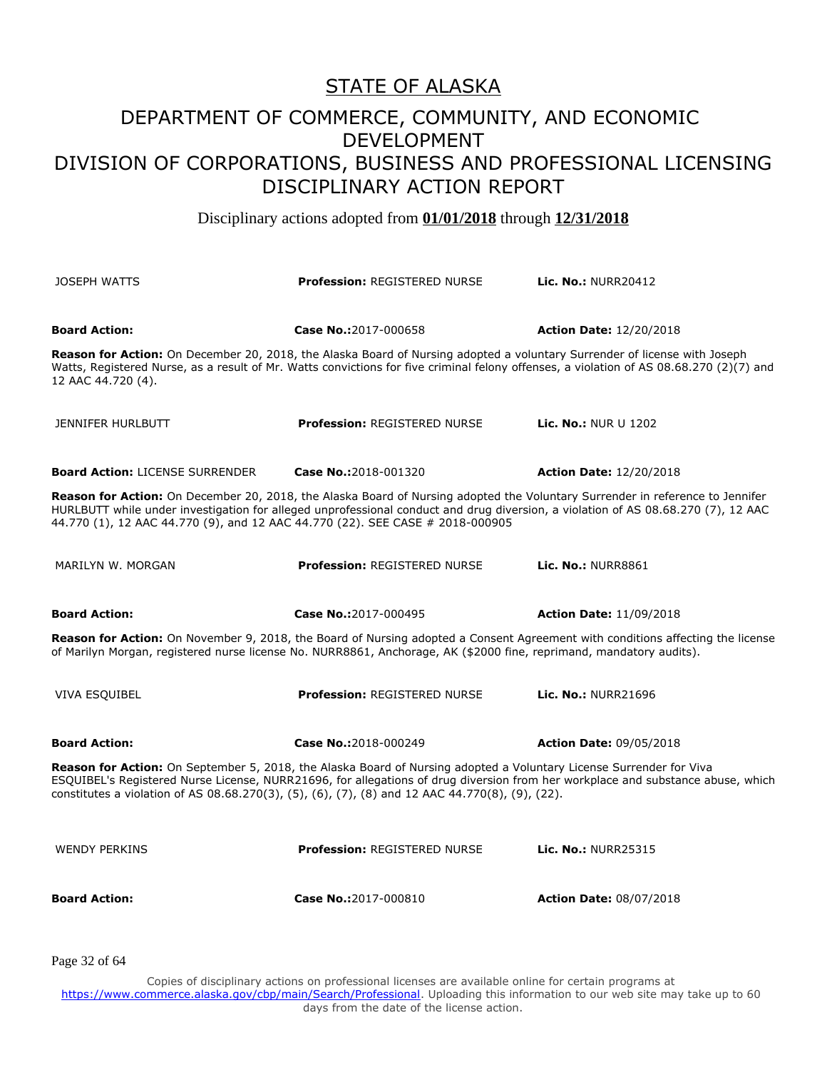# STATE OF ALASKA

## DEPARTMENT OF COMMERCE, COMMUNITY, AND ECONOMIC DEVELOPMENT

## DIVISION OF CORPORATIONS, BUSINESS AND PROFESSIONAL LICENSING

## DISCIPLINARY ACTION REPORT

Disciplinary actions adopted from **01/01/2018** through **12/31/2018**

JOSEPH WATTS | **Profession:** REGISTERED NURSE | **Lic. No.:** NURR20412

**Board Action:** | **Case No.:**2017-000658 | **Action Date:** 12/20/2018

**Reason for Action:** On December 20, 2018, the Alaska Board of Nursing adopted a voluntary Surrender of license with Joseph Watts, Registered Nurse, as a result of Mr. Watts convictions for five criminal felony offenses, a violation of AS 08.68.270 (2)(7) and 12 AAC 44.720 (4).

JENNIFER HURLBUTT | **Profession:** REGISTERED NURSE | **Lic. No.:** NUR U 1202

**Board Action:** LICENSE SURRENDER | **Case No.:**2018-001320 | **Action Date:** 12/20/2018

**Reason for Action:** On December 20, 2018, the Alaska Board of Nursing adopted the Voluntary Surrender in reference to Jennifer HURLBUTT while under investigation for alleged unprofessional conduct and drug diversion, a violation of AS 08.68.270 (7), 12 AAC 44.770 (1), 12 AAC 44.770 (9), and 12 AAC 44.770 (22). SEE CASE # 2018-000905

MARILYN W. MORGAN | **Profession:** REGISTERED NURSE | **Lic. No.:** NURR8861

**Board Action:** | **Case No.:**2017-000495 | **Action Date:** 11/09/2018

**Reason for Action:** On November 9, 2018, the Board of Nursing adopted a Consent Agreement with conditions affecting the license of Marilyn Morgan, registered nurse license No. NURR8861, Anchorage, AK ($2000 fine, reprimand, mandatory audits).

VIVA ESQUIBEL | **Profession:** REGISTERED NURSE | **Lic. No.:** NURR21696

**Board Action:** | **Case No.:**2018-000249 | **Action Date:** 09/05/2018

**Reason for Action:** On September 5, 2018, the Alaska Board of Nursing adopted a Voluntary License Surrender for Viva ESQUIBEL's Registered Nurse License, NURR21696, for allegations of drug diversion from her workplace and substance abuse, which constitutes a violation of AS 08.68.270(3), (5), (6), (7), (8) and 12 AAC 44.770(8), (9), (22).

WENDY PERKINS | **Profession:** REGISTERED NURSE | **Lic. No.:** NURR25315

**Board Action:** | **Case No.:**2017-000810 | **Action Date:** 08/07/2018

Copies of disciplinary actions on professional licenses are available online for certain programs at https://www.commerce.alaska.gov/cbp/main/Search/Professional. Uploading this information to our web site may take up to 60 days from the date of the license action.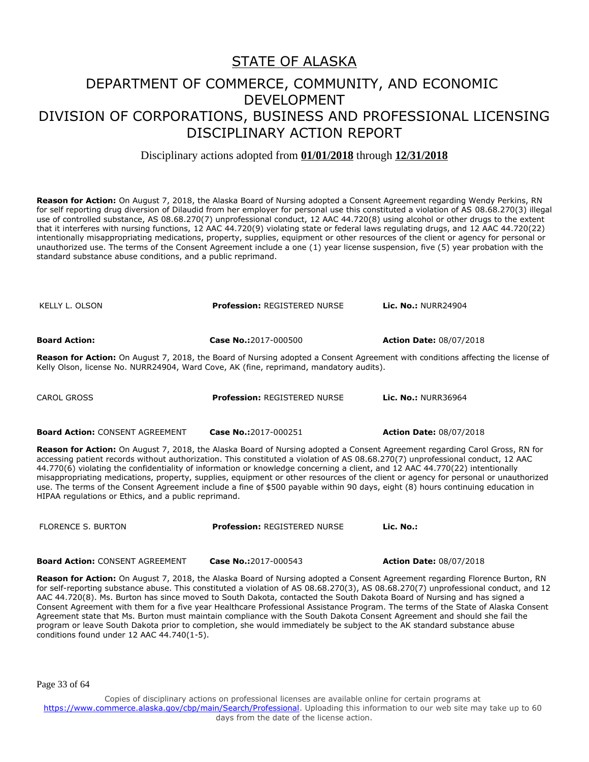# STATE OF ALASKA

## DEPARTMENT OF COMMERCE, COMMUNITY, AND ECONOMIC DEVELOPMENT
## DIVISION OF CORPORATIONS, BUSINESS AND PROFESSIONAL LICENSING
## DISCIPLINARY ACTION REPORT

Disciplinary actions adopted from **01/01/2018** through **12/31/2018**

**Reason for Action:** On August 7, 2018, the Alaska Board of Nursing adopted a Consent Agreement regarding Wendy Perkins, RN for self reporting drug diversion of Dilaudid from her employer for personal use this constituted a violation of AS 08.68.270(3) illegal use of controlled substance, AS 08.68.270(7) unprofessional conduct, 12 AAC 44.720(8) using alcohol or other drugs to the extent that it interferes with nursing functions, 12 AAC 44.720(9) violating state or federal laws regulating drugs, and 12 AAC 44.720(22) intentionally misappropriating medications, property, supplies, equipment or other resources of the client or agency for personal or unauthorized use. The terms of the Consent Agreement include a one (1) year license suspension, five (5) year probation with the standard substance abuse conditions, and a public reprimand.

| KELLY L. OLSON | **Profession:** REGISTERED NURSE | **Lic. No.:** NURR24904 |
|---|---|---|
| **Board Action:** | **Case No.:**2017-000500 | **Action Date:** 08/07/2018 |

**Reason for Action:** On August 7, 2018, the Board of Nursing adopted a Consent Agreement with conditions affecting the license of Kelly Olson, license No. NURR24904, Ward Cove, AK (fine, reprimand, mandatory audits).

| CAROL GROSS | **Profession:** REGISTERED NURSE | **Lic. No.:** NURR36964 |
|---|---|---|
| **Board Action:** CONSENT AGREEMENT | **Case No.:**2017-000251 | **Action Date:** 08/07/2018 |

**Reason for Action:** On August 7, 2018, the Alaska Board of Nursing adopted a Consent Agreement regarding Carol Gross, RN for accessing patient records without authorization. This constituted a violation of AS 08.68.270(7) unprofessional conduct, 12 AAC 44.770(6) violating the confidentiality of information or knowledge concerning a client, and 12 AAC 44.770(22) intentionally misappropriating medications, property, supplies, equipment or other resources of the client or agency for personal or unauthorized use. The terms of the Consent Agreement include a fine of $500 payable within 90 days, eight (8) hours continuing education in HIPAA regulations or Ethics, and a public reprimand.

| FLORENCE S. BURTON | **Profession:** REGISTERED NURSE | **Lic. No.:** |
|---|---|---|
| **Board Action:** CONSENT AGREEMENT | **Case No.:**2017-000543 | **Action Date:** 08/07/2018 |

**Reason for Action:** On August 7, 2018, the Alaska Board of Nursing adopted a Consent Agreement regarding Florence Burton, RN for self-reporting substance abuse. This constituted a violation of AS 08.68.270(3), AS 08.68.270(7) unprofessional conduct, and 12 AAC 44.720(8). Ms. Burton has since moved to South Dakota, contacted the South Dakota Board of Nursing and has signed a Consent Agreement with them for a five year Healthcare Professional Assistance Program. The terms of the State of Alaska Consent Agreement state that Ms. Burton must maintain compliance with the South Dakota Consent Agreement and should she fail the program or leave South Dakota prior to completion, she would immediately be subject to the AK standard substance abuse conditions found under 12 AAC 44.740(1-5).

Copies of disciplinary actions on professional licenses are available online for certain programs at https://www.commerce.alaska.gov/cbp/main/Search/Professional. Uploading this information to our web site may take up to 60 days from the date of the license action.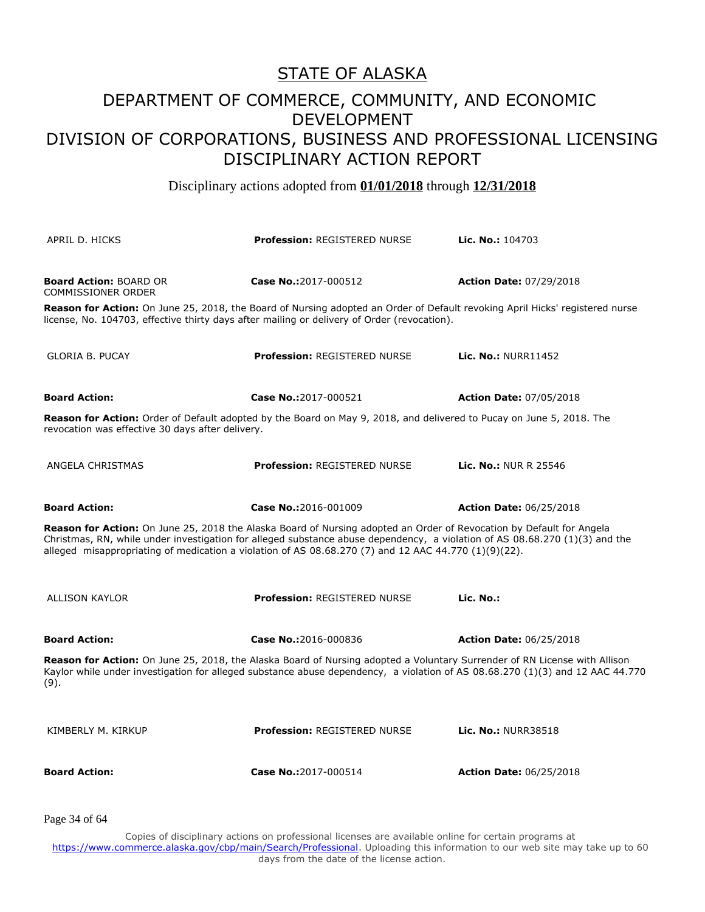# STATE OF ALASKA

## DEPARTMENT OF COMMERCE, COMMUNITY, AND ECONOMIC DEVELOPMENT
## DIVISION OF CORPORATIONS, BUSINESS AND PROFESSIONAL LICENSING
## DISCIPLINARY ACTION REPORT

Disciplinary actions adopted from **01/01/2018** through **12/31/2018**

| APRIL D. HICKS | **Profession:** REGISTERED NURSE | **Lic. No.:** 104703 |
|---|---|---|
| **Board Action:** BOARD OR COMMISSIONER ORDER | **Case No.:**2017-000512 | **Action Date:** 07/29/2018 |

**Reason for Action:** On June 25, 2018, the Board of Nursing adopted an Order of Default revoking April Hicks' registered nurse license, No. 104703, effective thirty days after mailing or delivery of Order (revocation).

| GLORIA B. PUCAY | **Profession:** REGISTERED NURSE | **Lic. No.:** NURR11452 |
|---|---|---|
| **Board Action:** | **Case No.:**2017-000521 | **Action Date:** 07/05/2018 |

**Reason for Action:** Order of Default adopted by the Board on May 9, 2018, and delivered to Pucay on June 5, 2018. The revocation was effective 30 days after delivery.

| ANGELA CHRISTMAS | **Profession:** REGISTERED NURSE | **Lic. No.:** NUR R 25546 |
|---|---|---|
| **Board Action:** | **Case No.:**2016-001009 | **Action Date:** 06/25/2018 |

**Reason for Action:** On June 25, 2018 the Alaska Board of Nursing adopted an Order of Revocation by Default for Angela Christmas, RN, while under investigation for alleged substance abuse dependency, a violation of AS 08.68.270 (1)(3) and the alleged misappropriating of medication a violation of AS 08.68.270 (7) and 12 AAC 44.770 (1)(9)(22).

| ALLISON KAYLOR | **Profession:** REGISTERED NURSE | **Lic. No.:** |
|---|---|---|
| **Board Action:** | **Case No.:**2016-000836 | **Action Date:** 06/25/2018 |

**Reason for Action:** On June 25, 2018, the Alaska Board of Nursing adopted a Voluntary Surrender of RN License with Allison Kaylor while under investigation for alleged substance abuse dependency, a violation of AS 08.68.270 (1)(3) and 12 AAC 44.770 (9).

| KIMBERLY M. KIRKUP | **Profession:** REGISTERED NURSE | **Lic. No.:** NURR38518 |
|---|---|---|
| **Board Action:** | **Case No.:**2017-000514 | **Action Date:** 06/25/2018 |

Copies of disciplinary actions on professional licenses are available online for certain programs at https://www.commerce.alaska.gov/cbp/main/Search/Professional. Uploading this information to our web site may take up to 60 days from the date of the license action.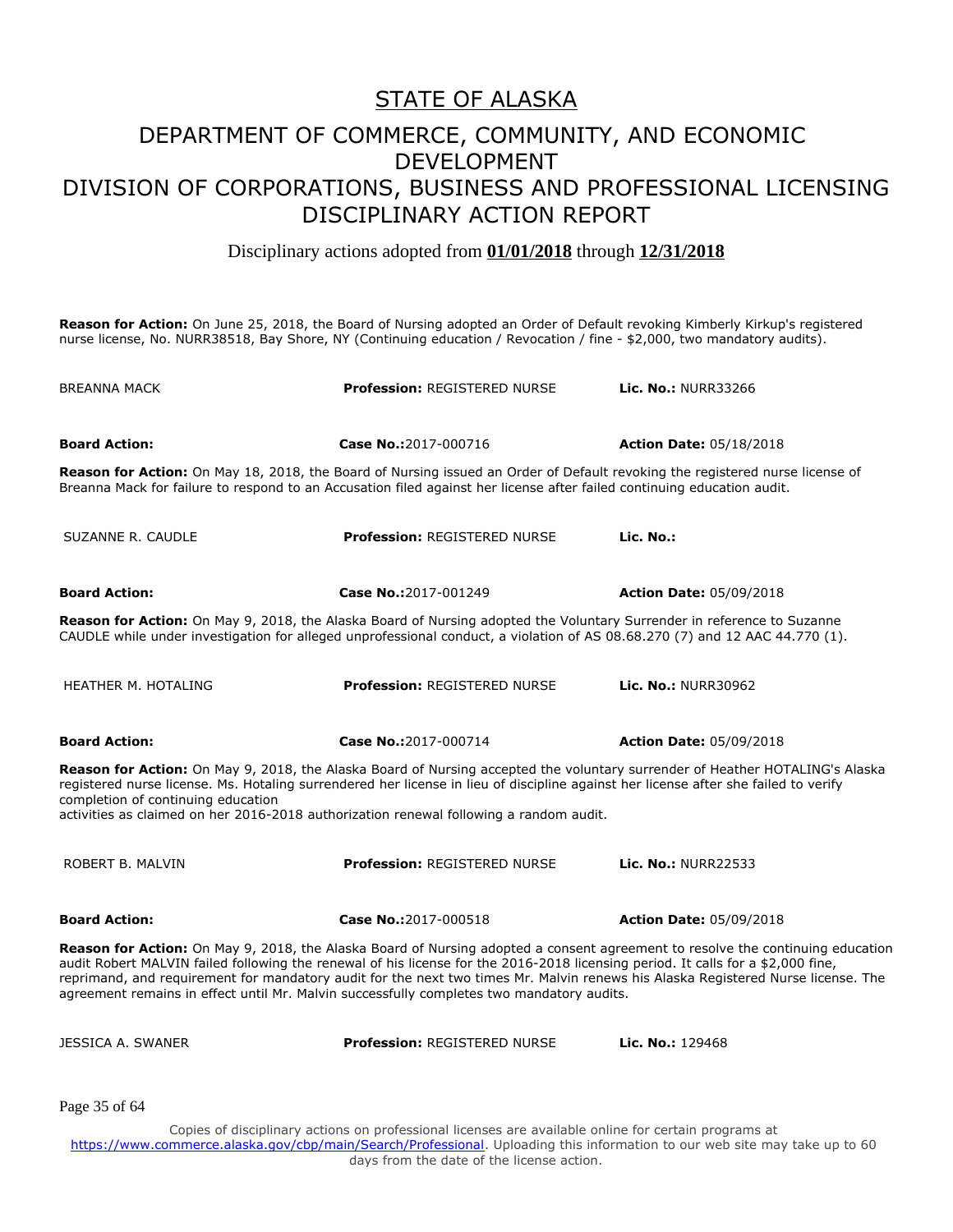# STATE OF ALASKA

## DEPARTMENT OF COMMERCE, COMMUNITY, AND ECONOMIC DEVELOPMENT
## DIVISION OF CORPORATIONS, BUSINESS AND PROFESSIONAL LICENSING
## DISCIPLINARY ACTION REPORT

Disciplinary actions adopted from **01/01/2018** through **12/31/2018**

**Reason for Action:** On June 25, 2018, the Board of Nursing adopted an Order of Default revoking Kimberly Kirkup's registered nurse license, No. NURR38518, Bay Shore, NY (Continuing education / Revocation / fine - $2,000, two mandatory audits).

| | | |
|---|---|---|
| BREANNA MACK | **Profession:** REGISTERED NURSE | **Lic. No.:** NURR33266 |
| **Board Action:** | **Case No.:**2017-000716 | **Action Date:** 05/18/2018 |

**Reason for Action:** On May 18, 2018, the Board of Nursing issued an Order of Default revoking the registered nurse license of Breanna Mack for failure to respond to an Accusation filed against her license after failed continuing education audit.

| | | |
|---|---|---|
| SUZANNE R. CAUDLE | **Profession:** REGISTERED NURSE | **Lic. No.:** |
| **Board Action:** | **Case No.:**2017-001249 | **Action Date:** 05/09/2018 |

**Reason for Action:** On May 9, 2018, the Alaska Board of Nursing adopted the Voluntary Surrender in reference to Suzanne CAUDLE while under investigation for alleged unprofessional conduct, a violation of AS 08.68.270 (7) and 12 AAC 44.770 (1).

| | | |
|---|---|---|
| HEATHER M. HOTALING | **Profession:** REGISTERED NURSE | **Lic. No.:** NURR30962 |
| **Board Action:** | **Case No.:**2017-000714 | **Action Date:** 05/09/2018 |

**Reason for Action:** On May 9, 2018, the Alaska Board of Nursing accepted the voluntary surrender of Heather HOTALING's Alaska registered nurse license. Ms. Hotaling surrendered her license in lieu of discipline against her license after she failed to verify completion of continuing education
activities as claimed on her 2016-2018 authorization renewal following a random audit.

| | | |
|---|---|---|
| ROBERT B. MALVIN | **Profession:** REGISTERED NURSE | **Lic. No.:** NURR22533 |
| **Board Action:** | **Case No.:**2017-000518 | **Action Date:** 05/09/2018 |

**Reason for Action:** On May 9, 2018, the Alaska Board of Nursing adopted a consent agreement to resolve the continuing education audit Robert MALVIN failed following the renewal of his license for the 2016-2018 licensing period. It calls for a $2,000 fine, reprimand, and requirement for mandatory audit for the next two times Mr. Malvin renews his Alaska Registered Nurse license. The agreement remains in effect until Mr. Malvin successfully completes two mandatory audits.

| | | |
|---|---|---|
| JESSICA A. SWANER | **Profession:** REGISTERED NURSE | **Lic. No.:** 129468 |

Copies of disciplinary actions on professional licenses are available online for certain programs at https://www.commerce.alaska.gov/cbp/main/Search/Professional. Uploading this information to our web site may take up to 60 days from the date of the license action.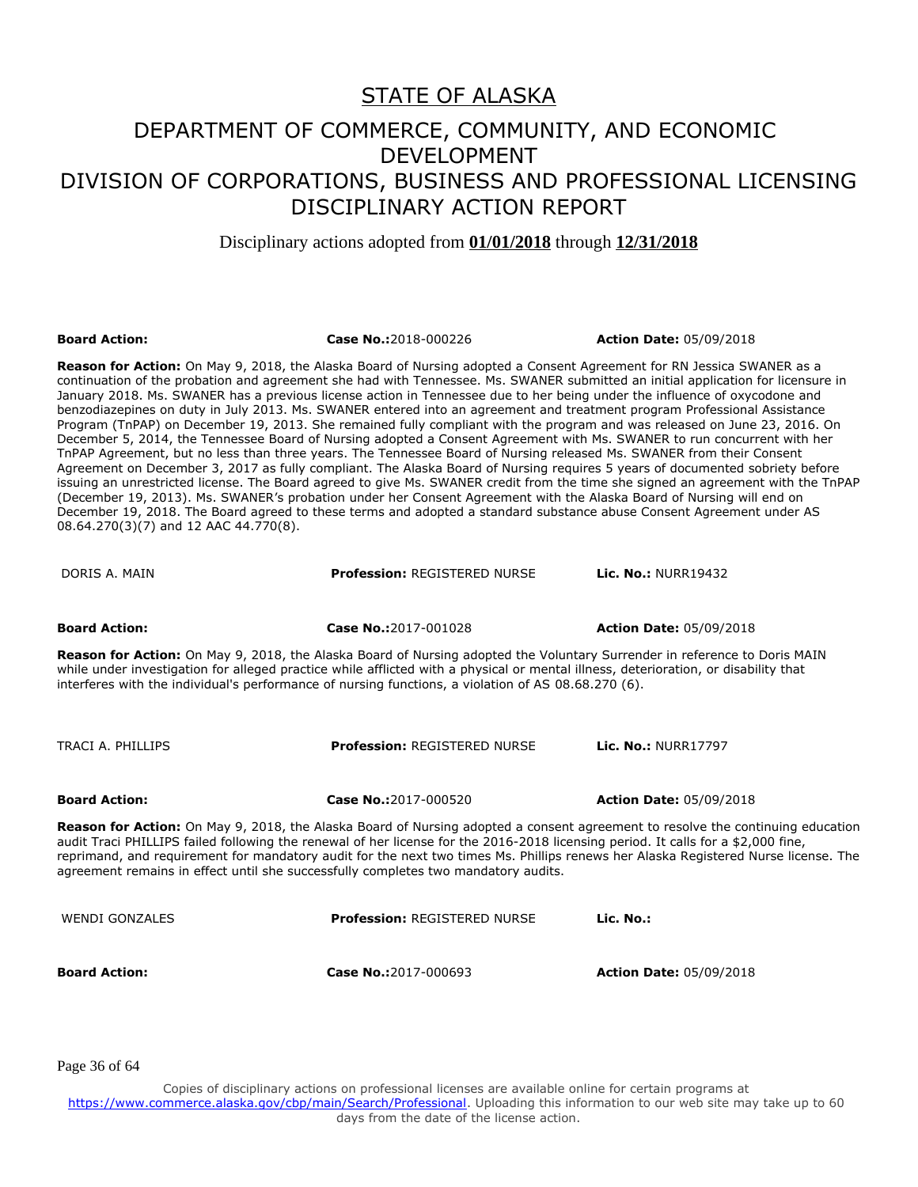# STATE OF ALASKA

## DEPARTMENT OF COMMERCE, COMMUNITY, AND ECONOMIC DEVELOPMENT
## DIVISION OF CORPORATIONS, BUSINESS AND PROFESSIONAL LICENSING
## DISCIPLINARY ACTION REPORT

Disciplinary actions adopted from **01/01/2018** through **12/31/2018**

**Board Action:** **Case No.:**2018-000226 **Action Date:** 05/09/2018

**Reason for Action:** On May 9, 2018, the Alaska Board of Nursing adopted a Consent Agreement for RN Jessica SWANER as a continuation of the probation and agreement she had with Tennessee. Ms. SWANER submitted an initial application for licensure in January 2018. Ms. SWANER has a previous license action in Tennessee due to her being under the influence of oxycodone and benzodiazepines on duty in July 2013. Ms. SWANER entered into an agreement and treatment program Professional Assistance Program (TnPAP) on December 19, 2013. She remained fully compliant with the program and was released on June 23, 2016. On December 5, 2014, the Tennessee Board of Nursing adopted a Consent Agreement with Ms. SWANER to run concurrent with her TnPAP Agreement, but no less than three years. The Tennessee Board of Nursing released Ms. SWANER from their Consent Agreement on December 3, 2017 as fully compliant. The Alaska Board of Nursing requires 5 years of documented sobriety before issuing an unrestricted license. The Board agreed to give Ms. SWANER credit from the time she signed an agreement with the TnPAP (December 19, 2013). Ms. SWANER's probation under her Consent Agreement with the Alaska Board of Nursing will end on December 19, 2018. The Board agreed to these terms and adopted a standard substance abuse Consent Agreement under AS 08.64.270(3)(7) and 12 AAC 44.770(8).

DORIS A. MAIN **Profession:** REGISTERED NURSE **Lic. No.:** NURR19432

**Board Action:** **Case No.:**2017-001028 **Action Date:** 05/09/2018

**Reason for Action:** On May 9, 2018, the Alaska Board of Nursing adopted the Voluntary Surrender in reference to Doris MAIN while under investigation for alleged practice while afflicted with a physical or mental illness, deterioration, or disability that interferes with the individual's performance of nursing functions, a violation of AS 08.68.270 (6).

TRACI A. PHILLIPS **Profession:** REGISTERED NURSE **Lic. No.:** NURR17797

**Board Action:** **Case No.:**2017-000520 **Action Date:** 05/09/2018

**Reason for Action:** On May 9, 2018, the Alaska Board of Nursing adopted a consent agreement to resolve the continuing education audit Traci PHILLIPS failed following the renewal of her license for the 2016-2018 licensing period. It calls for a $2,000 fine, reprimand, and requirement for mandatory audit for the next two times Ms. Phillips renews her Alaska Registered Nurse license. The agreement remains in effect until she successfully completes two mandatory audits.

WENDI GONZALES **Profession:** REGISTERED NURSE **Lic. No.:**

**Board Action:** **Case No.:**2017-000693 **Action Date:** 05/09/2018

Copies of disciplinary actions on professional licenses are available online for certain programs at https://www.commerce.alaska.gov/cbp/main/Search/Professional. Uploading this information to our web site may take up to 60 days from the date of the license action.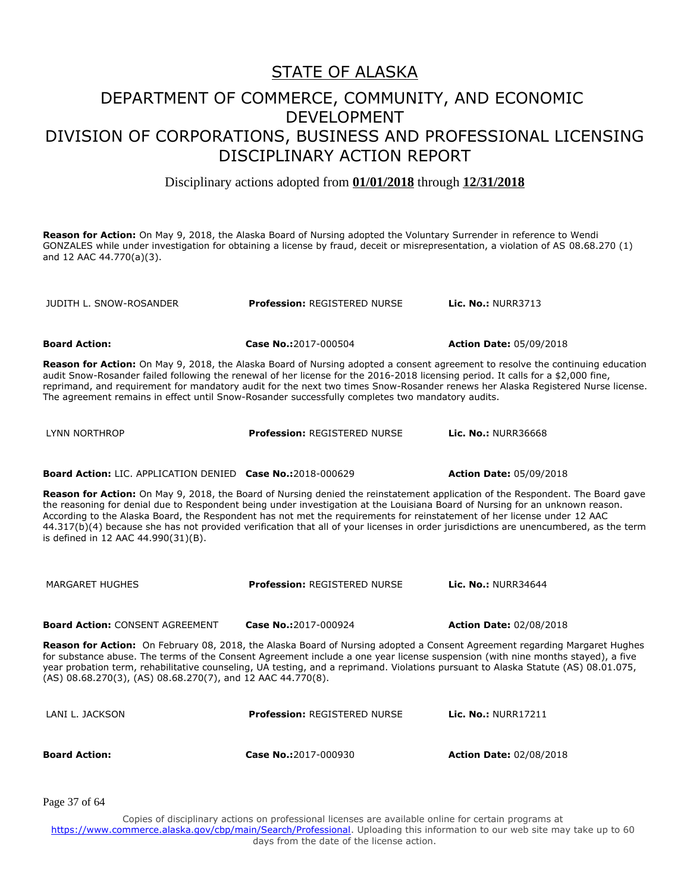# STATE OF ALASKA

## DEPARTMENT OF COMMERCE, COMMUNITY, AND ECONOMIC DEVELOPMENT
## DIVISION OF CORPORATIONS, BUSINESS AND PROFESSIONAL LICENSING
## DISCIPLINARY ACTION REPORT

Disciplinary actions adopted from **01/01/2018** through **12/31/2018**

**Reason for Action:** On May 9, 2018, the Alaska Board of Nursing adopted the Voluntary Surrender in reference to Wendi GONZALES while under investigation for obtaining a license by fraud, deceit or misrepresentation, a violation of AS 08.68.270 (1) and 12 AAC 44.770(a)(3).

| JUDITH L. SNOW-ROSANDER | **Profession:** REGISTERED NURSE | **Lic. No.:** NURR3713 |
|---|---|---|
| **Board Action:** | **Case No.:**2017-000504 | **Action Date:** 05/09/2018 |

**Reason for Action:** On May 9, 2018, the Alaska Board of Nursing adopted a consent agreement to resolve the continuing education audit Snow-Rosander failed following the renewal of her license for the 2016-2018 licensing period. It calls for a $2,000 fine, reprimand, and requirement for mandatory audit for the next two times Snow-Rosander renews her Alaska Registered Nurse license. The agreement remains in effect until Snow-Rosander successfully completes two mandatory audits.

| LYNN NORTHROP | **Profession:** REGISTERED NURSE | **Lic. No.:** NURR36668 |
|---|---|---|
| **Board Action:** LIC. APPLICATION DENIED | **Case No.:**2018-000629 | **Action Date:** 05/09/2018 |

**Reason for Action:** On May 9, 2018, the Board of Nursing denied the reinstatement application of the Respondent. The Board gave the reasoning for denial due to Respondent being under investigation at the Louisiana Board of Nursing for an unknown reason. According to the Alaska Board, the Respondent has not met the requirements for reinstatement of her license under 12 AAC 44.317(b)(4) because she has not provided verification that all of your licenses in order jurisdictions are unencumbered, as the term is defined in 12 AAC 44.990(31)(B).

| MARGARET HUGHES | **Profession:** REGISTERED NURSE | **Lic. No.:** NURR34644 |
|---|---|---|
| **Board Action:** CONSENT AGREEMENT | **Case No.:**2017-000924 | **Action Date:** 02/08/2018 |

**Reason for Action:** On February 08, 2018, the Alaska Board of Nursing adopted a Consent Agreement regarding Margaret Hughes for substance abuse. The terms of the Consent Agreement include a one year license suspension (with nine months stayed), a five year probation term, rehabilitative counseling, UA testing, and a reprimand. Violations pursuant to Alaska Statute (AS) 08.01.075, (AS) 08.68.270(3), (AS) 08.68.270(7), and 12 AAC 44.770(8).

| LANI L. JACKSON | **Profession:** REGISTERED NURSE | **Lic. No.:** NURR17211 |
|---|---|---|
| **Board Action:** | **Case No.:**2017-000930 | **Action Date:** 02/08/2018 |

Copies of disciplinary actions on professional licenses are available online for certain programs at https://www.commerce.alaska.gov/cbp/main/Search/Professional. Uploading this information to our web site may take up to 60 days from the date of the license action.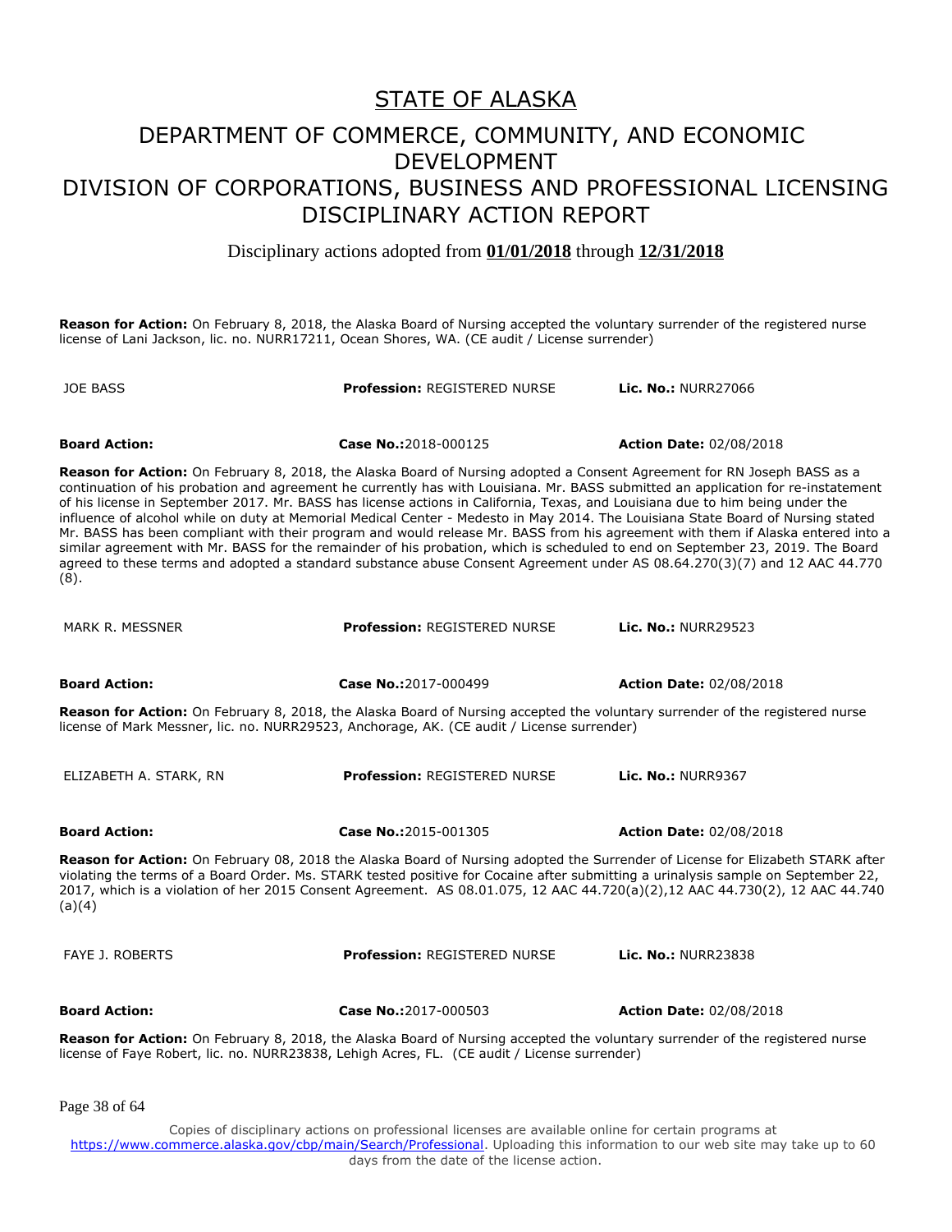# STATE OF ALASKA

## DEPARTMENT OF COMMERCE, COMMUNITY, AND ECONOMIC DEVELOPMENT

## DIVISION OF CORPORATIONS, BUSINESS AND PROFESSIONAL LICENSING

## DISCIPLINARY ACTION REPORT

Disciplinary actions adopted from **01/01/2018** through **12/31/2018**

**Reason for Action:** On February 8, 2018, the Alaska Board of Nursing accepted the voluntary surrender of the registered nurse license of Lani Jackson, lic. no. NURR17211, Ocean Shores, WA. (CE audit / License surrender)

| JOE BASS | **Profession:** REGISTERED NURSE | **Lic. No.:** NURR27066 |
|---|---|---|
| **Board Action:** | **Case No.:**2018-000125 | **Action Date:** 02/08/2018 |

**Reason for Action:** On February 8, 2018, the Alaska Board of Nursing adopted a Consent Agreement for RN Joseph BASS as a continuation of his probation and agreement he currently has with Louisiana. Mr. BASS submitted an application for re-instatement of his license in September 2017. Mr. BASS has license actions in California, Texas, and Louisiana due to him being under the influence of alcohol while on duty at Memorial Medical Center - Medesto in May 2014. The Louisiana State Board of Nursing stated Mr. BASS has been compliant with their program and would release Mr. BASS from his agreement with them if Alaska entered into a similar agreement with Mr. BASS for the remainder of his probation, which is scheduled to end on September 23, 2019. The Board agreed to these terms and adopted a standard substance abuse Consent Agreement under AS 08.64.270(3)(7) and 12 AAC 44.770 (8).

| MARK R. MESSNER | **Profession:** REGISTERED NURSE | **Lic. No.:** NURR29523 |
|---|---|---|
| **Board Action:** | **Case No.:**2017-000499 | **Action Date:** 02/08/2018 |

**Reason for Action:** On February 8, 2018, the Alaska Board of Nursing accepted the voluntary surrender of the registered nurse license of Mark Messner, lic. no. NURR29523, Anchorage, AK. (CE audit / License surrender)

| ELIZABETH A. STARK, RN | **Profession:** REGISTERED NURSE | **Lic. No.:** NURR9367 |
|---|---|---|
| **Board Action:** | **Case No.:**2015-001305 | **Action Date:** 02/08/2018 |

**Reason for Action:** On February 08, 2018 the Alaska Board of Nursing adopted the Surrender of License for Elizabeth STARK after violating the terms of a Board Order. Ms. STARK tested positive for Cocaine after submitting a urinalysis sample on September 22, 2017, which is a violation of her 2015 Consent Agreement. AS 08.01.075, 12 AAC 44.720(a)(2),12 AAC 44.730(2), 12 AAC 44.740 (a)(4)

| FAYE J. ROBERTS | **Profession:** REGISTERED NURSE | **Lic. No.:** NURR23838 |
|---|---|---|
| **Board Action:** | **Case No.:**2017-000503 | **Action Date:** 02/08/2018 |

**Reason for Action:** On February 8, 2018, the Alaska Board of Nursing accepted the voluntary surrender of the registered nurse license of Faye Robert, lic. no. NURR23838, Lehigh Acres, FL. (CE audit / License surrender)

Copies of disciplinary actions on professional licenses are available online for certain programs at https://www.commerce.alaska.gov/cbp/main/Search/Professional. Uploading this information to our web site may take up to 60 days from the date of the license action.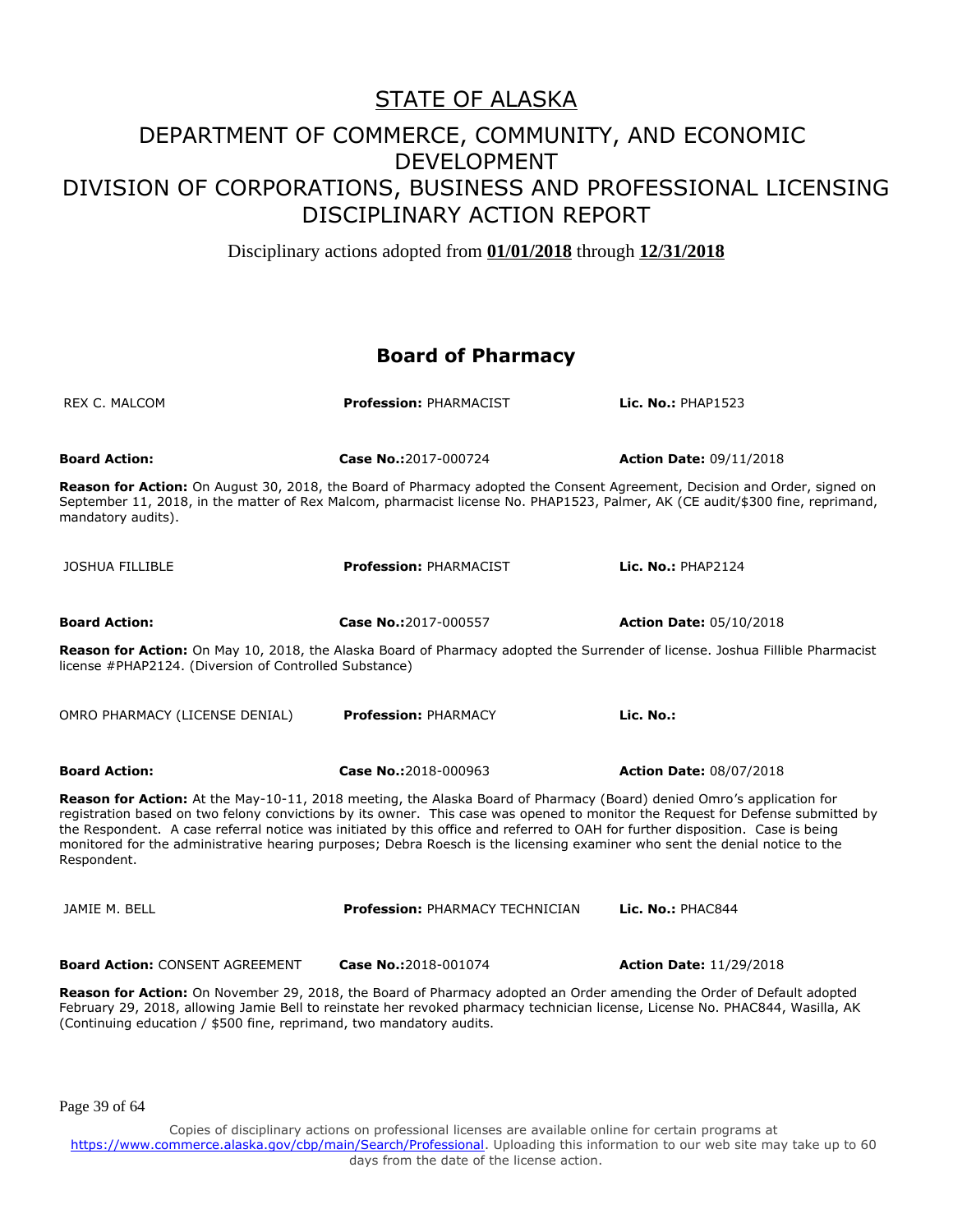# STATE OF ALASKA

## DEPARTMENT OF COMMERCE, COMMUNITY, AND ECONOMIC DEVELOPMENT
## DIVISION OF CORPORATIONS, BUSINESS AND PROFESSIONAL LICENSING
## DISCIPLINARY ACTION REPORT

Disciplinary actions adopted from **01/01/2018** through **12/31/2018**

### Board of Pharmacy

REX C. MALCOM | **Profession:** PHARMACIST | **Lic. No.:** PHAP1523

**Board Action:** | **Case No.:** 2017-000724 | **Action Date:** 09/11/2018

**Reason for Action:** On August 30, 2018, the Board of Pharmacy adopted the Consent Agreement, Decision and Order, signed on September 11, 2018, in the matter of Rex Malcom, pharmacist license No. PHAP1523, Palmer, AK (CE audit/$300 fine, reprimand, mandatory audits).

JOSHUA FILLIBLE | **Profession:** PHARMACIST | **Lic. No.:** PHAP2124

**Board Action:** | **Case No.:** 2017-000557 | **Action Date:** 05/10/2018

**Reason for Action:** On May 10, 2018, the Alaska Board of Pharmacy adopted the Surrender of license. Joshua Fillible Pharmacist license #PHAP2124. (Diversion of Controlled Substance)

OMRO PHARMACY (LICENSE DENIAL) | **Profession:** PHARMACY | **Lic. No.:**

**Board Action:** | **Case No.:** 2018-000963 | **Action Date:** 08/07/2018

**Reason for Action:** At the May-10-11, 2018 meeting, the Alaska Board of Pharmacy (Board) denied Omro's application for registration based on two felony convictions by its owner. This case was opened to monitor the Request for Defense submitted by the Respondent. A case referral notice was initiated by this office and referred to OAH for further disposition. Case is being monitored for the administrative hearing purposes; Debra Roesch is the licensing examiner who sent the denial notice to the Respondent.

JAMIE M. BELL | **Profession:** PHARMACY TECHNICIAN | **Lic. No.:** PHAC844

**Board Action:** CONSENT AGREEMENT | **Case No.:** 2018-001074 | **Action Date:** 11/29/2018

**Reason for Action:** On November 29, 2018, the Board of Pharmacy adopted an Order amending the Order of Default adopted February 29, 2018, allowing Jamie Bell to reinstate her revoked pharmacy technician license, License No. PHAC844, Wasilla, AK (Continuing education / $500 fine, reprimand, two mandatory audits.

Copies of disciplinary actions on professional licenses are available online for certain programs at https://www.commerce.alaska.gov/cbp/main/Search/Professional. Uploading this information to our web site may take up to 60 days from the date of the license action.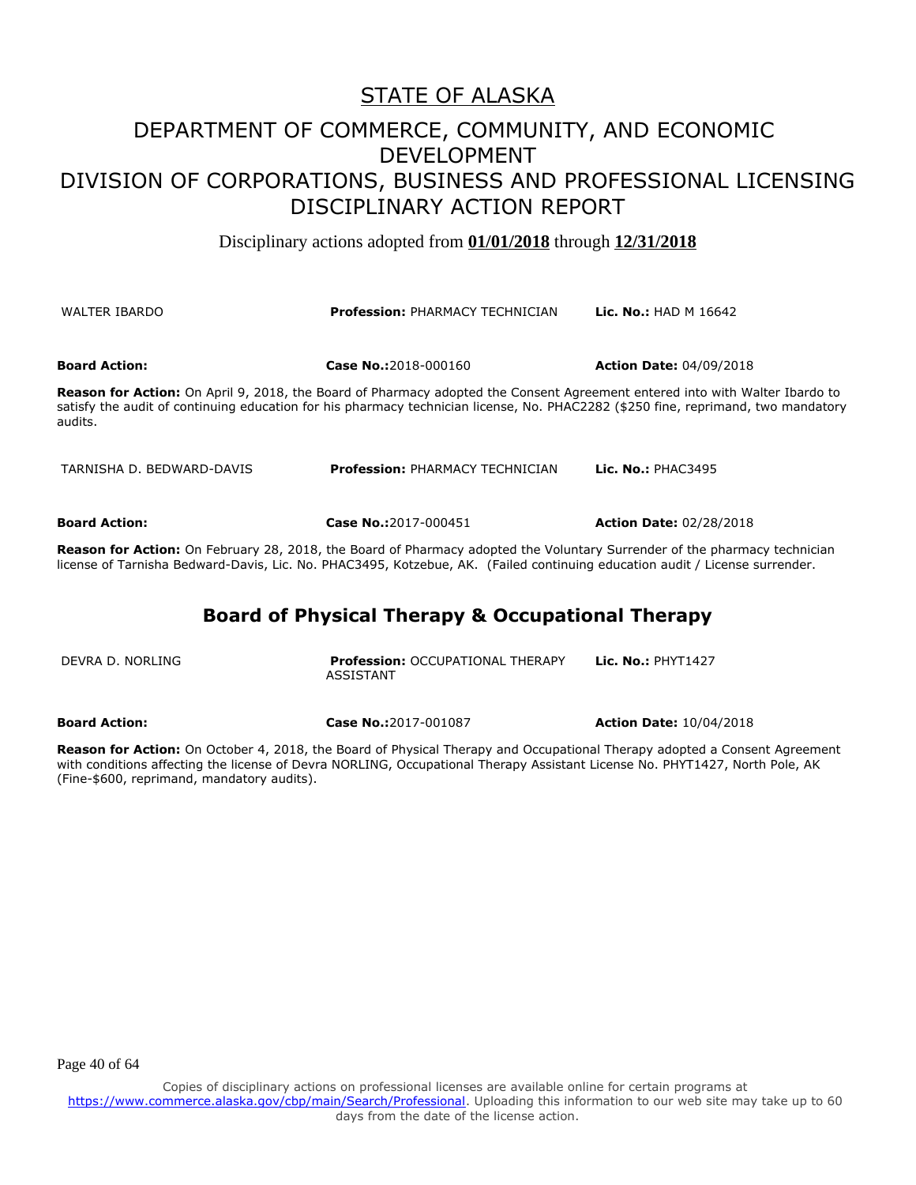# STATE OF ALASKA

## DEPARTMENT OF COMMERCE, COMMUNITY, AND ECONOMIC DEVELOPMENT
## DIVISION OF CORPORATIONS, BUSINESS AND PROFESSIONAL LICENSING
## DISCIPLINARY ACTION REPORT

Disciplinary actions adopted from **01/01/2018** through **12/31/2018**

WALTER IBARDO | **Profession:** PHARMACY TECHNICIAN | **Lic. No.:** HAD M 16642

**Board Action:** | **Case No.:**2018-000160 | **Action Date:** 04/09/2018

**Reason for Action:** On April 9, 2018, the Board of Pharmacy adopted the Consent Agreement entered into with Walter Ibardo to satisfy the audit of continuing education for his pharmacy technician license, No. PHAC2282 ($250 fine, reprimand, two mandatory audits.

TARNISHA D. BEDWARD-DAVIS | **Profession:** PHARMACY TECHNICIAN | **Lic. No.:** PHAC3495

**Board Action:** | **Case No.:**2017-000451 | **Action Date:** 02/28/2018

**Reason for Action:** On February 28, 2018, the Board of Pharmacy adopted the Voluntary Surrender of the pharmacy technician license of Tarnisha Bedward-Davis, Lic. No. PHAC3495, Kotzebue, AK. (Failed continuing education audit / License surrender.

## Board of Physical Therapy & Occupational Therapy

DEVRA D. NORLING | **Profession:** OCCUPATIONAL THERAPY ASSISTANT | **Lic. No.:** PHYT1427

**Board Action:** | **Case No.:**2017-001087 | **Action Date:** 10/04/2018

**Reason for Action:** On October 4, 2018, the Board of Physical Therapy and Occupational Therapy adopted a Consent Agreement with conditions affecting the license of Devra NORLING, Occupational Therapy Assistant License No. PHYT1427, North Pole, AK (Fine-$600, reprimand, mandatory audits).

Copies of disciplinary actions on professional licenses are available online for certain programs at https://www.commerce.alaska.gov/cbp/main/Search/Professional. Uploading this information to our web site may take up to 60 days from the date of the license action.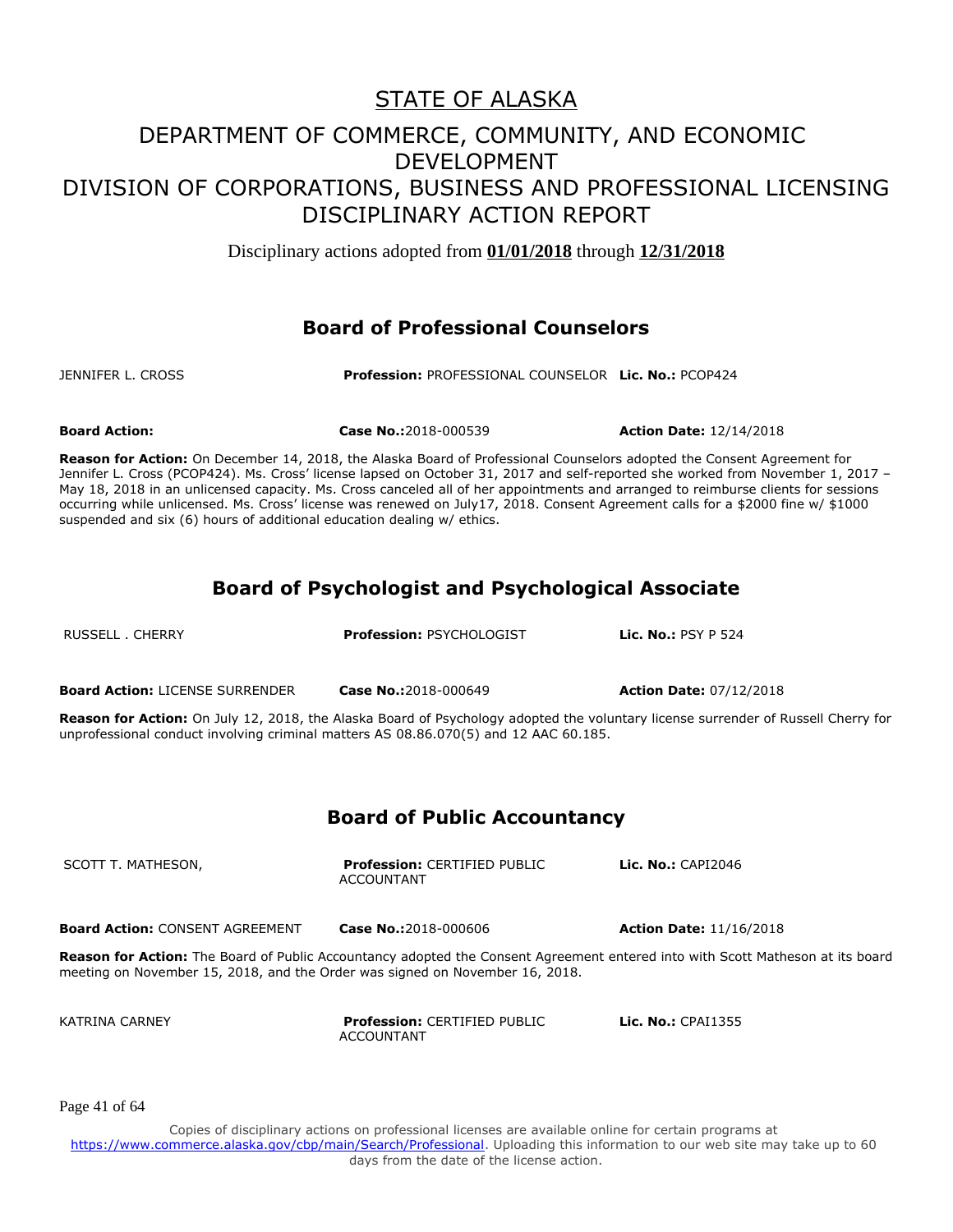# STATE OF ALASKA

## DEPARTMENT OF COMMERCE, COMMUNITY, AND ECONOMIC DEVELOPMENT
## DIVISION OF CORPORATIONS, BUSINESS AND PROFESSIONAL LICENSING
## DISCIPLINARY ACTION REPORT

Disciplinary actions adopted from **01/01/2018** through **12/31/2018**

### Board of Professional Counselors

JENNIFER L. CROSS **Profession:** PROFESSIONAL COUNSELOR **Lic. No.:** PCOP424

**Board Action:** **Case No.:**2018-000539 **Action Date:** 12/14/2018

**Reason for Action:** On December 14, 2018, the Alaska Board of Professional Counselors adopted the Consent Agreement for Jennifer L. Cross (PCOP424). Ms. Cross' license lapsed on October 31, 2017 and self-reported she worked from November 1, 2017 – May 18, 2018 in an unlicensed capacity. Ms. Cross canceled all of her appointments and arranged to reimburse clients for sessions occurring while unlicensed. Ms. Cross' license was renewed on July17, 2018. Consent Agreement calls for a $2000 fine w/ $1000 suspended and six (6) hours of additional education dealing w/ ethics.

### Board of Psychologist and Psychological Associate

RUSSELL . CHERRY **Profession:** PSYCHOLOGIST **Lic. No.:** PSY P 524

**Board Action:** LICENSE SURRENDER **Case No.:**2018-000649 **Action Date:** 07/12/2018

**Reason for Action:** On July 12, 2018, the Alaska Board of Psychology adopted the voluntary license surrender of Russell Cherry for unprofessional conduct involving criminal matters AS 08.86.070(5) and 12 AAC 60.185.

### Board of Public Accountancy

SCOTT T. MATHESON, **Profession:** CERTIFIED PUBLIC ACCOUNTANT **Lic. No.:** CAPI2046

**Board Action:** CONSENT AGREEMENT **Case No.:**2018-000606 **Action Date:** 11/16/2018

**Reason for Action:** The Board of Public Accountancy adopted the Consent Agreement entered into with Scott Matheson at its board meeting on November 15, 2018, and the Order was signed on November 16, 2018.

KATRINA CARNEY **Profession:** CERTIFIED PUBLIC ACCOUNTANT **Lic. No.:** CPAI1355

Copies of disciplinary actions on professional licenses are available online for certain programs at https://www.commerce.alaska.gov/cbp/main/Search/Professional. Uploading this information to our web site may take up to 60 days from the date of the license action.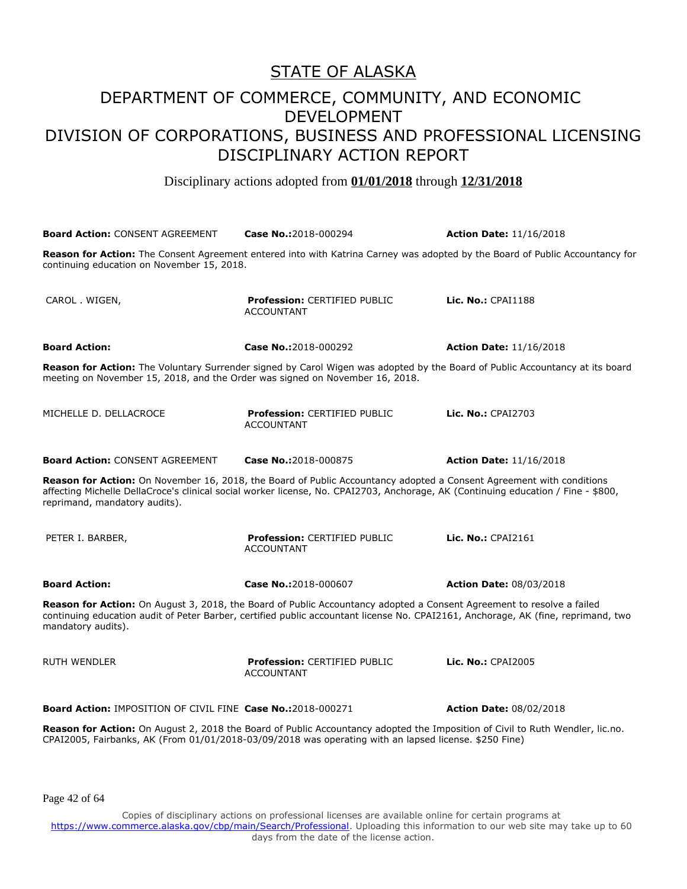# STATE OF ALASKA

## DEPARTMENT OF COMMERCE, COMMUNITY, AND ECONOMIC DEVELOPMENT
## DIVISION OF CORPORATIONS, BUSINESS AND PROFESSIONAL LICENSING
## DISCIPLINARY ACTION REPORT

Disciplinary actions adopted from **01/01/2018** through **12/31/2018**

**Board Action:** CONSENT AGREEMENT **Case No.:**2018-000294 **Action Date:** 11/16/2018

**Reason for Action:** The Consent Agreement entered into with Katrina Carney was adopted by the Board of Public Accountancy for continuing education on November 15, 2018.

CAROL . WIGEN, **Profession:** CERTIFIED PUBLIC ACCOUNTANT **Lic. No.:** CPAI1188

**Board Action:** **Case No.:**2018-000292 **Action Date:** 11/16/2018

**Reason for Action:** The Voluntary Surrender signed by Carol Wigen was adopted by the Board of Public Accountancy at its board meeting on November 15, 2018, and the Order was signed on November 16, 2018.

MICHELLE D. DELLACROCE **Profession:** CERTIFIED PUBLIC ACCOUNTANT **Lic. No.:** CPAI2703

**Board Action:** CONSENT AGREEMENT **Case No.:**2018-000875 **Action Date:** 11/16/2018

**Reason for Action:** On November 16, 2018, the Board of Public Accountancy adopted a Consent Agreement with conditions affecting Michelle DellaCroce's clinical social worker license, No. CPAI2703, Anchorage, AK (Continuing education / Fine - $800, reprimand, mandatory audits).

PETER I. BARBER, **Profession:** CERTIFIED PUBLIC ACCOUNTANT **Lic. No.:** CPAI2161

**Board Action:** **Case No.:**2018-000607 **Action Date:** 08/03/2018

**Reason for Action:** On August 3, 2018, the Board of Public Accountancy adopted a Consent Agreement to resolve a failed continuing education audit of Peter Barber, certified public accountant license No. CPAI2161, Anchorage, AK (fine, reprimand, two mandatory audits).

RUTH WENDLER **Profession:** CERTIFIED PUBLIC ACCOUNTANT **Lic. No.:** CPAI2005

**Board Action:** IMPOSITION OF CIVIL FINE **Case No.:**2018-000271 **Action Date:** 08/02/2018

**Reason for Action:** On August 2, 2018 the Board of Public Accountancy adopted the Imposition of Civil to Ruth Wendler, lic.no. CPAI2005, Fairbanks, AK (From 01/01/2018-03/09/2018 was operating with an lapsed license. $250 Fine)

Copies of disciplinary actions on professional licenses are available online for certain programs at https://www.commerce.alaska.gov/cbp/main/Search/Professional. Uploading this information to our web site may take up to 60 days from the date of the license action.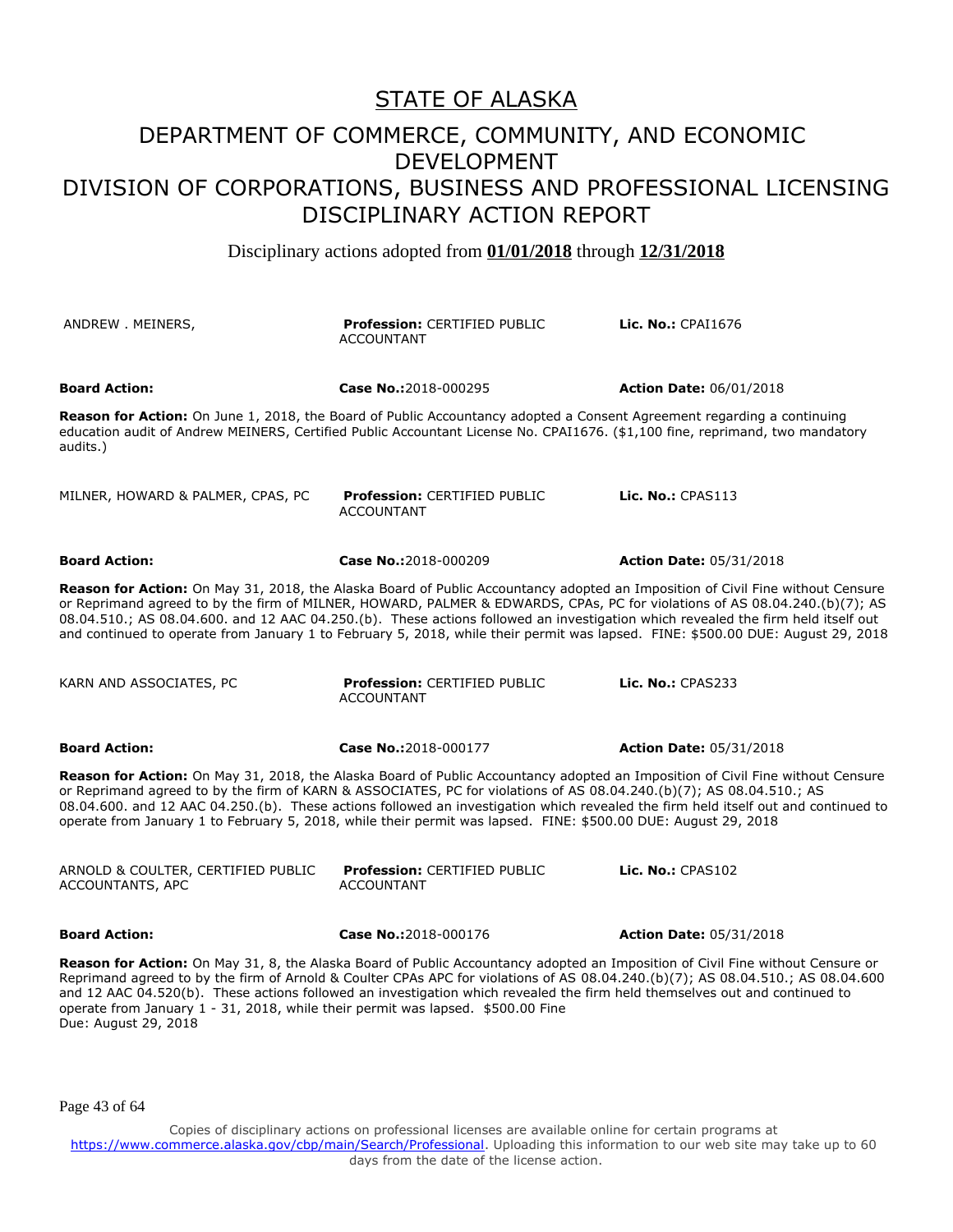# STATE OF ALASKA

## DEPARTMENT OF COMMERCE, COMMUNITY, AND ECONOMIC DEVELOPMENT
## DIVISION OF CORPORATIONS, BUSINESS AND PROFESSIONAL LICENSING
## DISCIPLINARY ACTION REPORT

Disciplinary actions adopted from **01/01/2018** through **12/31/2018**

| ANDREW . MEINERS, | **Profession:** CERTIFIED PUBLIC ACCOUNTANT | **Lic. No.:** CPAI1676 |
|---|---|---|
| **Board Action:** | **Case No.:** 2018-000295 | **Action Date:** 06/01/2018 |

**Reason for Action:** On June 1, 2018, the Board of Public Accountancy adopted a Consent Agreement regarding a continuing education audit of Andrew MEINERS, Certified Public Accountant License No. CPAI1676. ($1,100 fine, reprimand, two mandatory audits.)

| MILNER, HOWARD & PALMER, CPAS, PC | **Profession:** CERTIFIED PUBLIC ACCOUNTANT | **Lic. No.:** CPAS113 |
|---|---|---|
| **Board Action:** | **Case No.:** 2018-000209 | **Action Date:** 05/31/2018 |

**Reason for Action:** On May 31, 2018, the Alaska Board of Public Accountancy adopted an Imposition of Civil Fine without Censure or Reprimand agreed to by the firm of MILNER, HOWARD, PALMER & EDWARDS, CPAs, PC for violations of AS 08.04.240.(b)(7); AS 08.04.510.; AS 08.04.600. and 12 AAC 04.250.(b). These actions followed an investigation which revealed the firm held itself out and continued to operate from January 1 to February 5, 2018, while their permit was lapsed. FINE: $500.00 DUE: August 29, 2018

| KARN AND ASSOCIATES, PC | **Profession:** CERTIFIED PUBLIC ACCOUNTANT | **Lic. No.:** CPAS233 |
|---|---|---|
| **Board Action:** | **Case No.:** 2018-000177 | **Action Date:** 05/31/2018 |

**Reason for Action:** On May 31, 2018, the Alaska Board of Public Accountancy adopted an Imposition of Civil Fine without Censure or Reprimand agreed to by the firm of KARN & ASSOCIATES, PC for violations of AS 08.04.240.(b)(7); AS 08.04.510.; AS 08.04.600. and 12 AAC 04.250.(b). These actions followed an investigation which revealed the firm held itself out and continued to operate from January 1 to February 5, 2018, while their permit was lapsed. FINE: $500.00 DUE: August 29, 2018

| ARNOLD & COULTER, CERTIFIED PUBLIC ACCOUNTANTS, APC | **Profession:** CERTIFIED PUBLIC ACCOUNTANT | **Lic. No.:** CPAS102 |
|---|---|---|
| **Board Action:** | **Case No.:** 2018-000176 | **Action Date:** 05/31/2018 |

**Reason for Action:** On May 31, 8, the Alaska Board of Public Accountancy adopted an Imposition of Civil Fine without Censure or Reprimand agreed to by the firm of Arnold & Coulter CPAs APC for violations of AS 08.04.240.(b)(7); AS 08.04.510.; AS 08.04.600 and 12 AAC 04.520(b). These actions followed an investigation which revealed the firm held themselves out and continued to operate from January 1 - 31, 2018, while their permit was lapsed. $500.00 Fine
Due: August 29, 2018

Copies of disciplinary actions on professional licenses are available online for certain programs at https://www.commerce.alaska.gov/cbp/main/Search/Professional. Uploading this information to our web site may take up to 60 days from the date of the license action.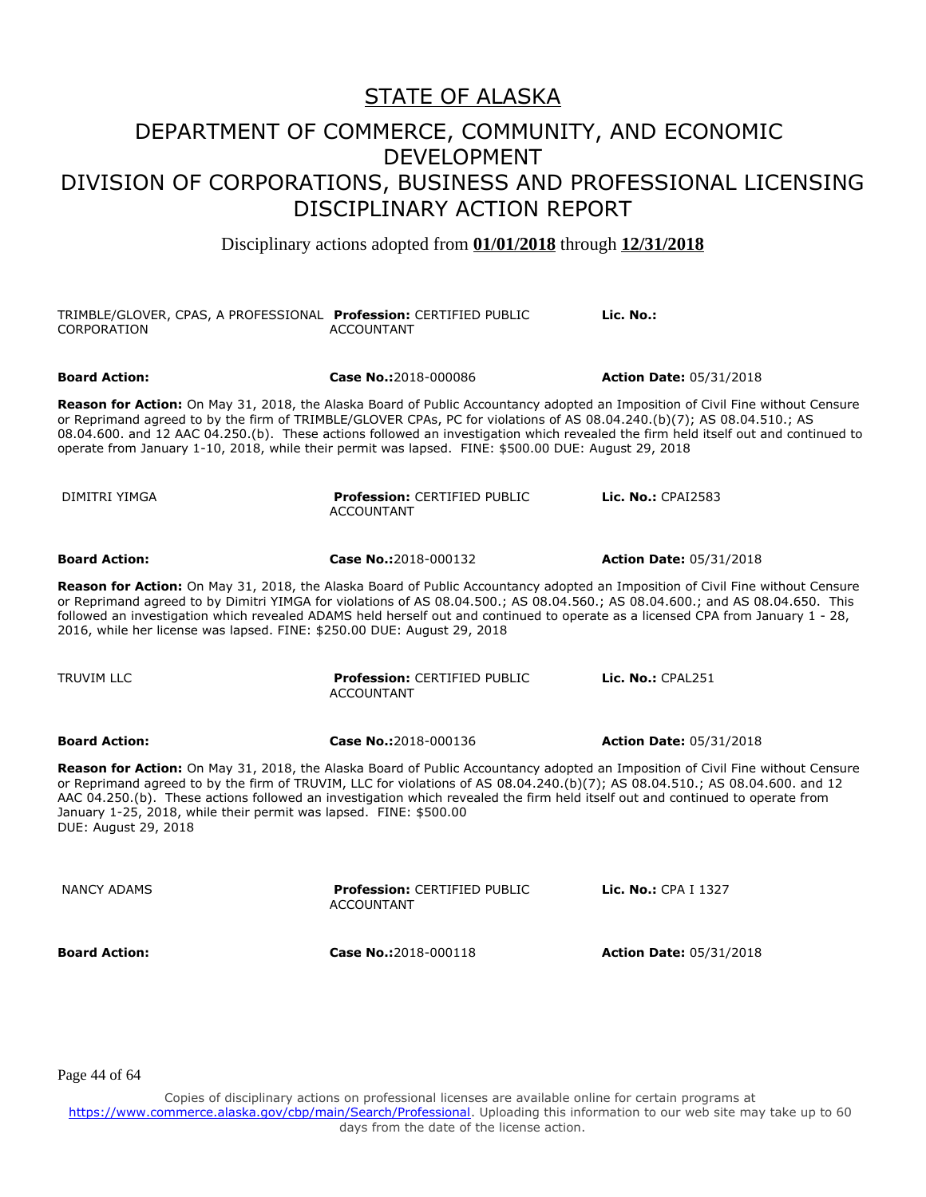# STATE OF ALASKA

## DEPARTMENT OF COMMERCE, COMMUNITY, AND ECONOMIC DEVELOPMENT

## DIVISION OF CORPORATIONS, BUSINESS AND PROFESSIONAL LICENSING

## DISCIPLINARY ACTION REPORT

Disciplinary actions adopted from **01/01/2018** through **12/31/2018**

| TRIMBLE/GLOVER, CPAS, A PROFESSIONAL CORPORATION | **Profession:** CERTIFIED PUBLIC ACCOUNTANT | **Lic. No.:** |
|---|---|---|
| **Board Action:** | **Case No.:**2018-000086 | **Action Date:** 05/31/2018 |

**Reason for Action:** On May 31, 2018, the Alaska Board of Public Accountancy adopted an Imposition of Civil Fine without Censure or Reprimand agreed to by the firm of TRIMBLE/GLOVER CPAs, PC for violations of AS 08.04.240.(b)(7); AS 08.04.510.; AS 08.04.600. and 12 AAC 04.250.(b). These actions followed an investigation which revealed the firm held itself out and continued to operate from January 1-10, 2018, while their permit was lapsed. FINE: $500.00 DUE: August 29, 2018

| DIMITRI YIMGA | **Profession:** CERTIFIED PUBLIC ACCOUNTANT | **Lic. No.:** CPAI2583 |
|---|---|---|
| **Board Action:** | **Case No.:**2018-000132 | **Action Date:** 05/31/2018 |

**Reason for Action:** On May 31, 2018, the Alaska Board of Public Accountancy adopted an Imposition of Civil Fine without Censure or Reprimand agreed to by Dimitri YIMGA for violations of AS 08.04.500.; AS 08.04.560.; AS 08.04.600.; and AS 08.04.650. This followed an investigation which revealed ADAMS held herself out and continued to operate as a licensed CPA from January 1 - 28, 2016, while her license was lapsed. FINE: $250.00 DUE: August 29, 2018

| TRUVIM LLC | **Profession:** CERTIFIED PUBLIC ACCOUNTANT | **Lic. No.:** CPAL251 |
|---|---|---|
| **Board Action:** | **Case No.:**2018-000136 | **Action Date:** 05/31/2018 |

**Reason for Action:** On May 31, 2018, the Alaska Board of Public Accountancy adopted an Imposition of Civil Fine without Censure or Reprimand agreed to by the firm of TRUVIM, LLC for violations of AS 08.04.240.(b)(7); AS 08.04.510.; AS 08.04.600. and 12 AAC 04.250.(b). These actions followed an investigation which revealed the firm held itself out and continued to operate from January 1-25, 2018, while their permit was lapsed. FINE: $500.00
DUE: August 29, 2018

| NANCY ADAMS | **Profession:** CERTIFIED PUBLIC ACCOUNTANT | **Lic. No.:** CPA I 1327 |
|---|---|---|
| **Board Action:** | **Case No.:**2018-000118 | **Action Date:** 05/31/2018 |

Copies of disciplinary actions on professional licenses are available online for certain programs at https://www.commerce.alaska.gov/cbp/main/Search/Professional. Uploading this information to our web site may take up to 60 days from the date of the license action.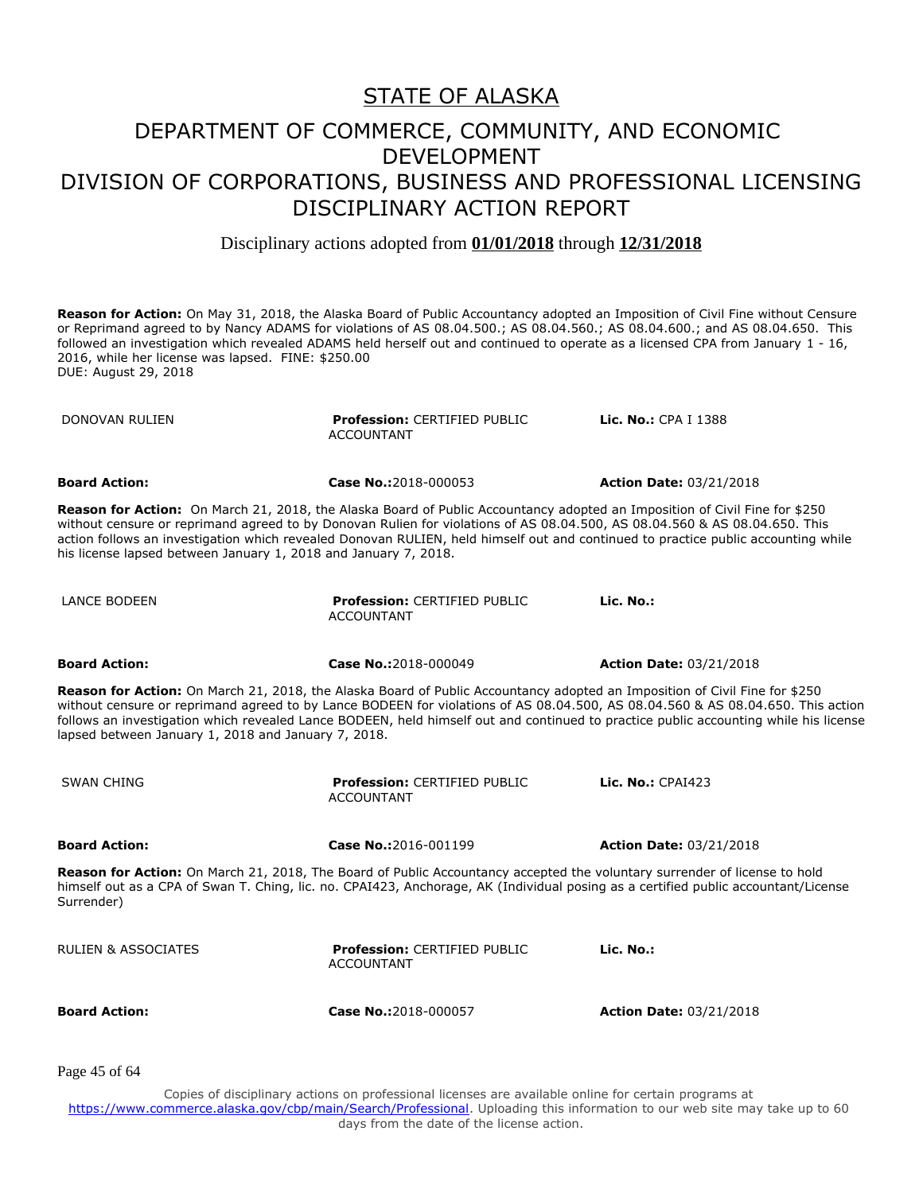# STATE OF ALASKA

## DEPARTMENT OF COMMERCE, COMMUNITY, AND ECONOMIC DEVELOPMENT
## DIVISION OF CORPORATIONS, BUSINESS AND PROFESSIONAL LICENSING
## DISCIPLINARY ACTION REPORT

Disciplinary actions adopted from **01/01/2018** through **12/31/2018**

**Reason for Action:** On May 31, 2018, the Alaska Board of Public Accountancy adopted an Imposition of Civil Fine without Censure or Reprimand agreed to by Nancy ADAMS for violations of AS 08.04.500.; AS 08.04.560.; AS 08.04.600.; and AS 08.04.650. This followed an investigation which revealed ADAMS held herself out and continued to operate as a licensed CPA from January 1 - 16, 2016, while her license was lapsed. FINE: $250.00
DUE: August 29, 2018

| DONOVAN RULIEN | **Profession:** CERTIFIED PUBLIC ACCOUNTANT | **Lic. No.:** CPA I 1388 |
|---|---|---|
| **Board Action:** | **Case No.:**2018-000053 | **Action Date:** 03/21/2018 |

**Reason for Action:** On March 21, 2018, the Alaska Board of Public Accountancy adopted an Imposition of Civil Fine for $250 without censure or reprimand agreed to by Donovan Rulien for violations of AS 08.04.500, AS 08.04.560 & AS 08.04.650. This action follows an investigation which revealed Donovan RULIEN, held himself out and continued to practice public accounting while his license lapsed between January 1, 2018 and January 7, 2018.

| LANCE BODEEN | **Profession:** CERTIFIED PUBLIC ACCOUNTANT | **Lic. No.:** |
|---|---|---|
| **Board Action:** | **Case No.:**2018-000049 | **Action Date:** 03/21/2018 |

**Reason for Action:** On March 21, 2018, the Alaska Board of Public Accountancy adopted an Imposition of Civil Fine for $250 without censure or reprimand agreed to by Lance BODEEN for violations of AS 08.04.500, AS 08.04.560 & AS 08.04.650. This action follows an investigation which revealed Lance BODEEN, held himself out and continued to practice public accounting while his license lapsed between January 1, 2018 and January 7, 2018.

| SWAN CHING | **Profession:** CERTIFIED PUBLIC ACCOUNTANT | **Lic. No.:** CPAI423 |
|---|---|---|
| **Board Action:** | **Case No.:**2016-001199 | **Action Date:** 03/21/2018 |

**Reason for Action:** On March 21, 2018, The Board of Public Accountancy accepted the voluntary surrender of license to hold himself out as a CPA of Swan T. Ching, lic. no. CPAI423, Anchorage, AK (Individual posing as a certified public accountant/License Surrender)

| RULIEN & ASSOCIATES | **Profession:** CERTIFIED PUBLIC ACCOUNTANT | **Lic. No.:** |
|---|---|---|
| **Board Action:** | **Case No.:**2018-000057 | **Action Date:** 03/21/2018 |

Copies of disciplinary actions on professional licenses are available online for certain programs at https://www.commerce.alaska.gov/cbp/main/Search/Professional. Uploading this information to our web site may take up to 60 days from the date of the license action.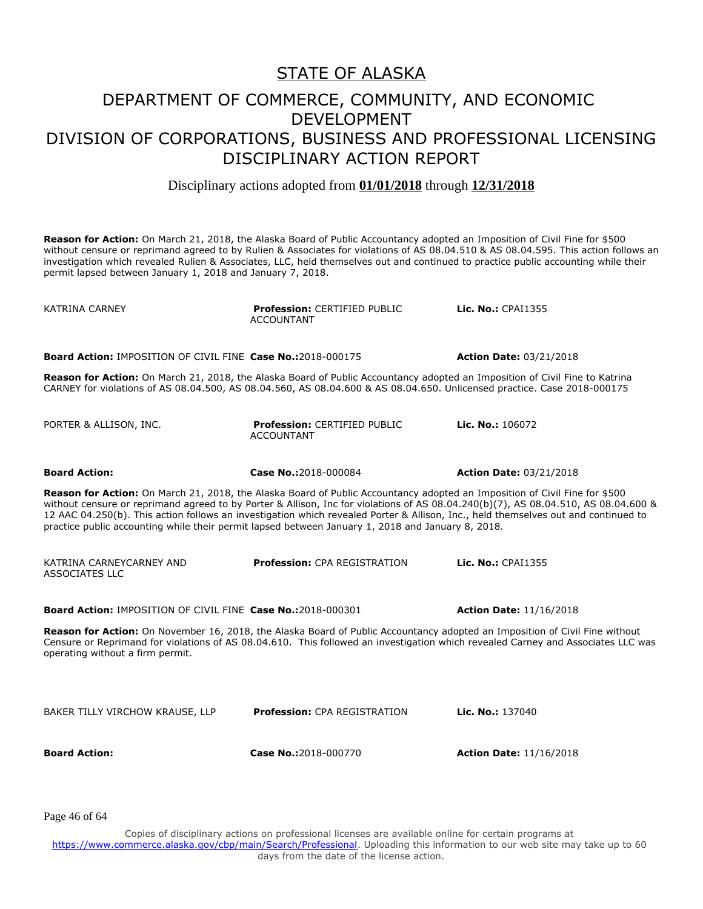# STATE OF ALASKA

## DEPARTMENT OF COMMERCE, COMMUNITY, AND ECONOMIC DEVELOPMENT
## DIVISION OF CORPORATIONS, BUSINESS AND PROFESSIONAL LICENSING
## DISCIPLINARY ACTION REPORT

Disciplinary actions adopted from **01/01/2018** through **12/31/2018**

**Reason for Action:** On March 21, 2018, the Alaska Board of Public Accountancy adopted an Imposition of Civil Fine for $500 without censure or reprimand agreed to by Rulien & Associates for violations of AS 08.04.510 & AS 08.04.595. This action follows an investigation which revealed Rulien & Associates, LLC, held themselves out and continued to practice public accounting while their permit lapsed between January 1, 2018 and January 7, 2018.

| | | |
|---|---|---|
| KATRINA CARNEY | **Profession:** CERTIFIED PUBLIC ACCOUNTANT | **Lic. No.:** CPAI1355 |
| **Board Action:** IMPOSITION OF CIVIL FINE | **Case No.:** 2018-000175 | **Action Date:** 03/21/2018 |

**Reason for Action:** On March 21, 2018, the Alaska Board of Public Accountancy adopted an Imposition of Civil Fine to Katrina CARNEY for violations of AS 08.04.500, AS 08.04.560, AS 08.04.600 & AS 08.04.650. Unlicensed practice. Case 2018-000175

| | | |
|---|---|---|
| PORTER & ALLISON, INC. | **Profession:** CERTIFIED PUBLIC ACCOUNTANT | **Lic. No.:** 106072 |
| **Board Action:** | **Case No.:** 2018-000084 | **Action Date:** 03/21/2018 |

**Reason for Action:** On March 21, 2018, the Alaska Board of Public Accountancy adopted an Imposition of Civil Fine for $500 without censure or reprimand agreed to by Porter & Allison, Inc for violations of AS 08.04.240(b)(7), AS 08.04.510, AS 08.04.600 & 12 AAC 04.250(b). This action follows an investigation which revealed Porter & Allison, Inc., held themselves out and continued to practice public accounting while their permit lapsed between January 1, 2018 and January 8, 2018.

| | | |
|---|---|---|
| KATRINA CARNEYCARNEY AND ASSOCIATES LLC | **Profession:** CPA REGISTRATION | **Lic. No.:** CPAI1355 |
| **Board Action:** IMPOSITION OF CIVIL FINE | **Case No.:** 2018-000301 | **Action Date:** 11/16/2018 |

**Reason for Action:** On November 16, 2018, the Alaska Board of Public Accountancy adopted an Imposition of Civil Fine without Censure or Reprimand for violations of AS 08.04.610. This followed an investigation which revealed Carney and Associates LLC was operating without a firm permit.

| | | |
|---|---|---|
| BAKER TILLY VIRCHOW KRAUSE, LLP | **Profession:** CPA REGISTRATION | **Lic. No.:** 137040 |
| **Board Action:** | **Case No.:** 2018-000770 | **Action Date:** 11/16/2018 |

Copies of disciplinary actions on professional licenses are available online for certain programs at https://www.commerce.alaska.gov/cbp/main/Search/Professional. Uploading this information to our web site may take up to 60 days from the date of the license action.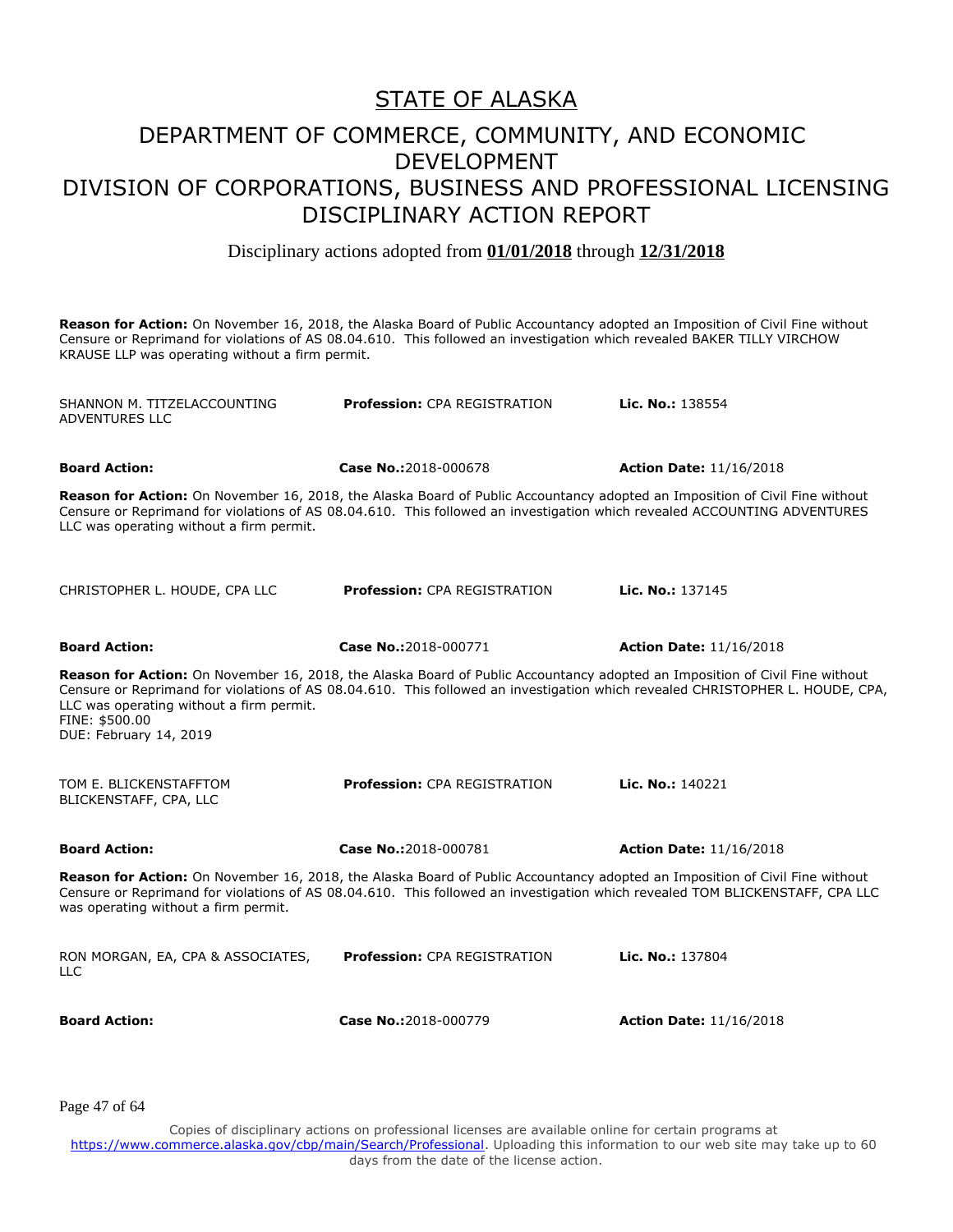# STATE OF ALASKA

## DEPARTMENT OF COMMERCE, COMMUNITY, AND ECONOMIC DEVELOPMENT
## DIVISION OF CORPORATIONS, BUSINESS AND PROFESSIONAL LICENSING
## DISCIPLINARY ACTION REPORT

Disciplinary actions adopted from **01/01/2018** through **12/31/2018**

**Reason for Action:** On November 16, 2018, the Alaska Board of Public Accountancy adopted an Imposition of Civil Fine without Censure or Reprimand for violations of AS 08.04.610. This followed an investigation which revealed BAKER TILLY VIRCHOW KRAUSE LLP was operating without a firm permit.

| SHANNON M. TITZELACCOUNTING ADVENTURES LLC | **Profession:** CPA REGISTRATION | **Lic. No.:** 138554 |
|---|---|---|
| **Board Action:** | **Case No.:**2018-000678 | **Action Date:** 11/16/2018 |

**Reason for Action:** On November 16, 2018, the Alaska Board of Public Accountancy adopted an Imposition of Civil Fine without Censure or Reprimand for violations of AS 08.04.610. This followed an investigation which revealed ACCOUNTING ADVENTURES LLC was operating without a firm permit.

| CHRISTOPHER L. HOUDE, CPA LLC | **Profession:** CPA REGISTRATION | **Lic. No.:** 137145 |
|---|---|---|
| **Board Action:** | **Case No.:**2018-000771 | **Action Date:** 11/16/2018 |

**Reason for Action:** On November 16, 2018, the Alaska Board of Public Accountancy adopted an Imposition of Civil Fine without Censure or Reprimand for violations of AS 08.04.610. This followed an investigation which revealed CHRISTOPHER L. HOUDE, CPA, LLC was operating without a firm permit.
FINE: $500.00
DUE: February 14, 2019

| TOM E. BLICKENSTAFFTOM BLICKENSTAFF, CPA, LLC | **Profession:** CPA REGISTRATION | **Lic. No.:** 140221 |
|---|---|---|
| **Board Action:** | **Case No.:**2018-000781 | **Action Date:** 11/16/2018 |

**Reason for Action:** On November 16, 2018, the Alaska Board of Public Accountancy adopted an Imposition of Civil Fine without Censure or Reprimand for violations of AS 08.04.610. This followed an investigation which revealed TOM BLICKENSTAFF, CPA LLC was operating without a firm permit.

| RON MORGAN, EA, CPA & ASSOCIATES, LLC | **Profession:** CPA REGISTRATION | **Lic. No.:** 137804 |
|---|---|---|
| **Board Action:** | **Case No.:**2018-000779 | **Action Date:** 11/16/2018 |

Copies of disciplinary actions on professional licenses are available online for certain programs at https://www.commerce.alaska.gov/cbp/main/Search/Professional. Uploading this information to our web site may take up to 60 days from the date of the license action.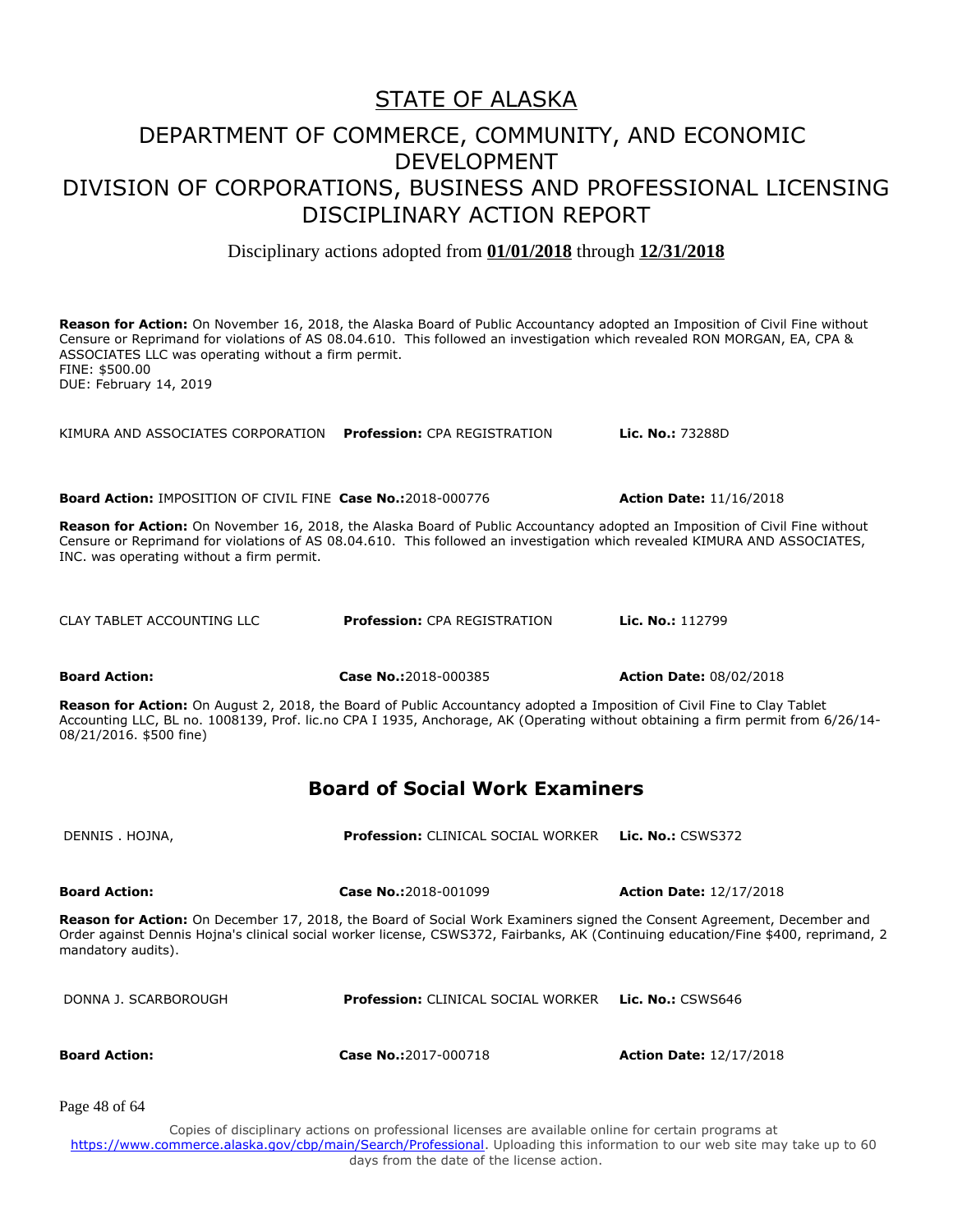# STATE OF ALASKA

## DEPARTMENT OF COMMERCE, COMMUNITY, AND ECONOMIC DEVELOPMENT
## DIVISION OF CORPORATIONS, BUSINESS AND PROFESSIONAL LICENSING
## DISCIPLINARY ACTION REPORT

Disciplinary actions adopted from **01/01/2018** through **12/31/2018**

**Reason for Action:** On November 16, 2018, the Alaska Board of Public Accountancy adopted an Imposition of Civil Fine without Censure or Reprimand for violations of AS 08.04.610. This followed an investigation which revealed RON MORGAN, EA, CPA & ASSOCIATES LLC was operating without a firm permit.
FINE: $500.00
DUE: February 14, 2019

KIMURA AND ASSOCIATES CORPORATION **Profession:** CPA REGISTRATION **Lic. No.:** 73288D

**Board Action:** IMPOSITION OF CIVIL FINE **Case No.:**2018-000776 **Action Date:** 11/16/2018

**Reason for Action:** On November 16, 2018, the Alaska Board of Public Accountancy adopted an Imposition of Civil Fine without Censure or Reprimand for violations of AS 08.04.610. This followed an investigation which revealed KIMURA AND ASSOCIATES, INC. was operating without a firm permit.

CLAY TABLET ACCOUNTING LLC **Profession:** CPA REGISTRATION **Lic. No.:** 112799

**Board Action:** **Case No.:**2018-000385 **Action Date:** 08/02/2018

**Reason for Action:** On August 2, 2018, the Board of Public Accountancy adopted a Imposition of Civil Fine to Clay Tablet Accounting LLC, BL no. 1008139, Prof. lic.no CPA I 1935, Anchorage, AK (Operating without obtaining a firm permit from 6/26/14-08/21/2016. $500 fine)

## Board of Social Work Examiners

DENNIS . HOJNA, **Profession:** CLINICAL SOCIAL WORKER **Lic. No.:** CSWS372

**Board Action:** **Case No.:**2018-001099 **Action Date:** 12/17/2018

**Reason for Action:** On December 17, 2018, the Board of Social Work Examiners signed the Consent Agreement, December and Order against Dennis Hojna's clinical social worker license, CSWS372, Fairbanks, AK (Continuing education/Fine $400, reprimand, 2 mandatory audits).

DONNA J. SCARBOROUGH **Profession:** CLINICAL SOCIAL WORKER **Lic. No.:** CSWS646

**Board Action:** **Case No.:**2017-000718 **Action Date:** 12/17/2018

Copies of disciplinary actions on professional licenses are available online for certain programs at https://www.commerce.alaska.gov/cbp/main/Search/Professional. Uploading this information to our web site may take up to 60 days from the date of the license action.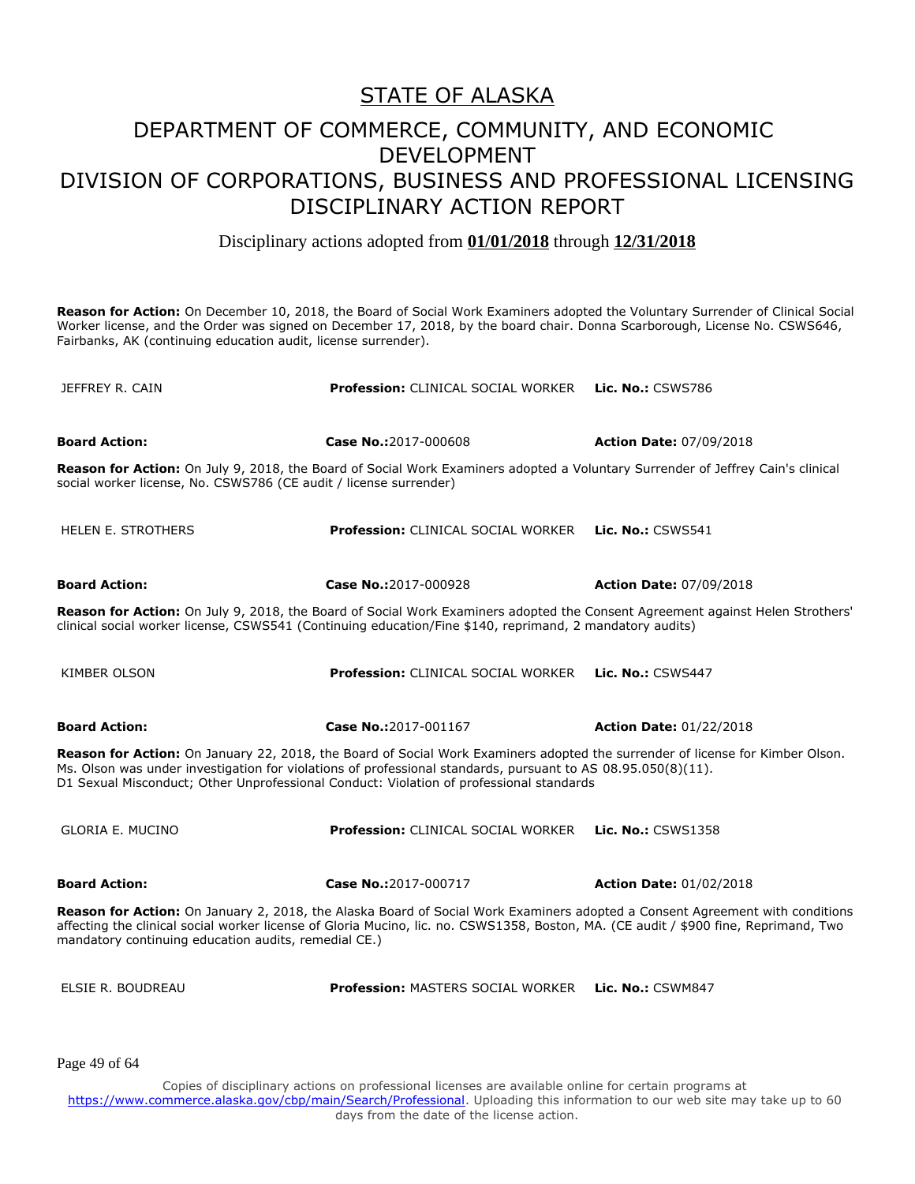# STATE OF ALASKA

## DEPARTMENT OF COMMERCE, COMMUNITY, AND ECONOMIC DEVELOPMENT
## DIVISION OF CORPORATIONS, BUSINESS AND PROFESSIONAL LICENSING
## DISCIPLINARY ACTION REPORT

Disciplinary actions adopted from **01/01/2018** through **12/31/2018**

**Reason for Action:** On December 10, 2018, the Board of Social Work Examiners adopted the Voluntary Surrender of Clinical Social Worker license, and the Order was signed on December 17, 2018, by the board chair. Donna Scarborough, License No. CSWS646, Fairbanks, AK (continuing education audit, license surrender).

| JEFFREY R. CAIN | **Profession:** CLINICAL SOCIAL WORKER | **Lic. No.:** CSWS786 |
|---|---|---|
| **Board Action:** | **Case No.:**2017-000608 | **Action Date:** 07/09/2018 |

**Reason for Action:** On July 9, 2018, the Board of Social Work Examiners adopted a Voluntary Surrender of Jeffrey Cain's clinical social worker license, No. CSWS786 (CE audit / license surrender)

| HELEN E. STROTHERS | **Profession:** CLINICAL SOCIAL WORKER | **Lic. No.:** CSWS541 |
|---|---|---|
| **Board Action:** | **Case No.:**2017-000928 | **Action Date:** 07/09/2018 |

**Reason for Action:** On July 9, 2018, the Board of Social Work Examiners adopted the Consent Agreement against Helen Strothers' clinical social worker license, CSWS541 (Continuing education/Fine $140, reprimand, 2 mandatory audits)

| KIMBER OLSON | **Profession:** CLINICAL SOCIAL WORKER | **Lic. No.:** CSWS447 |
|---|---|---|
| **Board Action:** | **Case No.:**2017-001167 | **Action Date:** 01/22/2018 |

**Reason for Action:** On January 22, 2018, the Board of Social Work Examiners adopted the surrender of license for Kimber Olson. Ms. Olson was under investigation for violations of professional standards, pursuant to AS 08.95.050(8)(11).
D1 Sexual Misconduct; Other Unprofessional Conduct: Violation of professional standards

| GLORIA E. MUCINO | **Profession:** CLINICAL SOCIAL WORKER | **Lic. No.:** CSWS1358 |
|---|---|---|
| **Board Action:** | **Case No.:**2017-000717 | **Action Date:** 01/02/2018 |

**Reason for Action:** On January 2, 2018, the Alaska Board of Social Work Examiners adopted a Consent Agreement with conditions affecting the clinical social worker license of Gloria Mucino, lic. no. CSWS1358, Boston, MA. (CE audit / $900 fine, Reprimand, Two mandatory continuing education audits, remedial CE.)

| ELSIE R. BOUDREAU | **Profession:** MASTERS SOCIAL WORKER | **Lic. No.:** CSWM847 |
|---|---|---|

Copies of disciplinary actions on professional licenses are available online for certain programs at https://www.commerce.alaska.gov/cbp/main/Search/Professional. Uploading this information to our web site may take up to 60 days from the date of the license action.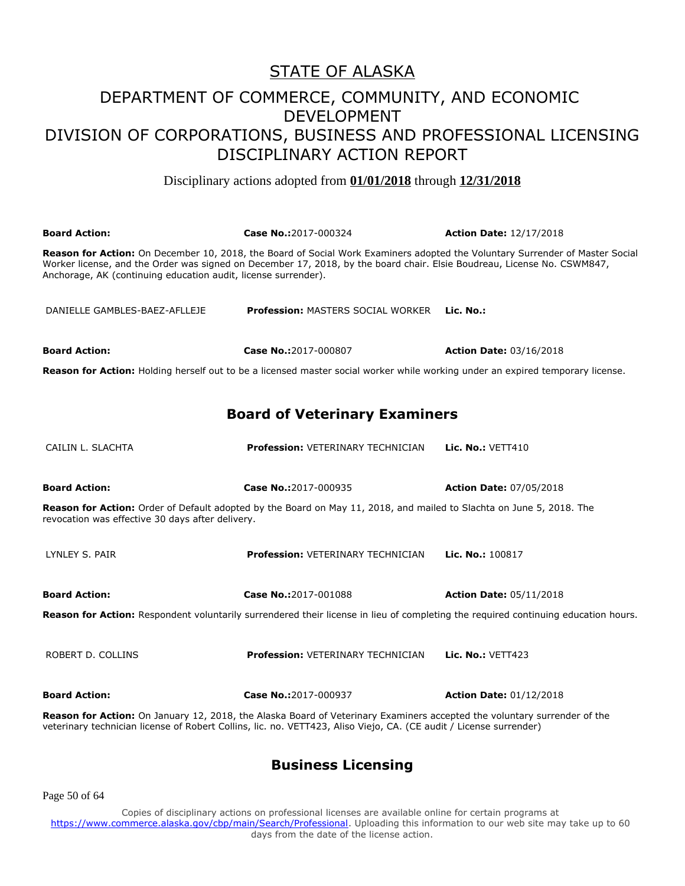# STATE OF ALASKA

## DEPARTMENT OF COMMERCE, COMMUNITY, AND ECONOMIC DEVELOPMENT
## DIVISION OF CORPORATIONS, BUSINESS AND PROFESSIONAL LICENSING
## DISCIPLINARY ACTION REPORT

Disciplinary actions adopted from **01/01/2018** through **12/31/2018**

**Board Action:** **Case No.:**2017-000324 **Action Date:** 12/17/2018

**Reason for Action:** On December 10, 2018, the Board of Social Work Examiners adopted the Voluntary Surrender of Master Social Worker license, and the Order was signed on December 17, 2018, by the board chair. Elsie Boudreau, License No. CSWM847, Anchorage, AK (continuing education audit, license surrender).

DANIELLE GAMBLES-BAEZ-AFLLEJE **Profession:** MASTERS SOCIAL WORKER **Lic. No.:**

**Board Action:** **Case No.:**2017-000807 **Action Date:** 03/16/2018

**Reason for Action:** Holding herself out to be a licensed master social worker while working under an expired temporary license.

## Board of Veterinary Examiners

CAILIN L. SLACHTA **Profession:** VETERINARY TECHNICIAN **Lic. No.:** VETT410

**Board Action:** **Case No.:**2017-000935 **Action Date:** 07/05/2018

**Reason for Action:** Order of Default adopted by the Board on May 11, 2018, and mailed to Slachta on June 5, 2018. The revocation was effective 30 days after delivery.

LYNLEY S. PAIR **Profession:** VETERINARY TECHNICIAN **Lic. No.:** 100817

**Board Action:** **Case No.:**2017-001088 **Action Date:** 05/11/2018

**Reason for Action:** Respondent voluntarily surrendered their license in lieu of completing the required continuing education hours.

ROBERT D. COLLINS **Profession:** VETERINARY TECHNICIAN **Lic. No.:** VETT423

**Board Action:** **Case No.:**2017-000937 **Action Date:** 01/12/2018

**Reason for Action:** On January 12, 2018, the Alaska Board of Veterinary Examiners accepted the voluntary surrender of the veterinary technician license of Robert Collins, lic. no. VETT423, Aliso Viejo, CA. (CE audit / License surrender)

## Business Licensing

Copies of disciplinary actions on professional licenses are available online for certain programs at https://www.commerce.alaska.gov/cbp/main/Search/Professional. Uploading this information to our web site may take up to 60 days from the date of the license action.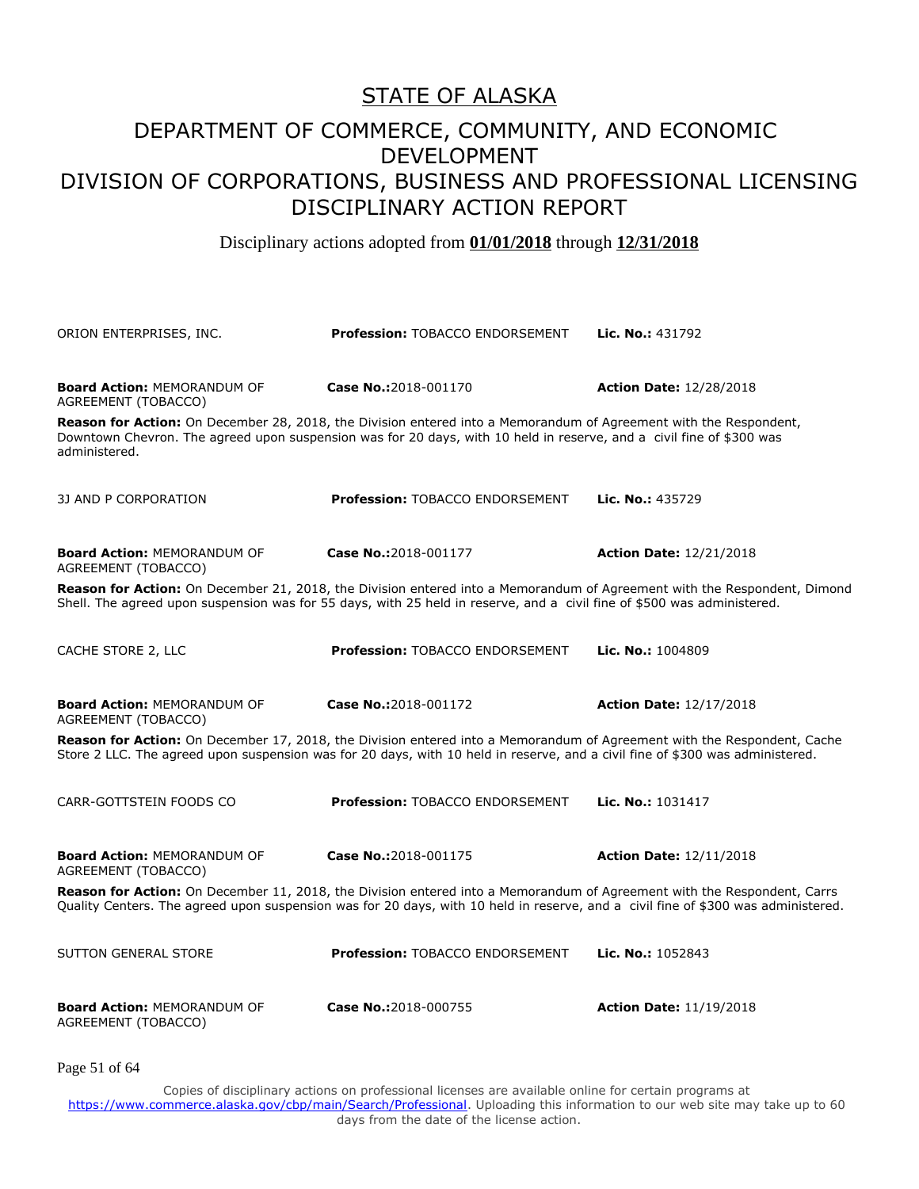# STATE OF ALASKA

## DEPARTMENT OF COMMERCE, COMMUNITY, AND ECONOMIC DEVELOPMENT
## DIVISION OF CORPORATIONS, BUSINESS AND PROFESSIONAL LICENSING
## DISCIPLINARY ACTION REPORT

Disciplinary actions adopted from **01/01/2018** through **12/31/2018**

ORION ENTERPRISES, INC. | **Profession:** TOBACCO ENDORSEMENT | **Lic. No.:** 431792

**Board Action:** MEMORANDUM OF AGREEMENT (TOBACCO) | **Case No.:**2018-001170 | **Action Date:** 12/28/2018

**Reason for Action:** On December 28, 2018, the Division entered into a Memorandum of Agreement with the Respondent, Downtown Chevron. The agreed upon suspension was for 20 days, with 10 held in reserve, and a civil fine of $300 was administered.

3J AND P CORPORATION | **Profession:** TOBACCO ENDORSEMENT | **Lic. No.:** 435729

**Board Action:** MEMORANDUM OF AGREEMENT (TOBACCO) | **Case No.:**2018-001177 | **Action Date:** 12/21/2018

**Reason for Action:** On December 21, 2018, the Division entered into a Memorandum of Agreement with the Respondent, Dimond Shell. The agreed upon suspension was for 55 days, with 25 held in reserve, and a civil fine of $500 was administered.

CACHE STORE 2, LLC | **Profession:** TOBACCO ENDORSEMENT | **Lic. No.:** 1004809

**Board Action:** MEMORANDUM OF AGREEMENT (TOBACCO) | **Case No.:**2018-001172 | **Action Date:** 12/17/2018

**Reason for Action:** On December 17, 2018, the Division entered into a Memorandum of Agreement with the Respondent, Cache Store 2 LLC. The agreed upon suspension was for 20 days, with 10 held in reserve, and a civil fine of $300 was administered.

CARR-GOTTSTEIN FOODS CO | **Profession:** TOBACCO ENDORSEMENT | **Lic. No.:** 1031417

**Board Action:** MEMORANDUM OF AGREEMENT (TOBACCO) | **Case No.:**2018-001175 | **Action Date:** 12/11/2018

**Reason for Action:** On December 11, 2018, the Division entered into a Memorandum of Agreement with the Respondent, Carrs Quality Centers. The agreed upon suspension was for 20 days, with 10 held in reserve, and a civil fine of $300 was administered.

SUTTON GENERAL STORE | **Profession:** TOBACCO ENDORSEMENT | **Lic. No.:** 1052843

**Board Action:** MEMORANDUM OF AGREEMENT (TOBACCO) | **Case No.:**2018-000755 | **Action Date:** 11/19/2018

Copies of disciplinary actions on professional licenses are available online for certain programs at https://www.commerce.alaska.gov/cbp/main/Search/Professional. Uploading this information to our web site may take up to 60 days from the date of the license action.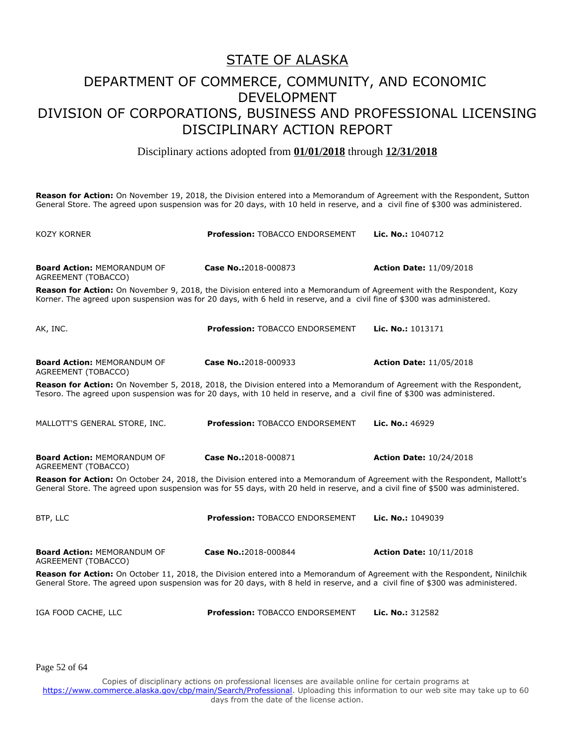# STATE OF ALASKA

## DEPARTMENT OF COMMERCE, COMMUNITY, AND ECONOMIC DEVELOPMENT

## DIVISION OF CORPORATIONS, BUSINESS AND PROFESSIONAL LICENSING DISCIPLINARY ACTION REPORT

Disciplinary actions adopted from **01/01/2018** through **12/31/2018**

**Reason for Action:** On November 19, 2018, the Division entered into a Memorandum of Agreement with the Respondent, Sutton General Store. The agreed upon suspension was for 20 days, with 10 held in reserve, and a civil fine of $300 was administered.

KOZY KORNER | **Profession:** TOBACCO ENDORSEMENT | **Lic. No.:** 1040712

**Board Action:** MEMORANDUM OF AGREEMENT (TOBACCO) | **Case No.:**2018-000873 | **Action Date:** 11/09/2018

**Reason for Action:** On November 9, 2018, the Division entered into a Memorandum of Agreement with the Respondent, Kozy Korner. The agreed upon suspension was for 20 days, with 6 held in reserve, and a civil fine of $300 was administered.

AK, INC. | **Profession:** TOBACCO ENDORSEMENT | **Lic. No.:** 1013171

**Board Action:** MEMORANDUM OF AGREEMENT (TOBACCO) | **Case No.:**2018-000933 | **Action Date:** 11/05/2018

**Reason for Action:** On November 5, 2018, 2018, the Division entered into a Memorandum of Agreement with the Respondent, Tesoro. The agreed upon suspension was for 20 days, with 10 held in reserve, and a civil fine of $300 was administered.

MALLOTT'S GENERAL STORE, INC. | **Profession:** TOBACCO ENDORSEMENT | **Lic. No.:** 46929

**Board Action:** MEMORANDUM OF AGREEMENT (TOBACCO) | **Case No.:**2018-000871 | **Action Date:** 10/24/2018

**Reason for Action:** On October 24, 2018, the Division entered into a Memorandum of Agreement with the Respondent, Mallott's General Store. The agreed upon suspension was for 55 days, with 20 held in reserve, and a civil fine of $500 was administered.

BTP, LLC | **Profession:** TOBACCO ENDORSEMENT | **Lic. No.:** 1049039

**Board Action:** MEMORANDUM OF AGREEMENT (TOBACCO) | **Case No.:**2018-000844 | **Action Date:** 10/11/2018

**Reason for Action:** On October 11, 2018, the Division entered into a Memorandum of Agreement with the Respondent, Ninilchik General Store. The agreed upon suspension was for 20 days, with 8 held in reserve, and a civil fine of $300 was administered.

IGA FOOD CACHE, LLC | **Profession:** TOBACCO ENDORSEMENT | **Lic. No.:** 312582

Copies of disciplinary actions on professional licenses are available online for certain programs at https://www.commerce.alaska.gov/cbp/main/Search/Professional. Uploading this information to our web site may take up to 60 days from the date of the license action.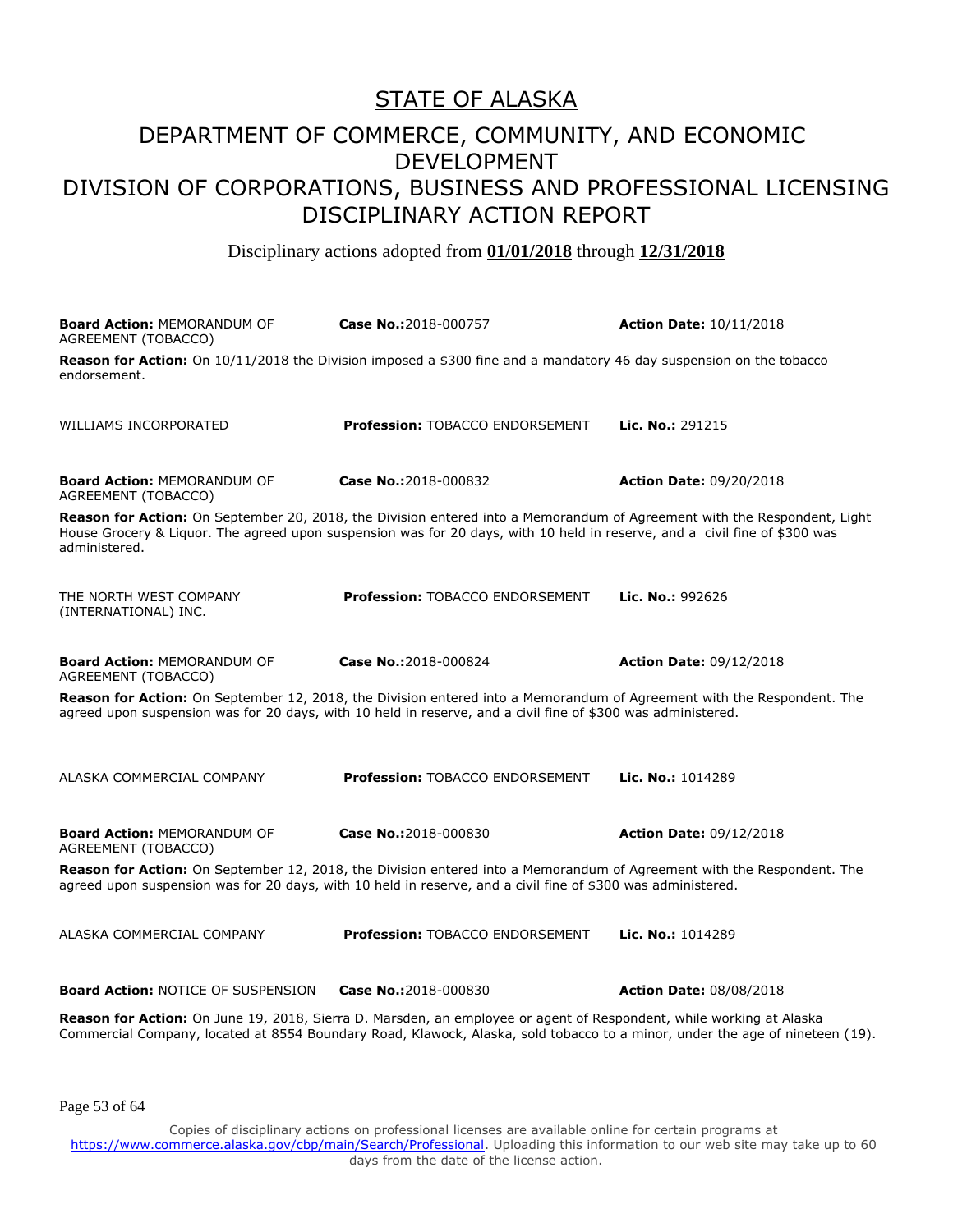# STATE OF ALASKA

## DEPARTMENT OF COMMERCE, COMMUNITY, AND ECONOMIC DEVELOPMENT
## DIVISION OF CORPORATIONS, BUSINESS AND PROFESSIONAL LICENSING
## DISCIPLINARY ACTION REPORT

Disciplinary actions adopted from **01/01/2018** through **12/31/2018**

**Board Action:** MEMORANDUM OF AGREEMENT (TOBACCO) | **Case No.:** 2018-000757 | **Action Date:** 10/11/2018

**Reason for Action:** On 10/11/2018 the Division imposed a $300 fine and a mandatory 46 day suspension on the tobacco endorsement.

---

WILLIAMS INCORPORATED | **Profession:** TOBACCO ENDORSEMENT | **Lic. No.:** 291215

**Board Action:** MEMORANDUM OF AGREEMENT (TOBACCO) | **Case No.:** 2018-000832 | **Action Date:** 09/20/2018

**Reason for Action:** On September 20, 2018, the Division entered into a Memorandum of Agreement with the Respondent, Light House Grocery & Liquor. The agreed upon suspension was for 20 days, with 10 held in reserve, and a civil fine of $300 was administered.

---

THE NORTH WEST COMPANY (INTERNATIONAL) INC. | **Profession:** TOBACCO ENDORSEMENT | **Lic. No.:** 992626

**Board Action:** MEMORANDUM OF AGREEMENT (TOBACCO) | **Case No.:** 2018-000824 | **Action Date:** 09/12/2018

**Reason for Action:** On September 12, 2018, the Division entered into a Memorandum of Agreement with the Respondent. The agreed upon suspension was for 20 days, with 10 held in reserve, and a civil fine of $300 was administered.

---

ALASKA COMMERCIAL COMPANY | **Profession:** TOBACCO ENDORSEMENT | **Lic. No.:** 1014289

**Board Action:** MEMORANDUM OF AGREEMENT (TOBACCO) | **Case No.:** 2018-000830 | **Action Date:** 09/12/2018

**Reason for Action:** On September 12, 2018, the Division entered into a Memorandum of Agreement with the Respondent. The agreed upon suspension was for 20 days, with 10 held in reserve, and a civil fine of $300 was administered.

---

ALASKA COMMERCIAL COMPANY | **Profession:** TOBACCO ENDORSEMENT | **Lic. No.:** 1014289

**Board Action:** NOTICE OF SUSPENSION | **Case No.:** 2018-000830 | **Action Date:** 08/08/2018

**Reason for Action:** On June 19, 2018, Sierra D. Marsden, an employee or agent of Respondent, while working at Alaska Commercial Company, located at 8554 Boundary Road, Klawock, Alaska, sold tobacco to a minor, under the age of nineteen (19).

Copies of disciplinary actions on professional licenses are available online for certain programs at https://www.commerce.alaska.gov/cbp/main/Search/Professional. Uploading this information to our web site may take up to 60 days from the date of the license action.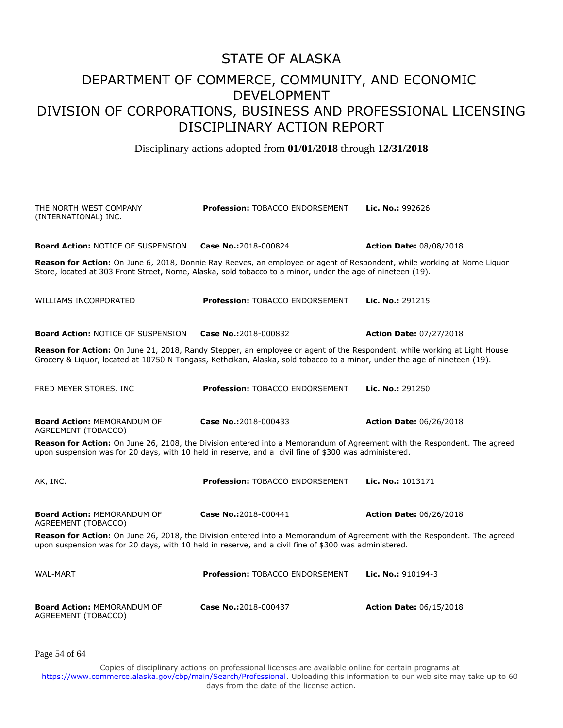# STATE OF ALASKA

## DEPARTMENT OF COMMERCE, COMMUNITY, AND ECONOMIC DEVELOPMENT
## DIVISION OF CORPORATIONS, BUSINESS AND PROFESSIONAL LICENSING
## DISCIPLINARY ACTION REPORT

Disciplinary actions adopted from **01/01/2018** through **12/31/2018**

THE NORTH WEST COMPANY (INTERNATIONAL) INC. — **Profession:** TOBACCO ENDORSEMENT — **Lic. No.:** 992626

**Board Action:** NOTICE OF SUSPENSION — **Case No.:**2018-000824 — **Action Date:** 08/08/2018

**Reason for Action:** On June 6, 2018, Donnie Ray Reeves, an employee or agent of Respondent, while working at Nome Liquor Store, located at 303 Front Street, Nome, Alaska, sold tobacco to a minor, under the age of nineteen (19).

WILLIAMS INCORPORATED — **Profession:** TOBACCO ENDORSEMENT — **Lic. No.:** 291215

**Board Action:** NOTICE OF SUSPENSION — **Case No.:**2018-000832 — **Action Date:** 07/27/2018

**Reason for Action:** On June 21, 2018, Randy Stepper, an employee or agent of the Respondent, while working at Light House Grocery & Liquor, located at 10750 N Tongass, Kethcikan, Alaska, sold tobacco to a minor, under the age of nineteen (19).

FRED MEYER STORES, INC — **Profession:** TOBACCO ENDORSEMENT — **Lic. No.:** 291250

**Board Action:** MEMORANDUM OF AGREEMENT (TOBACCO) — **Case No.:**2018-000433 — **Action Date:** 06/26/2018

**Reason for Action:** On June 26, 2108, the Division entered into a Memorandum of Agreement with the Respondent. The agreed upon suspension was for 20 days, with 10 held in reserve, and a civil fine of $300 was administered.

AK, INC. — **Profession:** TOBACCO ENDORSEMENT — **Lic. No.:** 1013171

**Board Action:** MEMORANDUM OF AGREEMENT (TOBACCO) — **Case No.:**2018-000441 — **Action Date:** 06/26/2018

**Reason for Action:** On June 26, 2018, the Division entered into a Memorandum of Agreement with the Respondent. The agreed upon suspension was for 20 days, with 10 held in reserve, and a civil fine of $300 was administered.

WAL-MART — **Profession:** TOBACCO ENDORSEMENT — **Lic. No.:** 910194-3

**Board Action:** MEMORANDUM OF AGREEMENT (TOBACCO) — **Case No.:**2018-000437 — **Action Date:** 06/15/2018

Copies of disciplinary actions on professional licenses are available online for certain programs at https://www.commerce.alaska.gov/cbp/main/Search/Professional. Uploading this information to our web site may take up to 60 days from the date of the license action.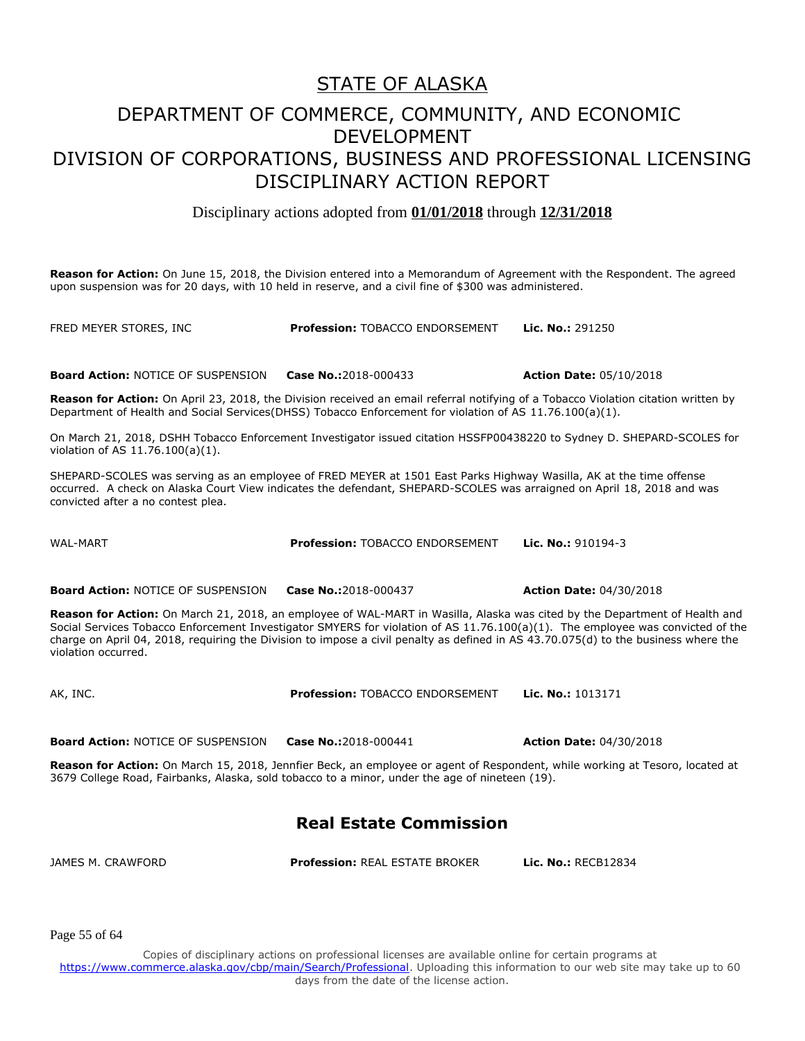STATE OF ALASKA

DEPARTMENT OF COMMERCE, COMMUNITY, AND ECONOMIC DEVELOPMENT

DIVISION OF CORPORATIONS, BUSINESS AND PROFESSIONAL LICENSING

DISCIPLINARY ACTION REPORT

Disciplinary actions adopted from **01/01/2018** through **12/31/2018**

**Reason for Action:** On June 15, 2018, the Division entered into a Memorandum of Agreement with the Respondent. The agreed upon suspension was for 20 days, with 10 held in reserve, and a civil fine of $300 was administered.

FRED MEYER STORES, INC **Profession:** TOBACCO ENDORSEMENT **Lic. No.:** 291250

**Board Action:** NOTICE OF SUSPENSION **Case No.:**2018-000433 **Action Date:** 05/10/2018

**Reason for Action:** On April 23, 2018, the Division received an email referral notifying of a Tobacco Violation citation written by Department of Health and Social Services(DHSS) Tobacco Enforcement for violation of AS 11.76.100(a)(1).

On March 21, 2018, DSHH Tobacco Enforcement Investigator issued citation HSSFP00438220 to Sydney D. SHEPARD-SCOLES for violation of AS 11.76.100(a)(1).

SHEPARD-SCOLES was serving as an employee of FRED MEYER at 1501 East Parks Highway Wasilla, AK at the time offense occurred. A check on Alaska Court View indicates the defendant, SHEPARD-SCOLES was arraigned on April 18, 2018 and was convicted after a no contest plea.

WAL-MART **Profession:** TOBACCO ENDORSEMENT **Lic. No.:** 910194-3

**Board Action:** NOTICE OF SUSPENSION **Case No.:**2018-000437 **Action Date:** 04/30/2018

**Reason for Action:** On March 21, 2018, an employee of WAL-MART in Wasilla, Alaska was cited by the Department of Health and Social Services Tobacco Enforcement Investigator SMYERS for violation of AS 11.76.100(a)(1). The employee was convicted of the charge on April 04, 2018, requiring the Division to impose a civil penalty as defined in AS 43.70.075(d) to the business where the violation occurred.

AK, INC. **Profession:** TOBACCO ENDORSEMENT **Lic. No.:** 1013171

**Board Action:** NOTICE OF SUSPENSION **Case No.:**2018-000441 **Action Date:** 04/30/2018

**Reason for Action:** On March 15, 2018, Jennfier Beck, an employee or agent of Respondent, while working at Tesoro, located at 3679 College Road, Fairbanks, Alaska, sold tobacco to a minor, under the age of nineteen (19).

## Real Estate Commission

JAMES M. CRAWFORD **Profession:** REAL ESTATE BROKER **Lic. No.:** RECB12834

Copies of disciplinary actions on professional licenses are available online for certain programs at https://www.commerce.alaska.gov/cbp/main/Search/Professional. Uploading this information to our web site may take up to 60 days from the date of the license action.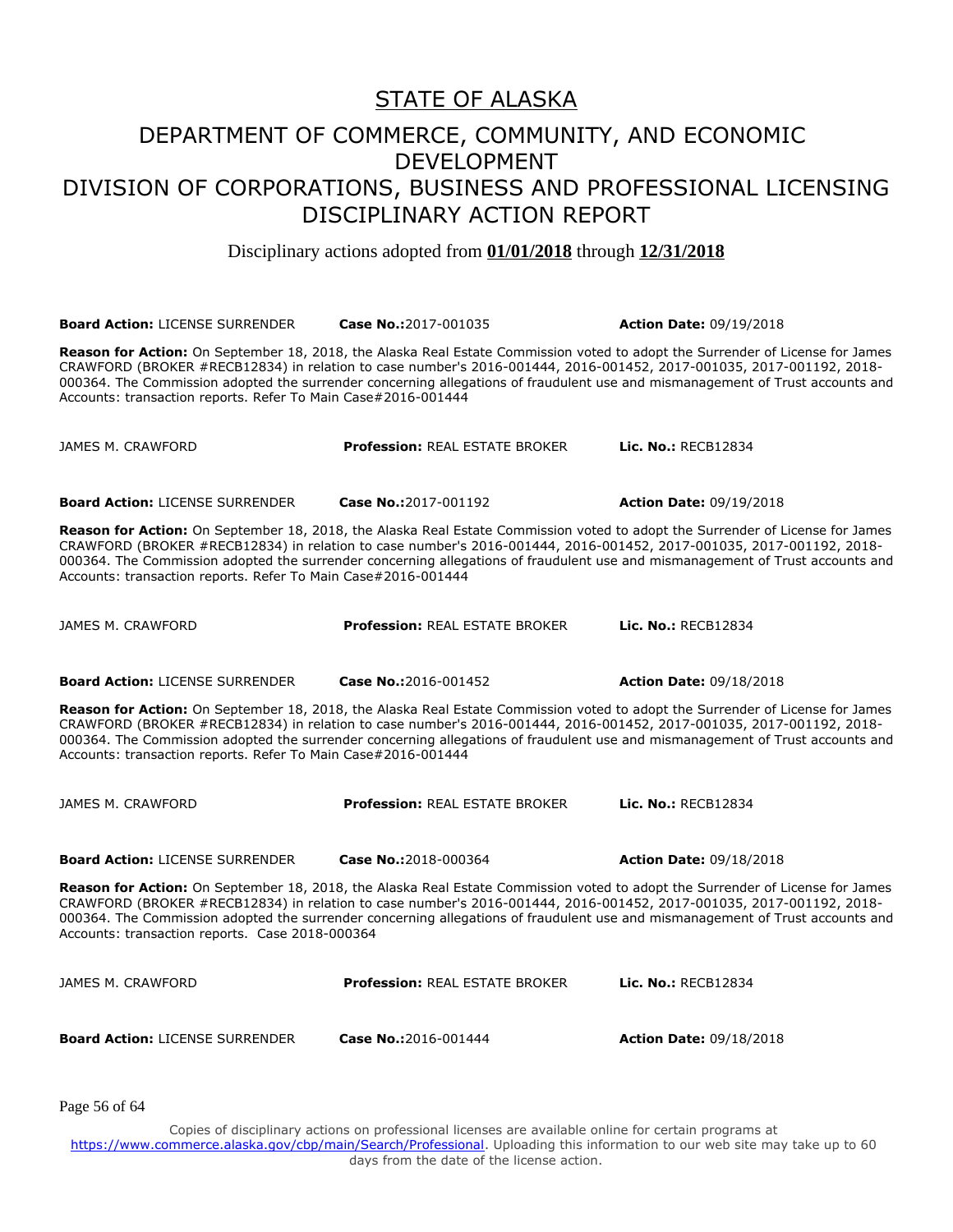# STATE OF ALASKA

## DEPARTMENT OF COMMERCE, COMMUNITY, AND ECONOMIC DEVELOPMENT
## DIVISION OF CORPORATIONS, BUSINESS AND PROFESSIONAL LICENSING
## DISCIPLINARY ACTION REPORT

Disciplinary actions adopted from **01/01/2018** through **12/31/2018**

**Board Action:** LICENSE SURRENDER **Case No.:**2017-001035 **Action Date:** 09/19/2018

**Reason for Action:** On September 18, 2018, the Alaska Real Estate Commission voted to adopt the Surrender of License for James CRAWFORD (BROKER #RECB12834) in relation to case number's 2016-001444, 2016-001452, 2017-001035, 2017-001192, 2018-000364. The Commission adopted the surrender concerning allegations of fraudulent use and mismanagement of Trust accounts and Accounts: transaction reports. Refer To Main Case#2016-001444

JAMES M. CRAWFORD **Profession:** REAL ESTATE BROKER **Lic. No.:** RECB12834

**Board Action:** LICENSE SURRENDER **Case No.:**2017-001192 **Action Date:** 09/19/2018

**Reason for Action:** On September 18, 2018, the Alaska Real Estate Commission voted to adopt the Surrender of License for James CRAWFORD (BROKER #RECB12834) in relation to case number's 2016-001444, 2016-001452, 2017-001035, 2017-001192, 2018-000364. The Commission adopted the surrender concerning allegations of fraudulent use and mismanagement of Trust accounts and Accounts: transaction reports. Refer To Main Case#2016-001444

JAMES M. CRAWFORD **Profession:** REAL ESTATE BROKER **Lic. No.:** RECB12834

**Board Action:** LICENSE SURRENDER **Case No.:**2016-001452 **Action Date:** 09/18/2018

**Reason for Action:** On September 18, 2018, the Alaska Real Estate Commission voted to adopt the Surrender of License for James CRAWFORD (BROKER #RECB12834) in relation to case number's 2016-001444, 2016-001452, 2017-001035, 2017-001192, 2018-000364. The Commission adopted the surrender concerning allegations of fraudulent use and mismanagement of Trust accounts and Accounts: transaction reports. Refer To Main Case#2016-001444

JAMES M. CRAWFORD **Profession:** REAL ESTATE BROKER **Lic. No.:** RECB12834

**Board Action:** LICENSE SURRENDER **Case No.:**2018-000364 **Action Date:** 09/18/2018

**Reason for Action:** On September 18, 2018, the Alaska Real Estate Commission voted to adopt the Surrender of License for James CRAWFORD (BROKER #RECB12834) in relation to case number's 2016-001444, 2016-001452, 2017-001035, 2017-001192, 2018-000364. The Commission adopted the surrender concerning allegations of fraudulent use and mismanagement of Trust accounts and Accounts: transaction reports. Case 2018-000364

JAMES M. CRAWFORD **Profession:** REAL ESTATE BROKER **Lic. No.:** RECB12834

**Board Action:** LICENSE SURRENDER **Case No.:**2016-001444 **Action Date:** 09/18/2018

Copies of disciplinary actions on professional licenses are available online for certain programs at https://www.commerce.alaska.gov/cbp/main/Search/Professional. Uploading this information to our web site may take up to 60 days from the date of the license action.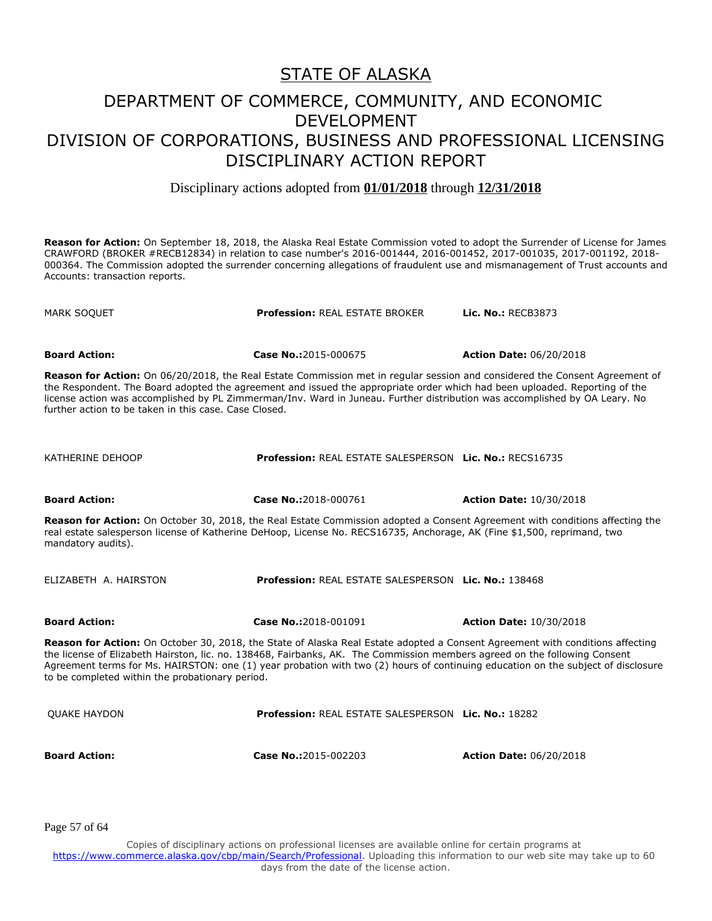# STATE OF ALASKA

## DEPARTMENT OF COMMERCE, COMMUNITY, AND ECONOMIC DEVELOPMENT
## DIVISION OF CORPORATIONS, BUSINESS AND PROFESSIONAL LICENSING
## DISCIPLINARY ACTION REPORT

Disciplinary actions adopted from **01/01/2018** through **12/31/2018**

**Reason for Action:** On September 18, 2018, the Alaska Real Estate Commission voted to adopt the Surrender of License for James CRAWFORD (BROKER #RECB12834) in relation to case number's 2016-001444, 2016-001452, 2017-001035, 2017-001192, 2018-000364. The Commission adopted the surrender concerning allegations of fraudulent use and mismanagement of Trust accounts and Accounts: transaction reports.

MARK SOQUET | **Profession:** REAL ESTATE BROKER | **Lic. No.:** RECB3873

**Board Action:** | **Case No.:**2015-000675 | **Action Date:** 06/20/2018

**Reason for Action:** On 06/20/2018, the Real Estate Commission met in regular session and considered the Consent Agreement of the Respondent. The Board adopted the agreement and issued the appropriate order which had been uploaded. Reporting of the license action was accomplished by PL Zimmerman/Inv. Ward in Juneau. Further distribution was accomplished by OA Leary. No further action to be taken in this case. Case Closed.

KATHERINE DEHOOP | **Profession:** REAL ESTATE SALESPERSON | **Lic. No.:** RECS16735

**Board Action:** | **Case No.:**2018-000761 | **Action Date:** 10/30/2018

**Reason for Action:** On October 30, 2018, the Real Estate Commission adopted a Consent Agreement with conditions affecting the real estate salesperson license of Katherine DeHoop, License No. RECS16735, Anchorage, AK (Fine $1,500, reprimand, two mandatory audits).

ELIZABETH A. HAIRSTON | **Profession:** REAL ESTATE SALESPERSON | **Lic. No.:** 138468

**Board Action:** | **Case No.:**2018-001091 | **Action Date:** 10/30/2018

**Reason for Action:** On October 30, 2018, the State of Alaska Real Estate adopted a Consent Agreement with conditions affecting the license of Elizabeth Hairston, lic. no. 138468, Fairbanks, AK. The Commission members agreed on the following Consent Agreement terms for Ms. HAIRSTON: one (1) year probation with two (2) hours of continuing education on the subject of disclosure to be completed within the probationary period.

QUAKE HAYDON | **Profession:** REAL ESTATE SALESPERSON | **Lic. No.:** 18282

**Board Action:** | **Case No.:**2015-002203 | **Action Date:** 06/20/2018

Copies of disciplinary actions on professional licenses are available online for certain programs at https://www.commerce.alaska.gov/cbp/main/Search/Professional. Uploading this information to our web site may take up to 60 days from the date of the license action.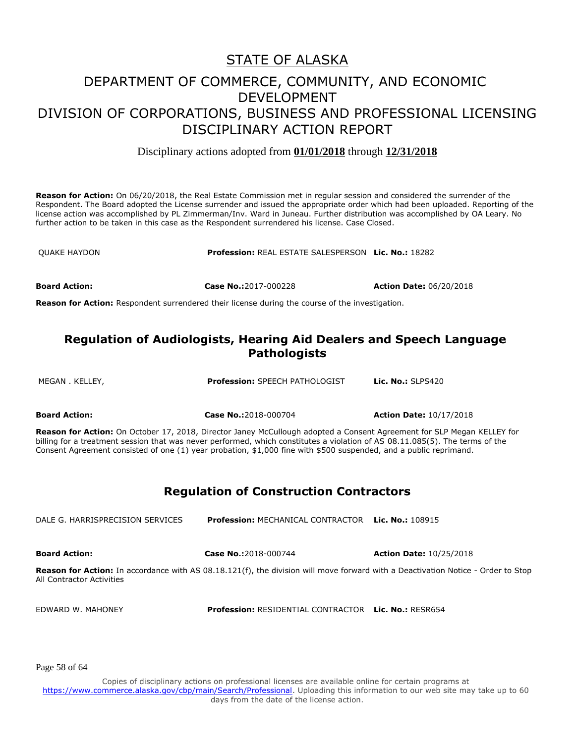# STATE OF ALASKA

# DEPARTMENT OF COMMERCE, COMMUNITY, AND ECONOMIC DEVELOPMENT
# DIVISION OF CORPORATIONS, BUSINESS AND PROFESSIONAL LICENSING
# DISCIPLINARY ACTION REPORT

Disciplinary actions adopted from **01/01/2018** through **12/31/2018**

**Reason for Action:** On 06/20/2018, the Real Estate Commission met in regular session and considered the surrender of the Respondent. The Board adopted the License surrender and issued the appropriate order which had been uploaded. Reporting of the license action was accomplished by PL Zimmerman/Inv. Ward in Juneau. Further distribution was accomplished by OA Leary. No further action to be taken in this case as the Respondent surrendered his license. Case Closed.

QUAKE HAYDON | **Profession:** REAL ESTATE SALESPERSON | **Lic. No.:** 18282

**Board Action:** | **Case No.:**2017-000228 | **Action Date:** 06/20/2018

**Reason for Action:** Respondent surrendered their license during the course of the investigation.

## Regulation of Audiologists, Hearing Aid Dealers and Speech Language Pathologists

MEGAN . KELLEY, | **Profession:** SPEECH PATHOLOGIST | **Lic. No.:** SLPS420

**Board Action:** | **Case No.:**2018-000704 | **Action Date:** 10/17/2018

**Reason for Action:** On October 17, 2018, Director Janey McCullough adopted a Consent Agreement for SLP Megan KELLEY for billing for a treatment session that was never performed, which constitutes a violation of AS 08.11.085(5). The terms of the Consent Agreement consisted of one (1) year probation, $1,000 fine with $500 suspended, and a public reprimand.

## Regulation of Construction Contractors

DALE G. HARRISPRECISION SERVICES | **Profession:** MECHANICAL CONTRACTOR | **Lic. No.:** 108915

**Board Action:** | **Case No.:**2018-000744 | **Action Date:** 10/25/2018

**Reason for Action:** In accordance with AS 08.18.121(f), the division will move forward with a Deactivation Notice - Order to Stop All Contractor Activities

EDWARD W. MAHONEY | **Profession:** RESIDENTIAL CONTRACTOR | **Lic. No.:** RESR654

Copies of disciplinary actions on professional licenses are available online for certain programs at https://www.commerce.alaska.gov/cbp/main/Search/Professional. Uploading this information to our web site may take up to 60 days from the date of the license action.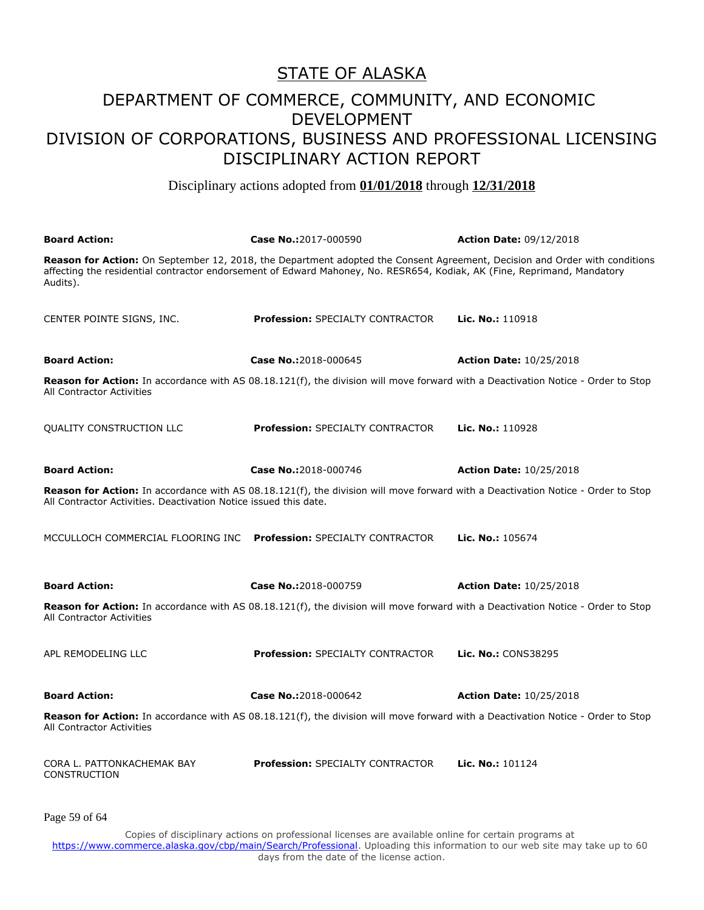# STATE OF ALASKA

## DEPARTMENT OF COMMERCE, COMMUNITY, AND ECONOMIC DEVELOPMENT
## DIVISION OF CORPORATIONS, BUSINESS AND PROFESSIONAL LICENSING
## DISCIPLINARY ACTION REPORT

Disciplinary actions adopted from **01/01/2018** through **12/31/2018**

**Board Action:** | **Case No.:** 2017-000590 | **Action Date:** 09/12/2018

**Reason for Action:** On September 12, 2018, the Department adopted the Consent Agreement, Decision and Order with conditions affecting the residential contractor endorsement of Edward Mahoney, No. RESR654, Kodiak, AK (Fine, Reprimand, Mandatory Audits).

CENTER POINTE SIGNS, INC. | **Profession:** SPECIALTY CONTRACTOR | **Lic. No.:** 110918

**Board Action:** | **Case No.:** 2018-000645 | **Action Date:** 10/25/2018

**Reason for Action:** In accordance with AS 08.18.121(f), the division will move forward with a Deactivation Notice - Order to Stop All Contractor Activities

QUALITY CONSTRUCTION LLC | **Profession:** SPECIALTY CONTRACTOR | **Lic. No.:** 110928

**Board Action:** | **Case No.:** 2018-000746 | **Action Date:** 10/25/2018

**Reason for Action:** In accordance with AS 08.18.121(f), the division will move forward with a Deactivation Notice - Order to Stop All Contractor Activities. Deactivation Notice issued this date.

MCCULLOCH COMMERCIAL FLOORING INC | **Profession:** SPECIALTY CONTRACTOR | **Lic. No.:** 105674

**Board Action:** | **Case No.:** 2018-000759 | **Action Date:** 10/25/2018

**Reason for Action:** In accordance with AS 08.18.121(f), the division will move forward with a Deactivation Notice - Order to Stop All Contractor Activities

APL REMODELING LLC | **Profession:** SPECIALTY CONTRACTOR | **Lic. No.:** CONS38295

**Board Action:** | **Case No.:** 2018-000642 | **Action Date:** 10/25/2018

**Reason for Action:** In accordance with AS 08.18.121(f), the division will move forward with a Deactivation Notice - Order to Stop All Contractor Activities

CORA L. PATTONKACHEMAK BAY CONSTRUCTION | **Profession:** SPECIALTY CONTRACTOR | **Lic. No.:** 101124

Copies of disciplinary actions on professional licenses are available online for certain programs at https://www.commerce.alaska.gov/cbp/main/Search/Professional. Uploading this information to our web site may take up to 60 days from the date of the license action.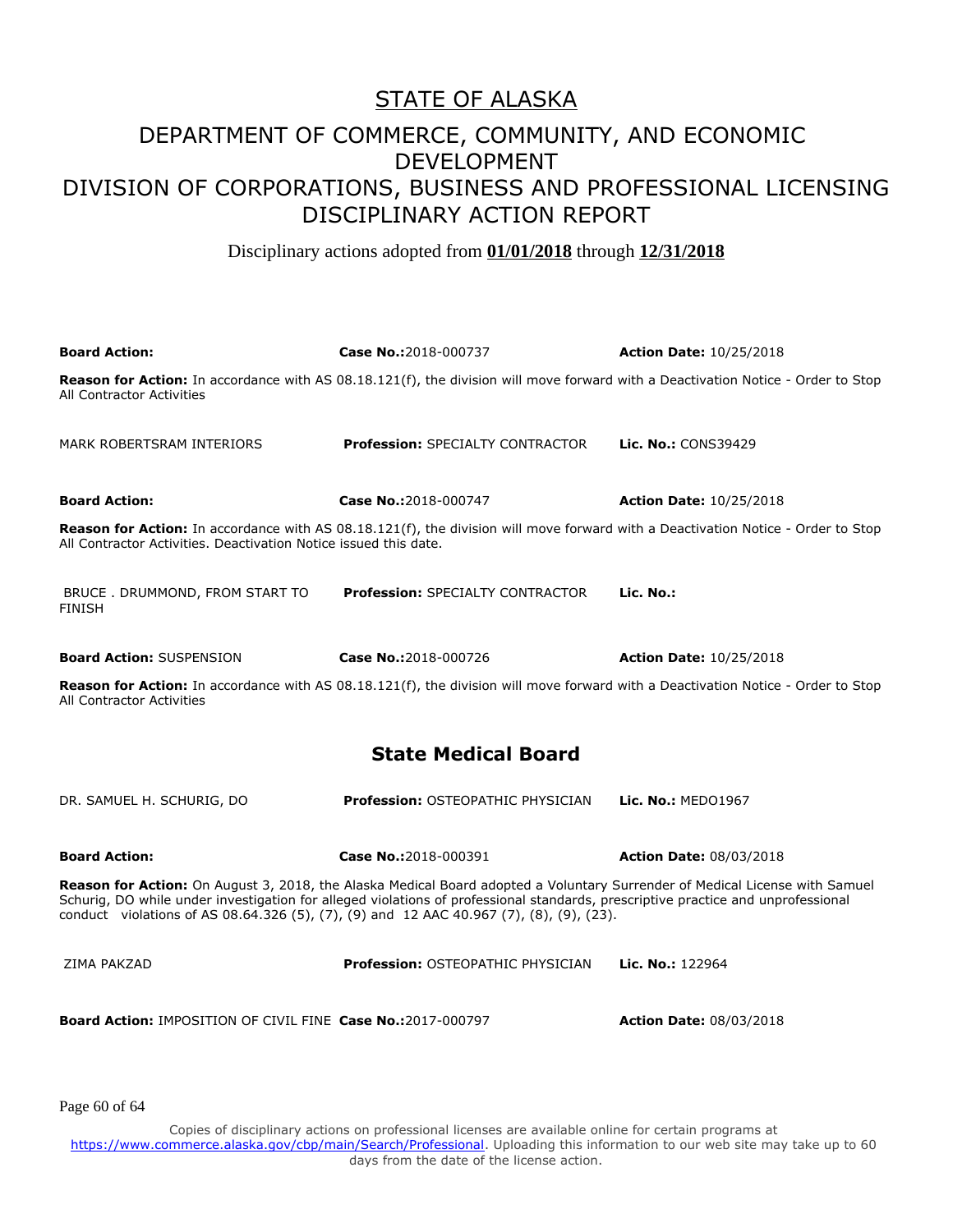# STATE OF ALASKA

## DEPARTMENT OF COMMERCE, COMMUNITY, AND ECONOMIC DEVELOPMENT
## DIVISION OF CORPORATIONS, BUSINESS AND PROFESSIONAL LICENSING
## DISCIPLINARY ACTION REPORT

Disciplinary actions adopted from **01/01/2018** through **12/31/2018**

**Board Action:** | **Case No.:**2018-000737 | **Action Date:** 10/25/2018

**Reason for Action:** In accordance with AS 08.18.121(f), the division will move forward with a Deactivation Notice - Order to Stop All Contractor Activities

MARK ROBERTSRAM INTERIORS | **Profession:** SPECIALTY CONTRACTOR | **Lic. No.:** CONS39429

**Board Action:** | **Case No.:**2018-000747 | **Action Date:** 10/25/2018

**Reason for Action:** In accordance with AS 08.18.121(f), the division will move forward with a Deactivation Notice - Order to Stop All Contractor Activities. Deactivation Notice issued this date.

BRUCE . DRUMMOND, FROM START TO FINISH | **Profession:** SPECIALTY CONTRACTOR | **Lic. No.:**

**Board Action:** SUSPENSION | **Case No.:**2018-000726 | **Action Date:** 10/25/2018

**Reason for Action:** In accordance with AS 08.18.121(f), the division will move forward with a Deactivation Notice - Order to Stop All Contractor Activities

## State Medical Board

DR. SAMUEL H. SCHURIG, DO | **Profession:** OSTEOPATHIC PHYSICIAN | **Lic. No.:** MEDO1967

**Board Action:** | **Case No.:**2018-000391 | **Action Date:** 08/03/2018

**Reason for Action:** On August 3, 2018, the Alaska Medical Board adopted a Voluntary Surrender of Medical License with Samuel Schurig, DO while under investigation for alleged violations of professional standards, prescriptive practice and unprofessional conduct violations of AS 08.64.326 (5), (7), (9) and 12 AAC 40.967 (7), (8), (9), (23).

ZIMA PAKZAD | **Profession:** OSTEOPATHIC PHYSICIAN | **Lic. No.:** 122964

**Board Action:** IMPOSITION OF CIVIL FINE | **Case No.:**2017-000797 | **Action Date:** 08/03/2018

Copies of disciplinary actions on professional licenses are available online for certain programs at https://www.commerce.alaska.gov/cbp/main/Search/Professional. Uploading this information to our web site may take up to 60 days from the date of the license action.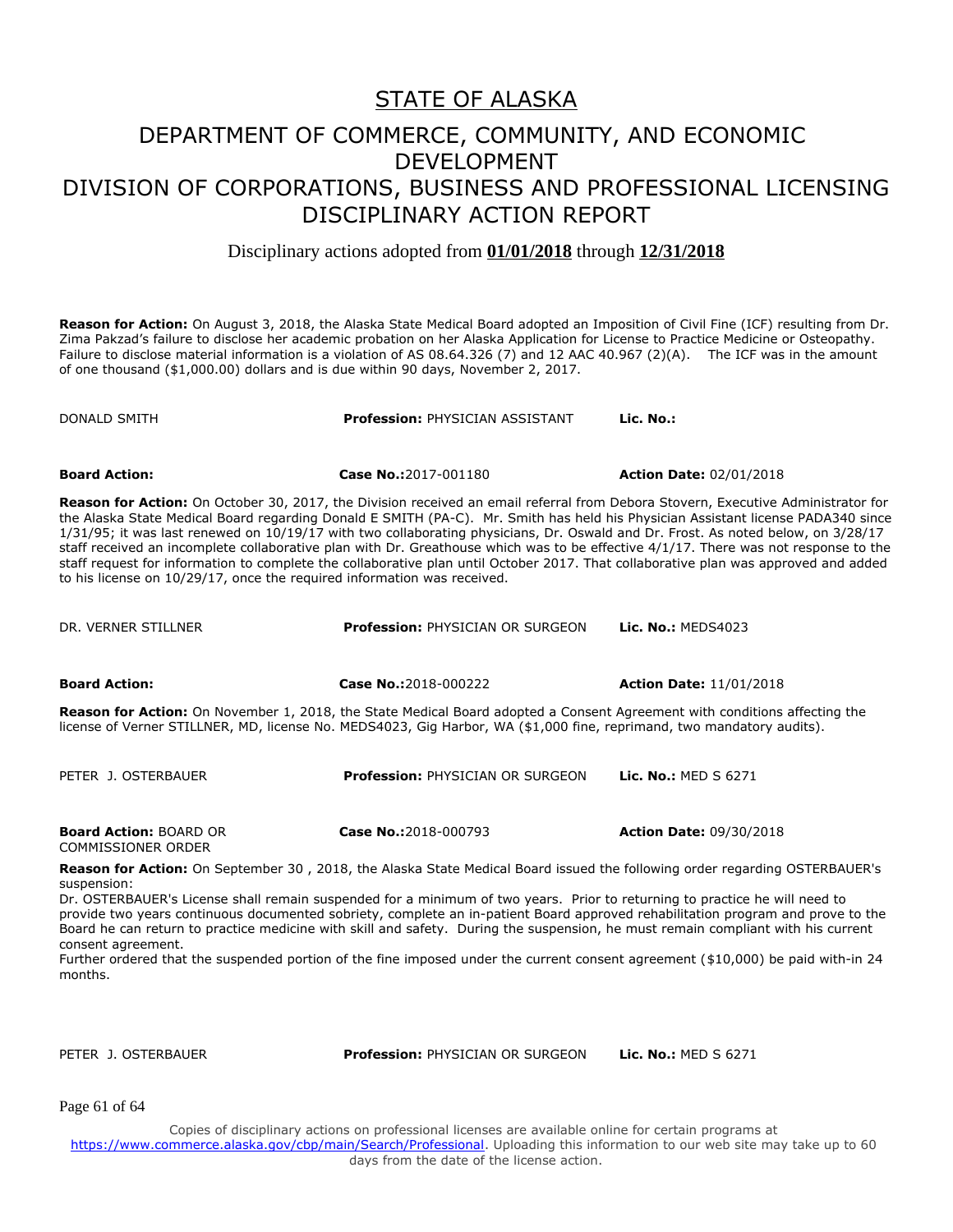# STATE OF ALASKA

## DEPARTMENT OF COMMERCE, COMMUNITY, AND ECONOMIC DEVELOPMENT
## DIVISION OF CORPORATIONS, BUSINESS AND PROFESSIONAL LICENSING
## DISCIPLINARY ACTION REPORT

Disciplinary actions adopted from **01/01/2018** through **12/31/2018**

**Reason for Action:** On August 3, 2018, the Alaska State Medical Board adopted an Imposition of Civil Fine (ICF) resulting from Dr. Zima Pakzad's failure to disclose her academic probation on her Alaska Application for License to Practice Medicine or Osteopathy. Failure to disclose material information is a violation of AS 08.64.326 (7) and 12 AAC 40.967 (2)(A). The ICF was in the amount of one thousand ($1,000.00) dollars and is due within 90 days, November 2, 2017.

DONALD SMITH | **Profession:** PHYSICIAN ASSISTANT | **Lic. No.:**

**Board Action:** | **Case No.:**2017-001180 | **Action Date:** 02/01/2018

**Reason for Action:** On October 30, 2017, the Division received an email referral from Debora Stovern, Executive Administrator for the Alaska State Medical Board regarding Donald E SMITH (PA-C). Mr. Smith has held his Physician Assistant license PADA340 since 1/31/95; it was last renewed on 10/19/17 with two collaborating physicians, Dr. Oswald and Dr. Frost. As noted below, on 3/28/17 staff received an incomplete collaborative plan with Dr. Greathouse which was to be effective 4/1/17. There was not response to the staff request for information to complete the collaborative plan until October 2017. That collaborative plan was approved and added to his license on 10/29/17, once the required information was received.

DR. VERNER STILLNER | **Profession:** PHYSICIAN OR SURGEON | **Lic. No.:** MEDS4023

**Board Action:** | **Case No.:**2018-000222 | **Action Date:** 11/01/2018

**Reason for Action:** On November 1, 2018, the State Medical Board adopted a Consent Agreement with conditions affecting the license of Verner STILLNER, MD, license No. MEDS4023, Gig Harbor, WA ($1,000 fine, reprimand, two mandatory audits).

PETER J. OSTERBAUER | **Profession:** PHYSICIAN OR SURGEON | **Lic. No.:** MED S 6271

**Board Action:** BOARD OR COMMISSIONER ORDER | **Case No.:**2018-000793 | **Action Date:** 09/30/2018

**Reason for Action:** On September 30 , 2018, the Alaska State Medical Board issued the following order regarding OSTERBAUER's suspension:
Dr. OSTERBAUER's License shall remain suspended for a minimum of two years. Prior to returning to practice he will need to provide two years continuous documented sobriety, complete an in-patient Board approved rehabilitation program and prove to the Board he can return to practice medicine with skill and safety. During the suspension, he must remain compliant with his current consent agreement.
Further ordered that the suspended portion of the fine imposed under the current consent agreement ($10,000) be paid with-in 24 months.

PETER J. OSTERBAUER | **Profession:** PHYSICIAN OR SURGEON | **Lic. No.:** MED S 6271

Copies of disciplinary actions on professional licenses are available online for certain programs at https://www.commerce.alaska.gov/cbp/main/Search/Professional. Uploading this information to our web site may take up to 60 days from the date of the license action.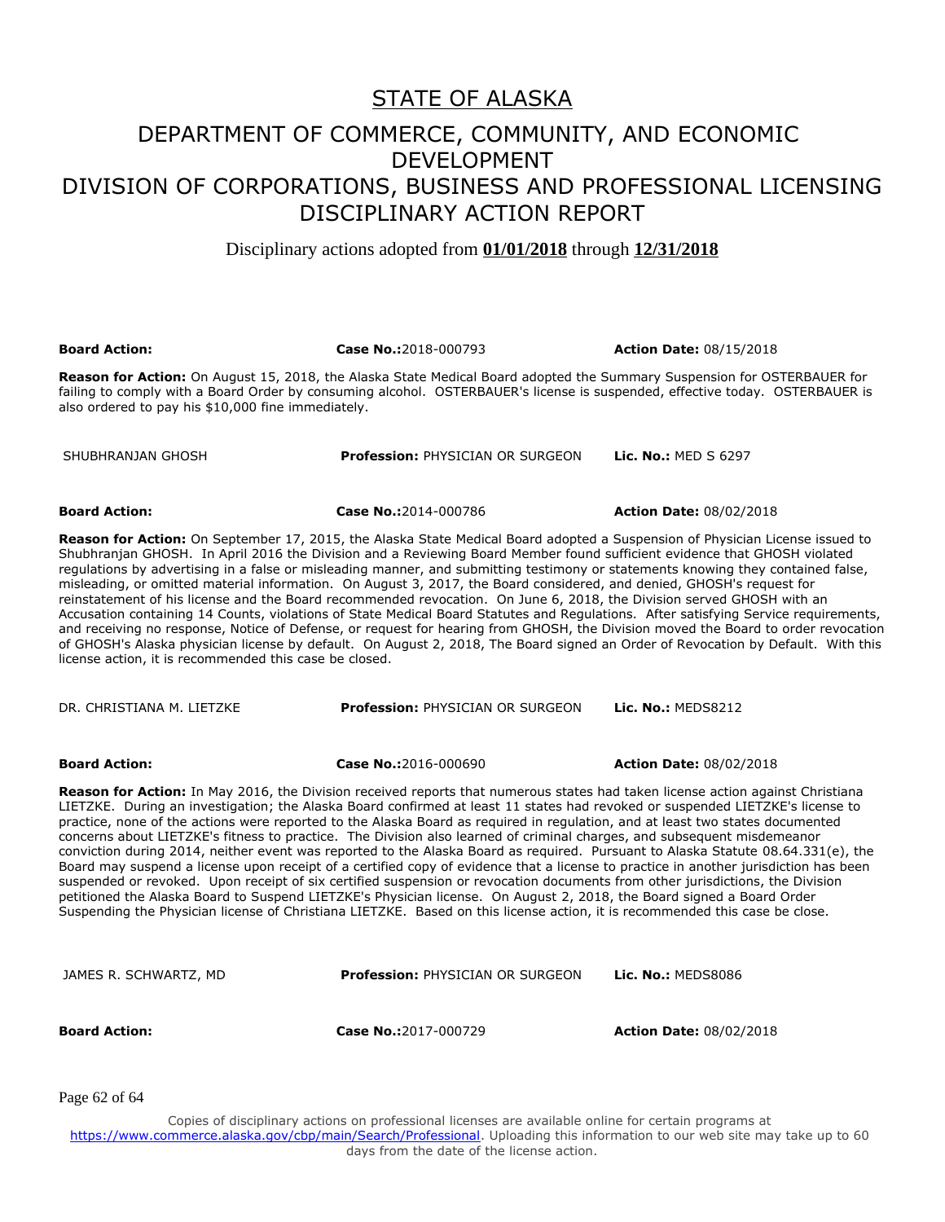# STATE OF ALASKA

## DEPARTMENT OF COMMERCE, COMMUNITY, AND ECONOMIC DEVELOPMENT

## DIVISION OF CORPORATIONS, BUSINESS AND PROFESSIONAL LICENSING DISCIPLINARY ACTION REPORT

Disciplinary actions adopted from **01/01/2018** through **12/31/2018**

**Board Action:** | **Case No.:**2018-000793 | **Action Date:** 08/15/2018

**Reason for Action:** On August 15, 2018, the Alaska State Medical Board adopted the Summary Suspension for OSTERBAUER for failing to comply with a Board Order by consuming alcohol. OSTERBAUER's license is suspended, effective today. OSTERBAUER is also ordered to pay his $10,000 fine immediately.

SHUBHRANJAN GHOSH | **Profession:** PHYSICIAN OR SURGEON | **Lic. No.:** MED S 6297

**Board Action:** | **Case No.:**2014-000786 | **Action Date:** 08/02/2018

**Reason for Action:** On September 17, 2015, the Alaska State Medical Board adopted a Suspension of Physician License issued to Shubhranjan GHOSH. In April 2016 the Division and a Reviewing Board Member found sufficient evidence that GHOSH violated regulations by advertising in a false or misleading manner, and submitting testimony or statements knowing they contained false, misleading, or omitted material information. On August 3, 2017, the Board considered, and denied, GHOSH's request for reinstatement of his license and the Board recommended revocation. On June 6, 2018, the Division served GHOSH with an Accusation containing 14 Counts, violations of State Medical Board Statutes and Regulations. After satisfying Service requirements, and receiving no response, Notice of Defense, or request for hearing from GHOSH, the Division moved the Board to order revocation of GHOSH's Alaska physician license by default. On August 2, 2018, The Board signed an Order of Revocation by Default. With this license action, it is recommended this case be closed.

DR. CHRISTIANA M. LIETZKE | **Profession:** PHYSICIAN OR SURGEON | **Lic. No.:** MEDS8212

**Board Action:** | **Case No.:**2016-000690 | **Action Date:** 08/02/2018

**Reason for Action:** In May 2016, the Division received reports that numerous states had taken license action against Christiana LIETZKE. During an investigation; the Alaska Board confirmed at least 11 states had revoked or suspended LIETZKE's license to practice, none of the actions were reported to the Alaska Board as required in regulation, and at least two states documented concerns about LIETZKE's fitness to practice. The Division also learned of criminal charges, and subsequent misdemeanor conviction during 2014, neither event was reported to the Alaska Board as required. Pursuant to Alaska Statute 08.64.331(e), the Board may suspend a license upon receipt of a certified copy of evidence that a license to practice in another jurisdiction has been suspended or revoked. Upon receipt of six certified suspension or revocation documents from other jurisdictions, the Division petitioned the Alaska Board to Suspend LIETZKE's Physician license. On August 2, 2018, the Board signed a Board Order Suspending the Physician license of Christiana LIETZKE. Based on this license action, it is recommended this case be close.

JAMES R. SCHWARTZ, MD | **Profession:** PHYSICIAN OR SURGEON | **Lic. No.:** MEDS8086

**Board Action:** | **Case No.:**2017-000729 | **Action Date:** 08/02/2018

Copies of disciplinary actions on professional licenses are available online for certain programs at https://www.commerce.alaska.gov/cbp/main/Search/Professional. Uploading this information to our web site may take up to 60 days from the date of the license action.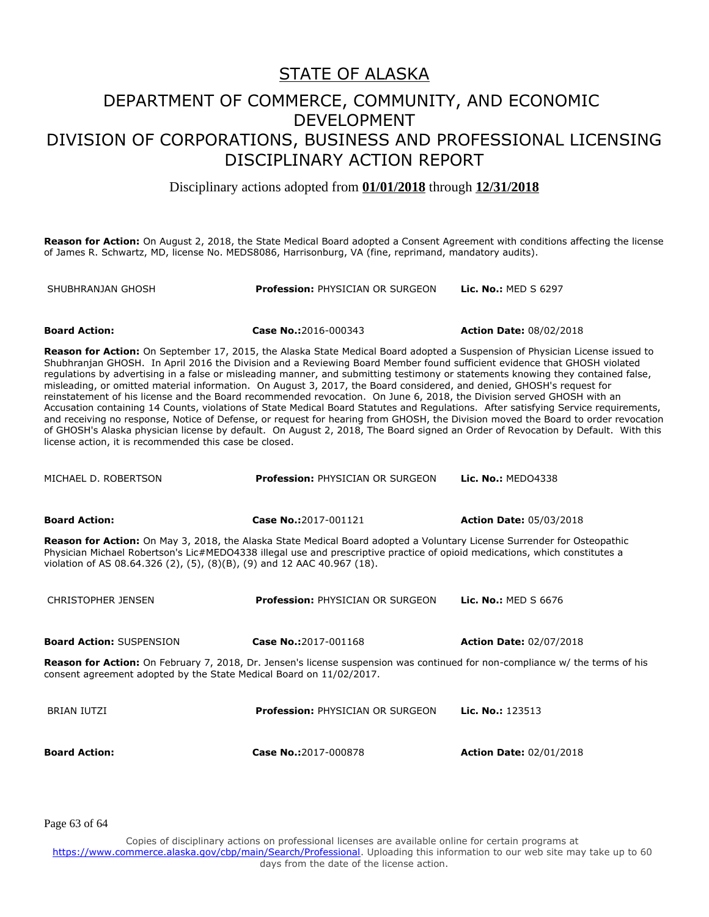# STATE OF ALASKA

## DEPARTMENT OF COMMERCE, COMMUNITY, AND ECONOMIC DEVELOPMENT
## DIVISION OF CORPORATIONS, BUSINESS AND PROFESSIONAL LICENSING
## DISCIPLINARY ACTION REPORT

Disciplinary actions adopted from **01/01/2018** through **12/31/2018**

**Reason for Action:** On August 2, 2018, the State Medical Board adopted a Consent Agreement with conditions affecting the license of James R. Schwartz, MD, license No. MEDS8086, Harrisonburg, VA (fine, reprimand, mandatory audits).

| SHUBHRANJAN GHOSH | **Profession:** PHYSICIAN OR SURGEON | **Lic. No.:** MED S 6297 |
|---|---|---|
| **Board Action:** | **Case No.:**2016-000343 | **Action Date:** 08/02/2018 |

**Reason for Action:** On September 17, 2015, the Alaska State Medical Board adopted a Suspension of Physician License issued to Shubhranjan GHOSH. In April 2016 the Division and a Reviewing Board Member found sufficient evidence that GHOSH violated regulations by advertising in a false or misleading manner, and submitting testimony or statements knowing they contained false, misleading, or omitted material information. On August 3, 2017, the Board considered, and denied, GHOSH's request for reinstatement of his license and the Board recommended revocation. On June 6, 2018, the Division served GHOSH with an Accusation containing 14 Counts, violations of State Medical Board Statutes and Regulations. After satisfying Service requirements, and receiving no response, Notice of Defense, or request for hearing from GHOSH, the Division moved the Board to order revocation of GHOSH's Alaska physician license by default. On August 2, 2018, The Board signed an Order of Revocation by Default. With this license action, it is recommended this case be closed.

| MICHAEL D. ROBERTSON | **Profession:** PHYSICIAN OR SURGEON | **Lic. No.:** MEDO4338 |
|---|---|---|
| **Board Action:** | **Case No.:**2017-001121 | **Action Date:** 05/03/2018 |

**Reason for Action:** On May 3, 2018, the Alaska State Medical Board adopted a Voluntary License Surrender for Osteopathic Physician Michael Robertson's Lic#MEDO4338 illegal use and prescriptive practice of opioid medications, which constitutes a violation of AS 08.64.326 (2), (5), (8)(B), (9) and 12 AAC 40.967 (18).

| CHRISTOPHER JENSEN | **Profession:** PHYSICIAN OR SURGEON | **Lic. No.:** MED S 6676 |
|---|---|---|
| **Board Action:** SUSPENSION | **Case No.:**2017-001168 | **Action Date:** 02/07/2018 |

**Reason for Action:** On February 7, 2018, Dr. Jensen's license suspension was continued for non-compliance w/ the terms of his consent agreement adopted by the State Medical Board on 11/02/2017.

| BRIAN IUTZI | **Profession:** PHYSICIAN OR SURGEON | **Lic. No.:** 123513 |
|---|---|---|
| **Board Action:** | **Case No.:**2017-000878 | **Action Date:** 02/01/2018 |

Copies of disciplinary actions on professional licenses are available online for certain programs at https://www.commerce.alaska.gov/cbp/main/Search/Professional. Uploading this information to our web site may take up to 60 days from the date of the license action.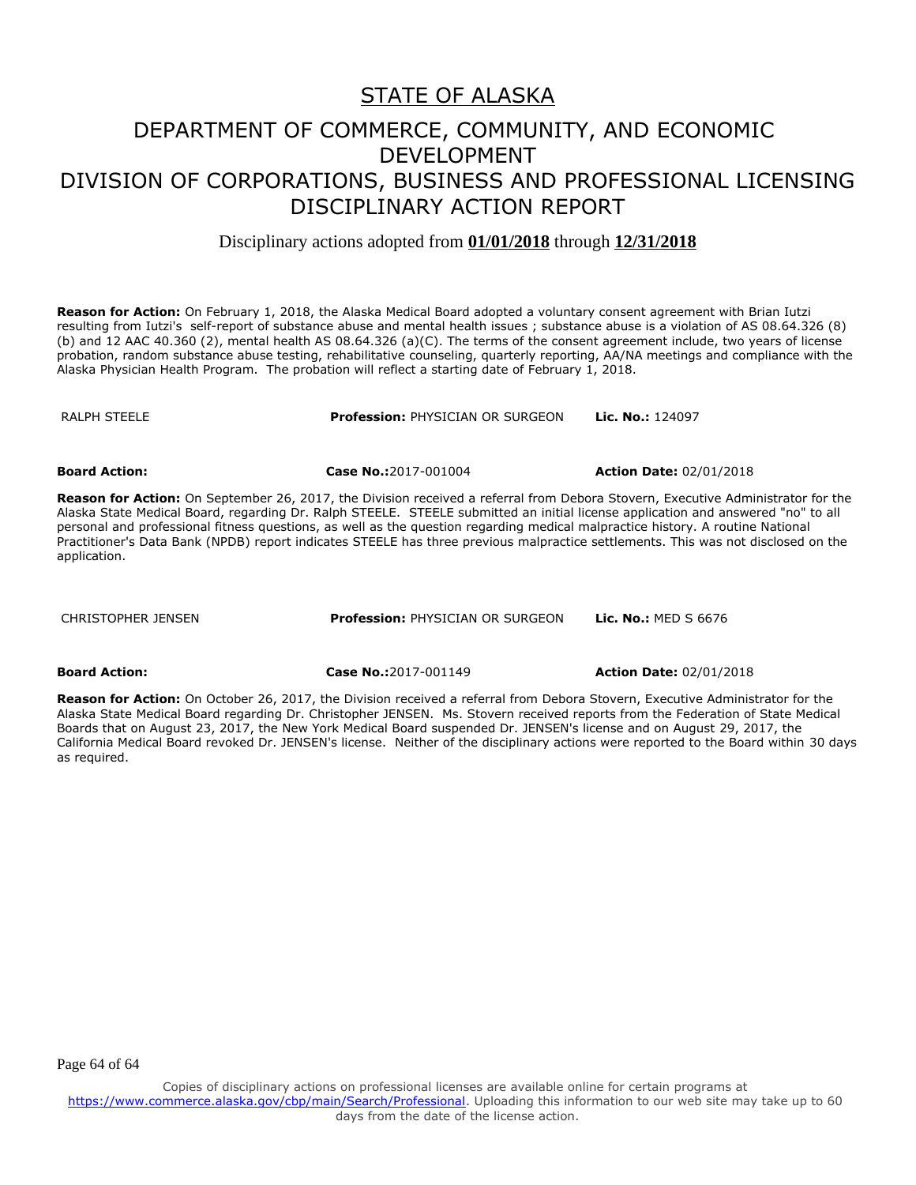# STATE OF ALASKA

## DEPARTMENT OF COMMERCE, COMMUNITY, AND ECONOMIC DEVELOPMENT

## DIVISION OF CORPORATIONS, BUSINESS AND PROFESSIONAL LICENSING

## DISCIPLINARY ACTION REPORT

Disciplinary actions adopted from **01/01/2018** through **12/31/2018**

**Reason for Action:** On February 1, 2018, the Alaska Medical Board adopted a voluntary consent agreement with Brian Iutzi resulting from Iutzi's self-report of substance abuse and mental health issues ; substance abuse is a violation of AS 08.64.326 (8) (b) and 12 AAC 40.360 (2), mental health AS 08.64.326 (a)(C). The terms of the consent agreement include, two years of license probation, random substance abuse testing, rehabilitative counseling, quarterly reporting, AA/NA meetings and compliance with the Alaska Physician Health Program. The probation will reflect a starting date of February 1, 2018.

| | | |
|---|---|---|
| RALPH STEELE | **Profession:** PHYSICIAN OR SURGEON | **Lic. No.:** 124097 |
| **Board Action:** | **Case No.:**2017-001004 | **Action Date:** 02/01/2018 |

**Reason for Action:** On September 26, 2017, the Division received a referral from Debora Stovern, Executive Administrator for the Alaska State Medical Board, regarding Dr. Ralph STEELE. STEELE submitted an initial license application and answered "no" to all personal and professional fitness questions, as well as the question regarding medical malpractice history. A routine National Practitioner's Data Bank (NPDB) report indicates STEELE has three previous malpractice settlements. This was not disclosed on the application.

| | | |
|---|---|---|
| CHRISTOPHER JENSEN | **Profession:** PHYSICIAN OR SURGEON | **Lic. No.:** MED S 6676 |
| **Board Action:** | **Case No.:**2017-001149 | **Action Date:** 02/01/2018 |

**Reason for Action:** On October 26, 2017, the Division received a referral from Debora Stovern, Executive Administrator for the Alaska State Medical Board regarding Dr. Christopher JENSEN. Ms. Stovern received reports from the Federation of State Medical Boards that on August 23, 2017, the New York Medical Board suspended Dr. JENSEN's license and on August 29, 2017, the California Medical Board revoked Dr. JENSEN's license. Neither of the disciplinary actions were reported to the Board within 30 days as required.

Copies of disciplinary actions on professional licenses are available online for certain programs at https://www.commerce.alaska.gov/cbp/main/Search/Professional. Uploading this information to our web site may take up to 60 days from the date of the license action.